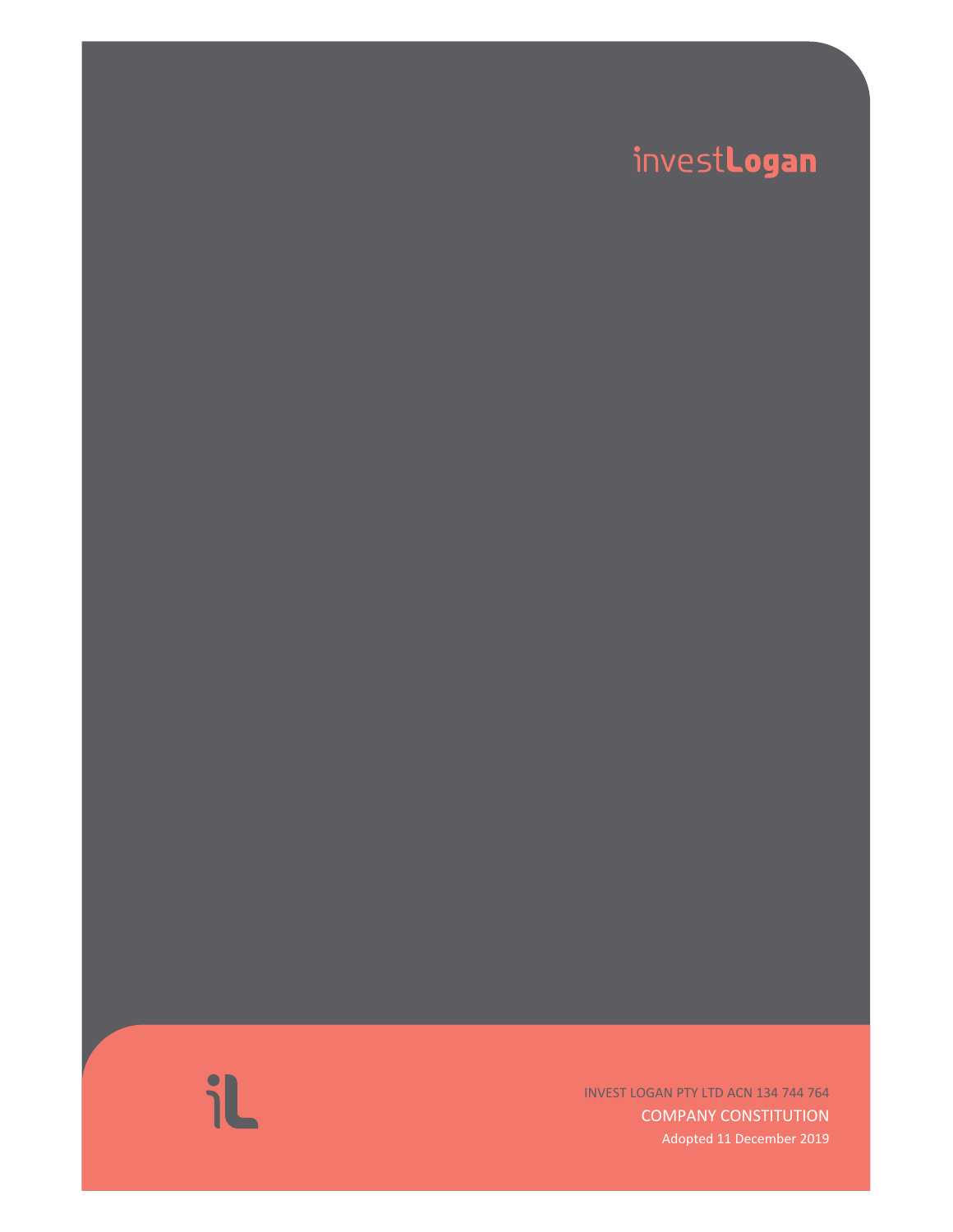investLogan

iL

INVEST LOGAN PTY LTD ACN 134 744 764

# COMPANY CONSTITUTION

Adopted 11 December 2019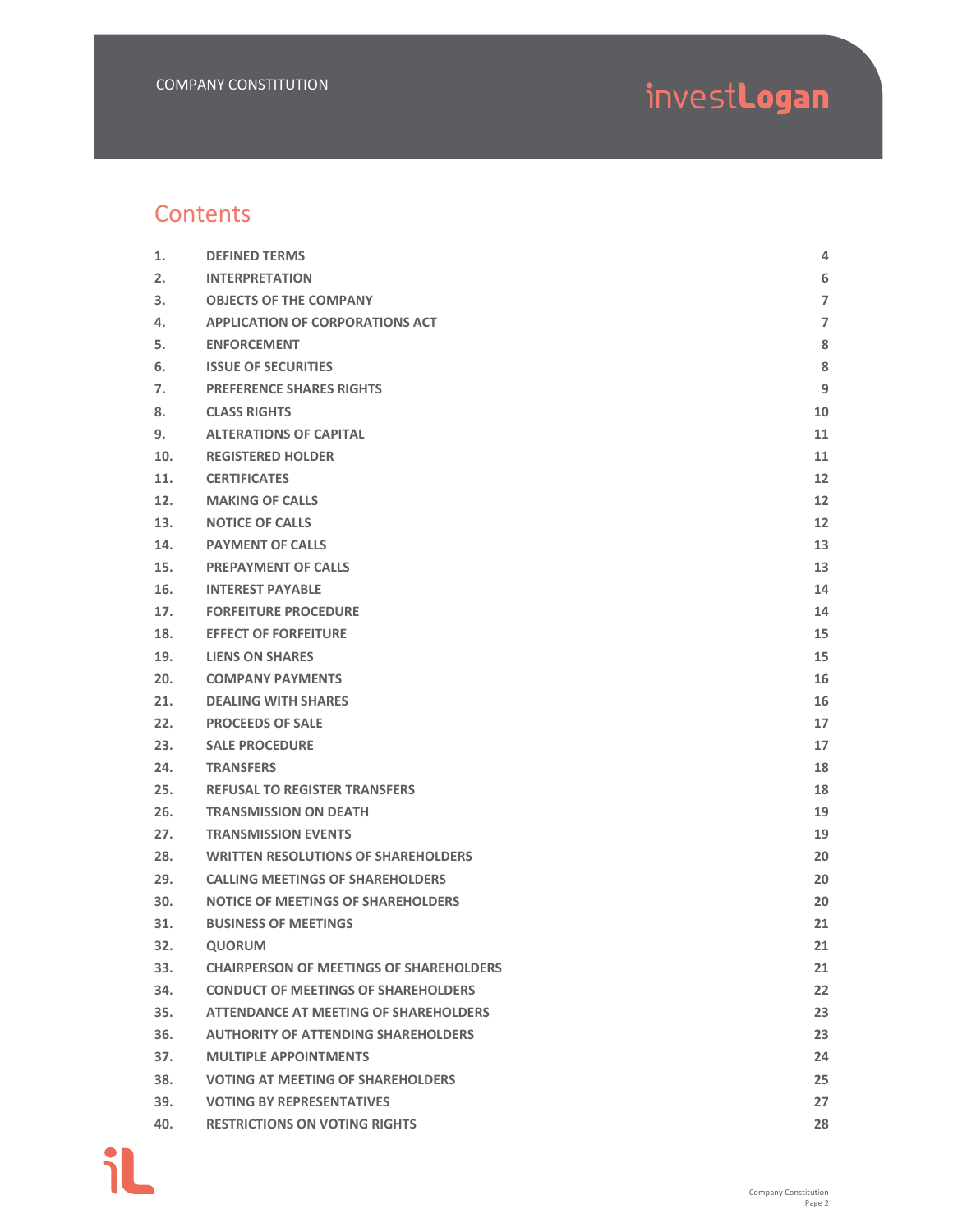## Contents

| | | |
|---|---|---|
| 1. | DEFINED TERMS | 4 |
| 2. | INTERPRETATION | 6 |
| 3. | OBJECTS OF THE COMPANY | 7 |
| 4. | APPLICATION OF CORPORATIONS ACT | 7 |
| 5. | ENFORCEMENT | 8 |
| 6. | ISSUE OF SECURITIES | 8 |
| 7. | PREFERENCE SHARES RIGHTS | 9 |
| 8. | CLASS RIGHTS | 10 |
| 9. | ALTERATIONS OF CAPITAL | 11 |
| 10. | REGISTERED HOLDER | 11 |
| 11. | CERTIFICATES | 12 |
| 12. | MAKING OF CALLS | 12 |
| 13. | NOTICE OF CALLS | 12 |
| 14. | PAYMENT OF CALLS | 13 |
| 15. | PREPAYMENT OF CALLS | 13 |
| 16. | INTEREST PAYABLE | 14 |
| 17. | FORFEITURE PROCEDURE | 14 |
| 18. | EFFECT OF FORFEITURE | 15 |
| 19. | LIENS ON SHARES | 15 |
| 20. | COMPANY PAYMENTS | 16 |
| 21. | DEALING WITH SHARES | 16 |
| 22. | PROCEEDS OF SALE | 17 |
| 23. | SALE PROCEDURE | 17 |
| 24. | TRANSFERS | 18 |
| 25. | REFUSAL TO REGISTER TRANSFERS | 18 |
| 26. | TRANSMISSION ON DEATH | 19 |
| 27. | TRANSMISSION EVENTS | 19 |
| 28. | WRITTEN RESOLUTIONS OF SHAREHOLDERS | 20 |
| 29. | CALLING MEETINGS OF SHAREHOLDERS | 20 |
| 30. | NOTICE OF MEETINGS OF SHAREHOLDERS | 20 |
| 31. | BUSINESS OF MEETINGS | 21 |
| 32. | QUORUM | 21 |
| 33. | CHAIRPERSON OF MEETINGS OF SHAREHOLDERS | 21 |
| 34. | CONDUCT OF MEETINGS OF SHAREHOLDERS | 22 |
| 35. | ATTENDANCE AT MEETING OF SHAREHOLDERS | 23 |
| 36. | AUTHORITY OF ATTENDING SHAREHOLDERS | 23 |
| 37. | MULTIPLE APPOINTMENTS | 24 |
| 38. | VOTING AT MEETING OF SHAREHOLDERS | 25 |
| 39. | VOTING BY REPRESENTATIVES | 27 |
| 40. | RESTRICTIONS ON VOTING RIGHTS | 28 |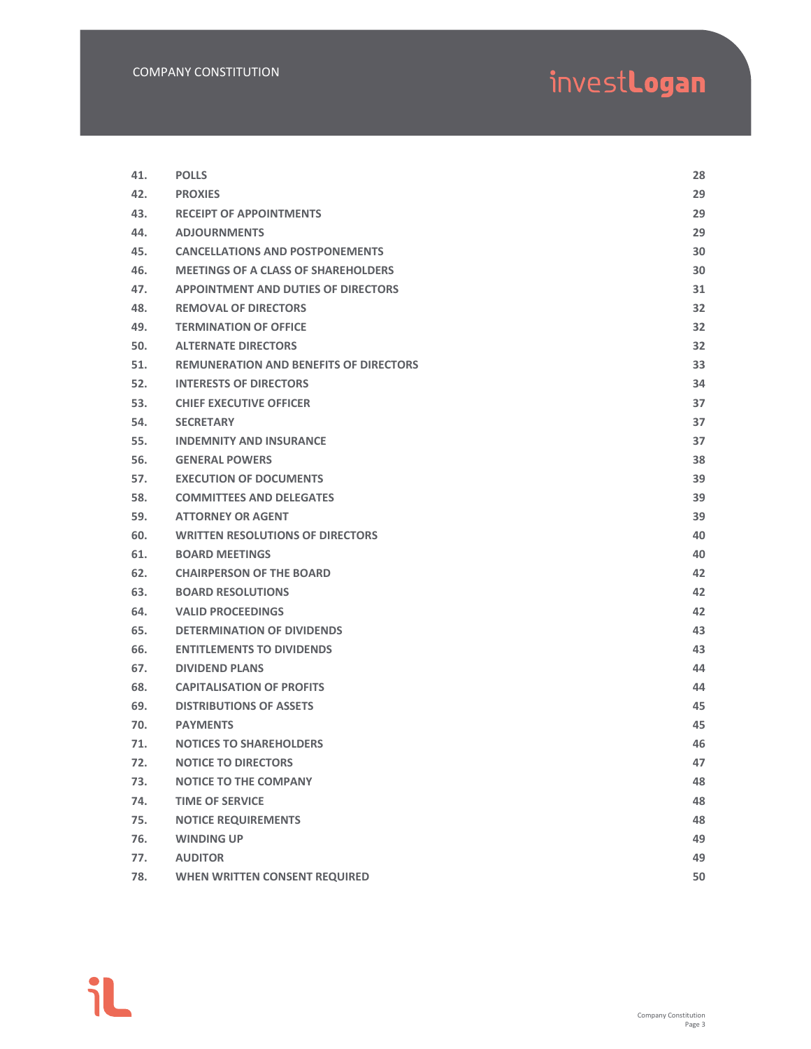| | | |
|---|---|---|
| **41.** | **POLLS** | **28** |
| **42.** | **PROXIES** | **29** |
| **43.** | **RECEIPT OF APPOINTMENTS** | **29** |
| **44.** | **ADJOURNMENTS** | **29** |
| **45.** | **CANCELLATIONS AND POSTPONEMENTS** | **30** |
| **46.** | **MEETINGS OF A CLASS OF SHAREHOLDERS** | **30** |
| **47.** | **APPOINTMENT AND DUTIES OF DIRECTORS** | **31** |
| **48.** | **REMOVAL OF DIRECTORS** | **32** |
| **49.** | **TERMINATION OF OFFICE** | **32** |
| **50.** | **ALTERNATE DIRECTORS** | **32** |
| **51.** | **REMUNERATION AND BENEFITS OF DIRECTORS** | **33** |
| **52.** | **INTERESTS OF DIRECTORS** | **34** |
| **53.** | **CHIEF EXECUTIVE OFFICER** | **37** |
| **54.** | **SECRETARY** | **37** |
| **55.** | **INDEMNITY AND INSURANCE** | **37** |
| **56.** | **GENERAL POWERS** | **38** |
| **57.** | **EXECUTION OF DOCUMENTS** | **39** |
| **58.** | **COMMITTEES AND DELEGATES** | **39** |
| **59.** | **ATTORNEY OR AGENT** | **39** |
| **60.** | **WRITTEN RESOLUTIONS OF DIRECTORS** | **40** |
| **61.** | **BOARD MEETINGS** | **40** |
| **62.** | **CHAIRPERSON OF THE BOARD** | **42** |
| **63.** | **BOARD RESOLUTIONS** | **42** |
| **64.** | **VALID PROCEEDINGS** | **42** |
| **65.** | **DETERMINATION OF DIVIDENDS** | **43** |
| **66.** | **ENTITLEMENTS TO DIVIDENDS** | **43** |
| **67.** | **DIVIDEND PLANS** | **44** |
| **68.** | **CAPITALISATION OF PROFITS** | **44** |
| **69.** | **DISTRIBUTIONS OF ASSETS** | **45** |
| **70.** | **PAYMENTS** | **45** |
| **71.** | **NOTICES TO SHAREHOLDERS** | **46** |
| **72.** | **NOTICE TO DIRECTORS** | **47** |
| **73.** | **NOTICE TO THE COMPANY** | **48** |
| **74.** | **TIME OF SERVICE** | **48** |
| **75.** | **NOTICE REQUIREMENTS** | **48** |
| **76.** | **WINDING UP** | **49** |
| **77.** | **AUDITOR** | **49** |
| **78.** | **WHEN WRITTEN CONSENT REQUIRED** | **50** |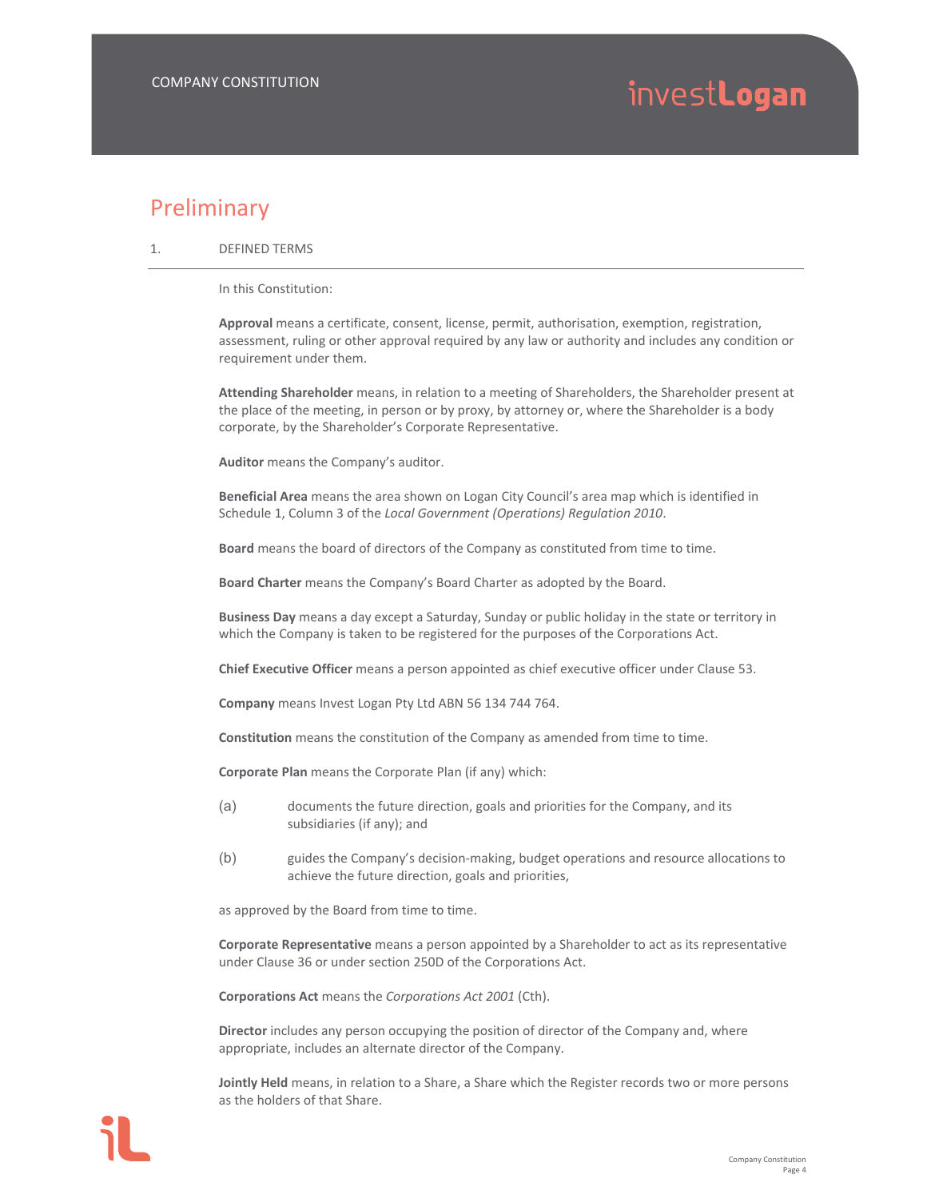# Preliminary

## 1. DEFINED TERMS

In this Constitution:

**Approval** means a certificate, consent, license, permit, authorisation, exemption, registration, assessment, ruling or other approval required by any law or authority and includes any condition or requirement under them.

**Attending Shareholder** means, in relation to a meeting of Shareholders, the Shareholder present at the place of the meeting, in person or by proxy, by attorney or, where the Shareholder is a body corporate, by the Shareholder's Corporate Representative.

**Auditor** means the Company's auditor.

**Beneficial Area** means the area shown on Logan City Council's area map which is identified in Schedule 1, Column 3 of the *Local Government (Operations) Regulation 2010*.

**Board** means the board of directors of the Company as constituted from time to time.

**Board Charter** means the Company's Board Charter as adopted by the Board.

**Business Day** means a day except a Saturday, Sunday or public holiday in the state or territory in which the Company is taken to be registered for the purposes of the Corporations Act.

**Chief Executive Officer** means a person appointed as chief executive officer under Clause 53.

**Company** means Invest Logan Pty Ltd ABN 56 134 744 764.

**Constitution** means the constitution of the Company as amended from time to time.

**Corporate Plan** means the Corporate Plan (if any) which:

(a) documents the future direction, goals and priorities for the Company, and its subsidiaries (if any); and

(b) guides the Company's decision-making, budget operations and resource allocations to achieve the future direction, goals and priorities,

as approved by the Board from time to time.

**Corporate Representative** means a person appointed by a Shareholder to act as its representative under Clause 36 or under section 250D of the Corporations Act.

**Corporations Act** means the *Corporations Act 2001* (Cth).

**Director** includes any person occupying the position of director of the Company and, where appropriate, includes an alternate director of the Company.

**Jointly Held** means, in relation to a Share, a Share which the Register records two or more persons as the holders of that Share.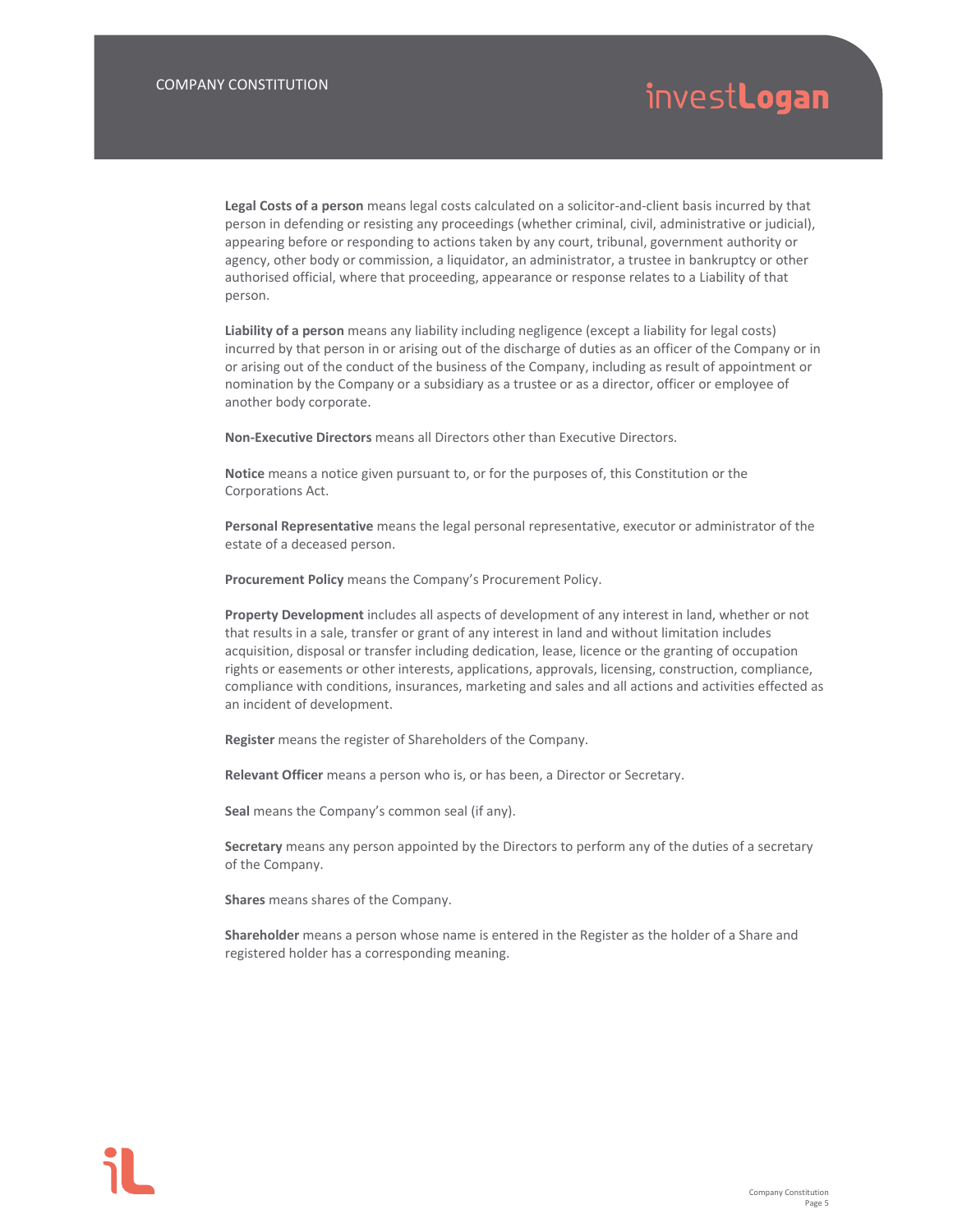**Legal Costs of a person** means legal costs calculated on a solicitor-and-client basis incurred by that person in defending or resisting any proceedings (whether criminal, civil, administrative or judicial), appearing before or responding to actions taken by any court, tribunal, government authority or agency, other body or commission, a liquidator, an administrator, a trustee in bankruptcy or other authorised official, where that proceeding, appearance or response relates to a Liability of that person.

**Liability of a person** means any liability including negligence (except a liability for legal costs) incurred by that person in or arising out of the discharge of duties as an officer of the Company or in or arising out of the conduct of the business of the Company, including as result of appointment or nomination by the Company or a subsidiary as a trustee or as a director, officer or employee of another body corporate.

**Non-Executive Directors** means all Directors other than Executive Directors.

**Notice** means a notice given pursuant to, or for the purposes of, this Constitution or the Corporations Act.

**Personal Representative** means the legal personal representative, executor or administrator of the estate of a deceased person.

**Procurement Policy** means the Company's Procurement Policy.

**Property Development** includes all aspects of development of any interest in land, whether or not that results in a sale, transfer or grant of any interest in land and without limitation includes acquisition, disposal or transfer including dedication, lease, licence or the granting of occupation rights or easements or other interests, applications, approvals, licensing, construction, compliance, compliance with conditions, insurances, marketing and sales and all actions and activities effected as an incident of development.

**Register** means the register of Shareholders of the Company.

**Relevant Officer** means a person who is, or has been, a Director or Secretary.

**Seal** means the Company's common seal (if any).

**Secretary** means any person appointed by the Directors to perform any of the duties of a secretary of the Company.

**Shares** means shares of the Company.

**Shareholder** means a person whose name is entered in the Register as the holder of a Share and registered holder has a corresponding meaning.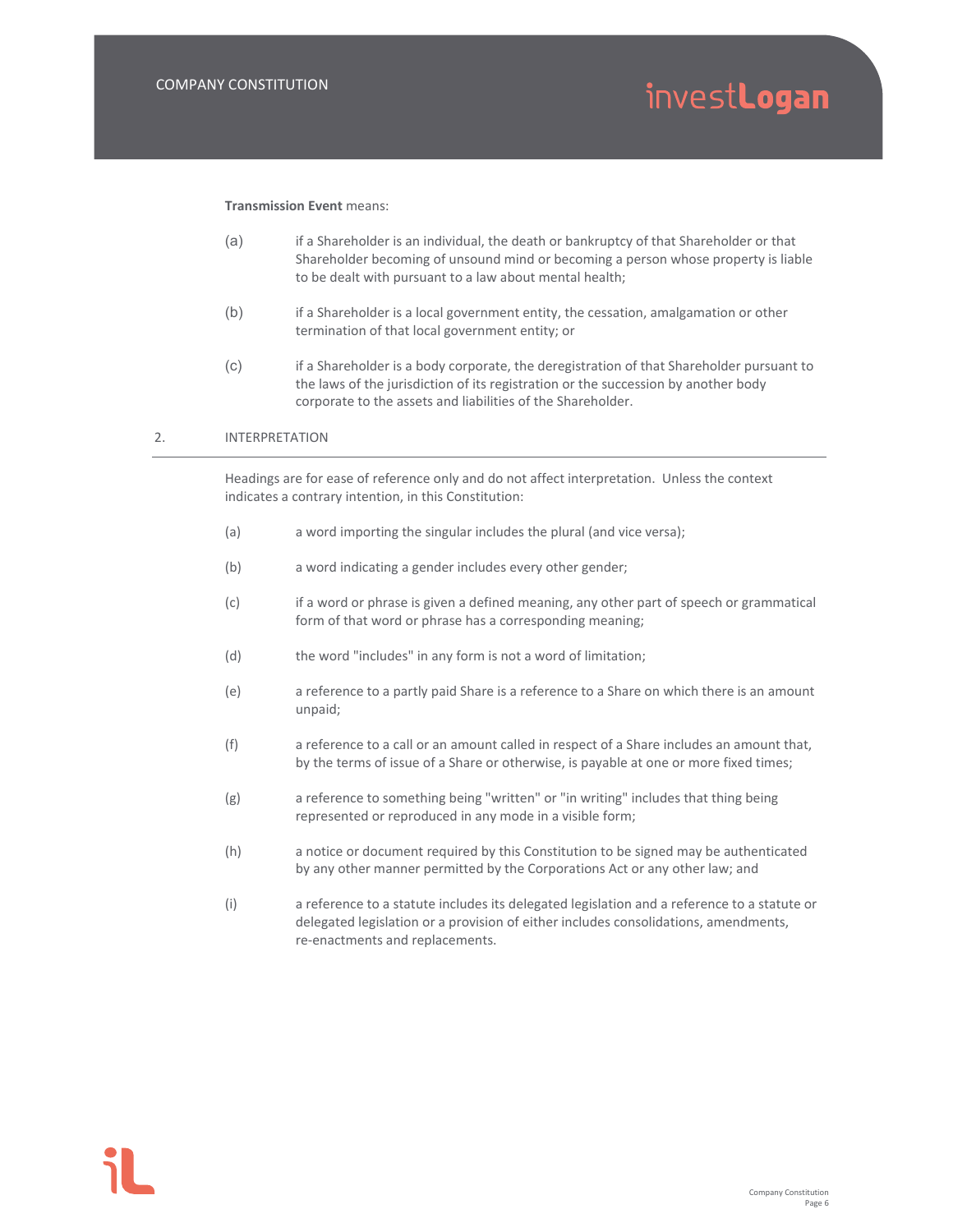**Transmission Event** means:

(a) if a Shareholder is an individual, the death or bankruptcy of that Shareholder or that Shareholder becoming of unsound mind or becoming a person whose property is liable to be dealt with pursuant to a law about mental health;

(b) if a Shareholder is a local government entity, the cessation, amalgamation or other termination of that local government entity; or

(c) if a Shareholder is a body corporate, the deregistration of that Shareholder pursuant to the laws of the jurisdiction of its registration or the succession by another body corporate to the assets and liabilities of the Shareholder.

## 2. INTERPRETATION

Headings are for ease of reference only and do not affect interpretation. Unless the context indicates a contrary intention, in this Constitution:

(a) a word importing the singular includes the plural (and vice versa);

(b) a word indicating a gender includes every other gender;

(c) if a word or phrase is given a defined meaning, any other part of speech or grammatical form of that word or phrase has a corresponding meaning;

(d) the word "includes" in any form is not a word of limitation;

(e) a reference to a partly paid Share is a reference to a Share on which there is an amount unpaid;

(f) a reference to a call or an amount called in respect of a Share includes an amount that, by the terms of issue of a Share or otherwise, is payable at one or more fixed times;

(g) a reference to something being "written" or "in writing" includes that thing being represented or reproduced in any mode in a visible form;

(h) a notice or document required by this Constitution to be signed may be authenticated by any other manner permitted by the Corporations Act or any other law; and

(i) a reference to a statute includes its delegated legislation and a reference to a statute or delegated legislation or a provision of either includes consolidations, amendments, re-enactments and replacements.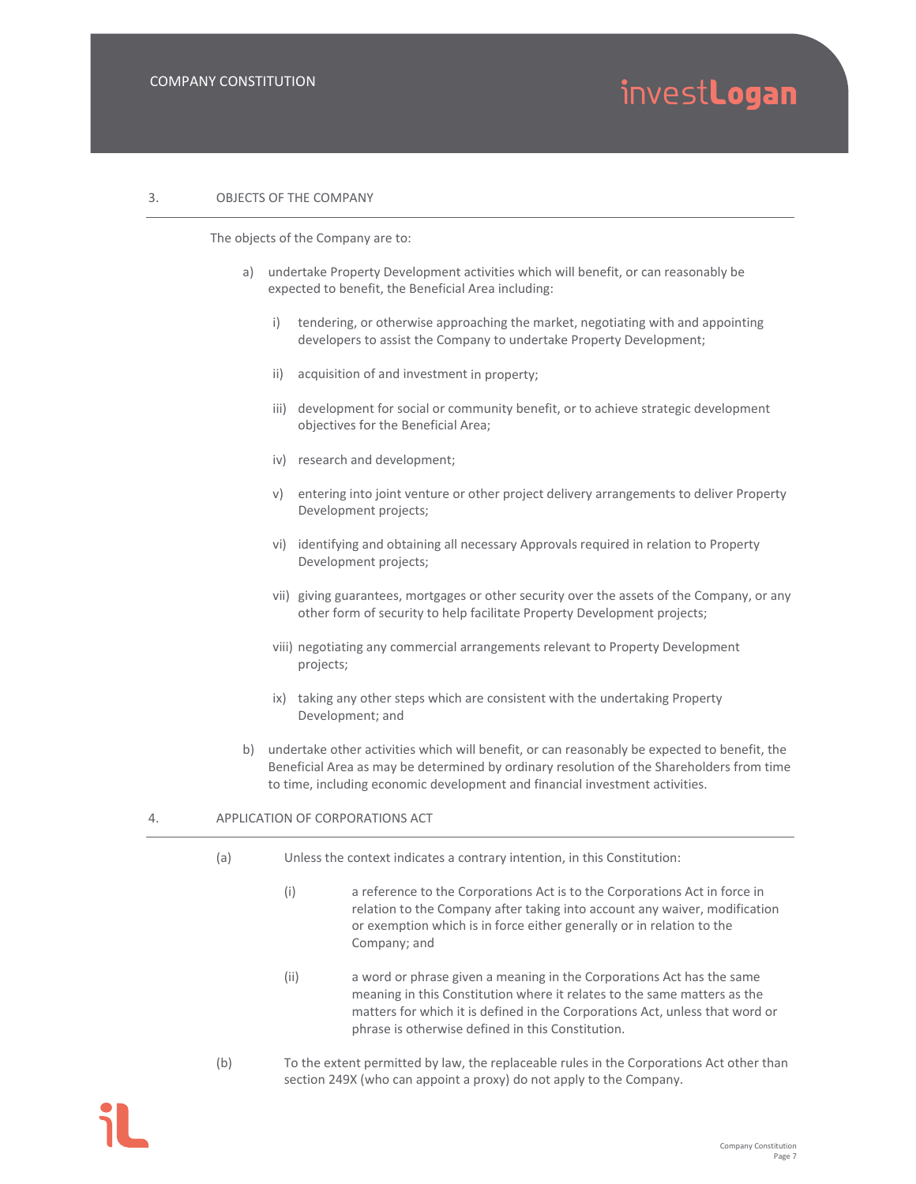## 3. OBJECTS OF THE COMPANY

The objects of the Company are to:

a) undertake Property Development activities which will benefit, or can reasonably be expected to benefit, the Beneficial Area including:

   i) tendering, or otherwise approaching the market, negotiating with and appointing developers to assist the Company to undertake Property Development;

   ii) acquisition of and investment in property;

   iii) development for social or community benefit, or to achieve strategic development objectives for the Beneficial Area;

   iv) research and development;

   v) entering into joint venture or other project delivery arrangements to deliver Property Development projects;

   vi) identifying and obtaining all necessary Approvals required in relation to Property Development projects;

   vii) giving guarantees, mortgages or other security over the assets of the Company, or any other form of security to help facilitate Property Development projects;

   viii) negotiating any commercial arrangements relevant to Property Development projects;

   ix) taking any other steps which are consistent with the undertaking Property Development; and

b) undertake other activities which will benefit, or can reasonably be expected to benefit, the Beneficial Area as may be determined by ordinary resolution of the Shareholders from time to time, including economic development and financial investment activities.

## 4. APPLICATION OF CORPORATIONS ACT

(a) Unless the context indicates a contrary intention, in this Constitution:

   (i) a reference to the Corporations Act is to the Corporations Act in force in relation to the Company after taking into account any waiver, modification or exemption which is in force either generally or in relation to the Company; and

   (ii) a word or phrase given a meaning in the Corporations Act has the same meaning in this Constitution where it relates to the same matters as the matters for which it is defined in the Corporations Act, unless that word or phrase is otherwise defined in this Constitution.

(b) To the extent permitted by law, the replaceable rules in the Corporations Act other than section 249X (who can appoint a proxy) do not apply to the Company.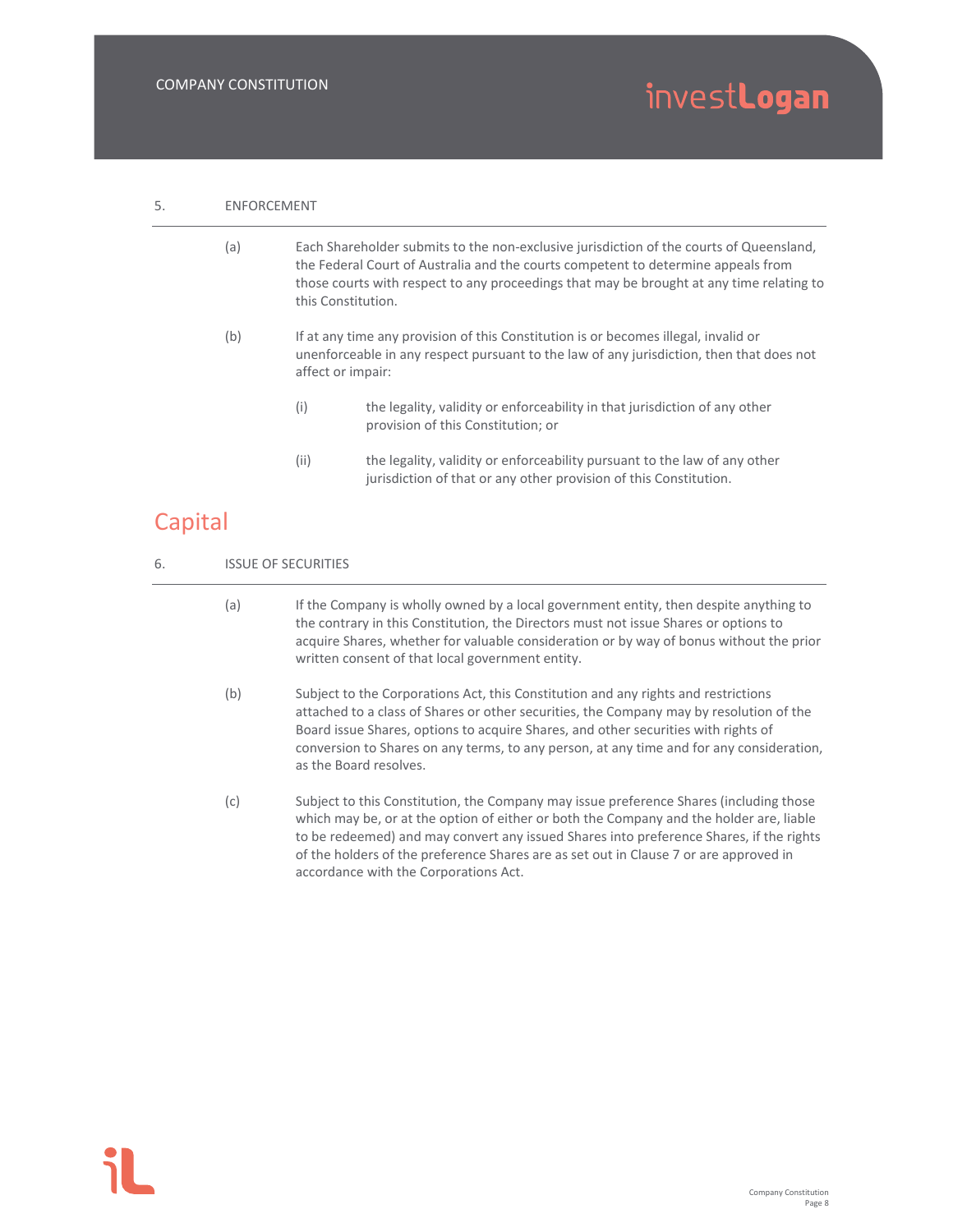## 5. ENFORCEMENT

(a) Each Shareholder submits to the non-exclusive jurisdiction of the courts of Queensland, the Federal Court of Australia and the courts competent to determine appeals from those courts with respect to any proceedings that may be brought at any time relating to this Constitution.

(b) If at any time any provision of this Constitution is or becomes illegal, invalid or unenforceable in any respect pursuant to the law of any jurisdiction, then that does not affect or impair:

   (i) the legality, validity or enforceability in that jurisdiction of any other provision of this Constitution; or

   (ii) the legality, validity or enforceability pursuant to the law of any other jurisdiction of that or any other provision of this Constitution.

# Capital

## 6. ISSUE OF SECURITIES

(a) If the Company is wholly owned by a local government entity, then despite anything to the contrary in this Constitution, the Directors must not issue Shares or options to acquire Shares, whether for valuable consideration or by way of bonus without the prior written consent of that local government entity.

(b) Subject to the Corporations Act, this Constitution and any rights and restrictions attached to a class of Shares or other securities, the Company may by resolution of the Board issue Shares, options to acquire Shares, and other securities with rights of conversion to Shares on any terms, to any person, at any time and for any consideration, as the Board resolves.

(c) Subject to this Constitution, the Company may issue preference Shares (including those which may be, or at the option of either or both the Company and the holder are, liable to be redeemed) and may convert any issued Shares into preference Shares, if the rights of the holders of the preference Shares are as set out in Clause 7 or are approved in accordance with the Corporations Act.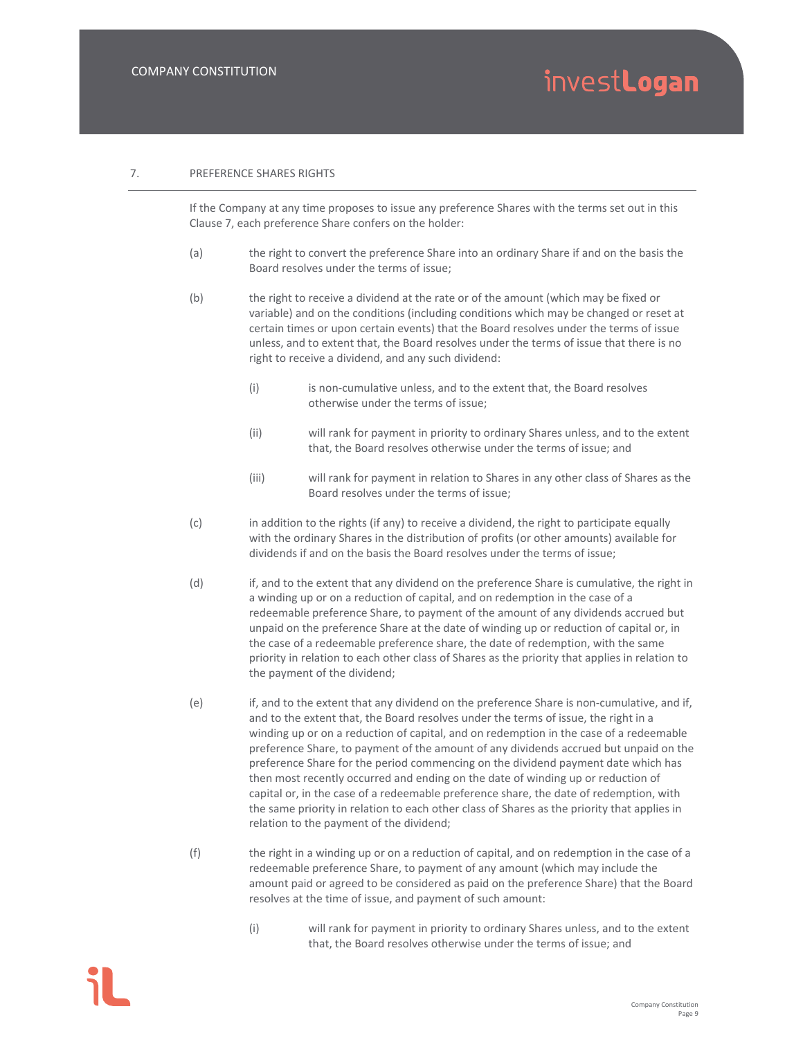## 7. PREFERENCE SHARES RIGHTS

If the Company at any time proposes to issue any preference Shares with the terms set out in this Clause 7, each preference Share confers on the holder:

(a) the right to convert the preference Share into an ordinary Share if and on the basis the Board resolves under the terms of issue;

(b) the right to receive a dividend at the rate or of the amount (which may be fixed or variable) and on the conditions (including conditions which may be changed or reset at certain times or upon certain events) that the Board resolves under the terms of issue unless, and to extent that, the Board resolves under the terms of issue that there is no right to receive a dividend, and any such dividend:

  (i) is non-cumulative unless, and to the extent that, the Board resolves otherwise under the terms of issue;

  (ii) will rank for payment in priority to ordinary Shares unless, and to the extent that, the Board resolves otherwise under the terms of issue; and

  (iii) will rank for payment in relation to Shares in any other class of Shares as the Board resolves under the terms of issue;

(c) in addition to the rights (if any) to receive a dividend, the right to participate equally with the ordinary Shares in the distribution of profits (or other amounts) available for dividends if and on the basis the Board resolves under the terms of issue;

(d) if, and to the extent that any dividend on the preference Share is cumulative, the right in a winding up or on a reduction of capital, and on redemption in the case of a redeemable preference Share, to payment of the amount of any dividends accrued but unpaid on the preference Share at the date of winding up or reduction of capital or, in the case of a redeemable preference share, the date of redemption, with the same priority in relation to each other class of Shares as the priority that applies in relation to the payment of the dividend;

(e) if, and to the extent that any dividend on the preference Share is non-cumulative, and if, and to the extent that, the Board resolves under the terms of issue, the right in a winding up or on a reduction of capital, and on redemption in the case of a redeemable preference Share, to payment of the amount of any dividends accrued but unpaid on the preference Share for the period commencing on the dividend payment date which has then most recently occurred and ending on the date of winding up or reduction of capital or, in the case of a redeemable preference share, the date of redemption, with the same priority in relation to each other class of Shares as the priority that applies in relation to the payment of the dividend;

(f) the right in a winding up or on a reduction of capital, and on redemption in the case of a redeemable preference Share, to payment of any amount (which may include the amount paid or agreed to be considered as paid on the preference Share) that the Board resolves at the time of issue, and payment of such amount:

  (i) will rank for payment in priority to ordinary Shares unless, and to the extent that, the Board resolves otherwise under the terms of issue; and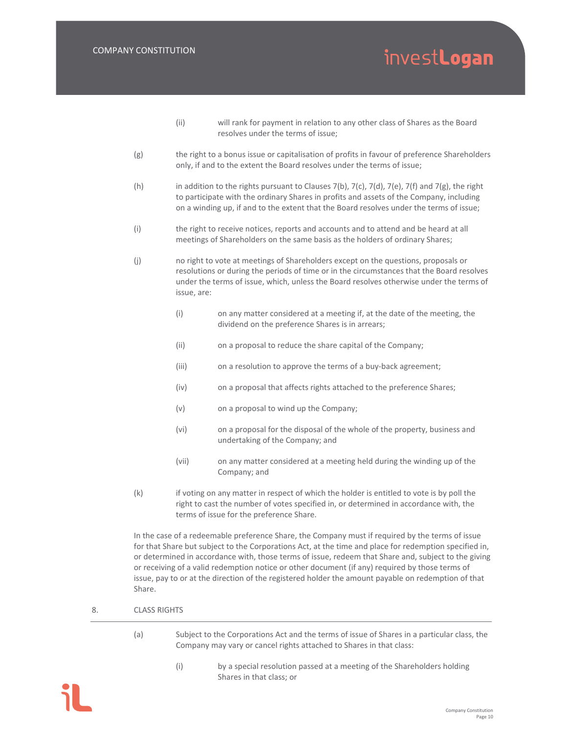(ii) will rank for payment in relation to any other class of Shares as the Board resolves under the terms of issue;

(g) the right to a bonus issue or capitalisation of profits in favour of preference Shareholders only, if and to the extent the Board resolves under the terms of issue;

(h) in addition to the rights pursuant to Clauses 7(b), 7(c), 7(d), 7(e), 7(f) and 7(g), the right to participate with the ordinary Shares in profits and assets of the Company, including on a winding up, if and to the extent that the Board resolves under the terms of issue;

(i) the right to receive notices, reports and accounts and to attend and be heard at all meetings of Shareholders on the same basis as the holders of ordinary Shares;

(j) no right to vote at meetings of Shareholders except on the questions, proposals or resolutions or during the periods of time or in the circumstances that the Board resolves under the terms of issue, which, unless the Board resolves otherwise under the terms of issue, are:

  (i) on any matter considered at a meeting if, at the date of the meeting, the dividend on the preference Shares is in arrears;

  (ii) on a proposal to reduce the share capital of the Company;

  (iii) on a resolution to approve the terms of a buy-back agreement;

  (iv) on a proposal that affects rights attached to the preference Shares;

  (v) on a proposal to wind up the Company;

  (vi) on a proposal for the disposal of the whole of the property, business and undertaking of the Company; and

  (vii) on any matter considered at a meeting held during the winding up of the Company; and

(k) if voting on any matter in respect of which the holder is entitled to vote is by poll the right to cast the number of votes specified in, or determined in accordance with, the terms of issue for the preference Share.

In the case of a redeemable preference Share, the Company must if required by the terms of issue for that Share but subject to the Corporations Act, at the time and place for redemption specified in, or determined in accordance with, those terms of issue, redeem that Share and, subject to the giving or receiving of a valid redemption notice or other document (if any) required by those terms of issue, pay to or at the direction of the registered holder the amount payable on redemption of that Share.

## 8. CLASS RIGHTS

(a) Subject to the Corporations Act and the terms of issue of Shares in a particular class, the Company may vary or cancel rights attached to Shares in that class:

  (i) by a special resolution passed at a meeting of the Shareholders holding Shares in that class; or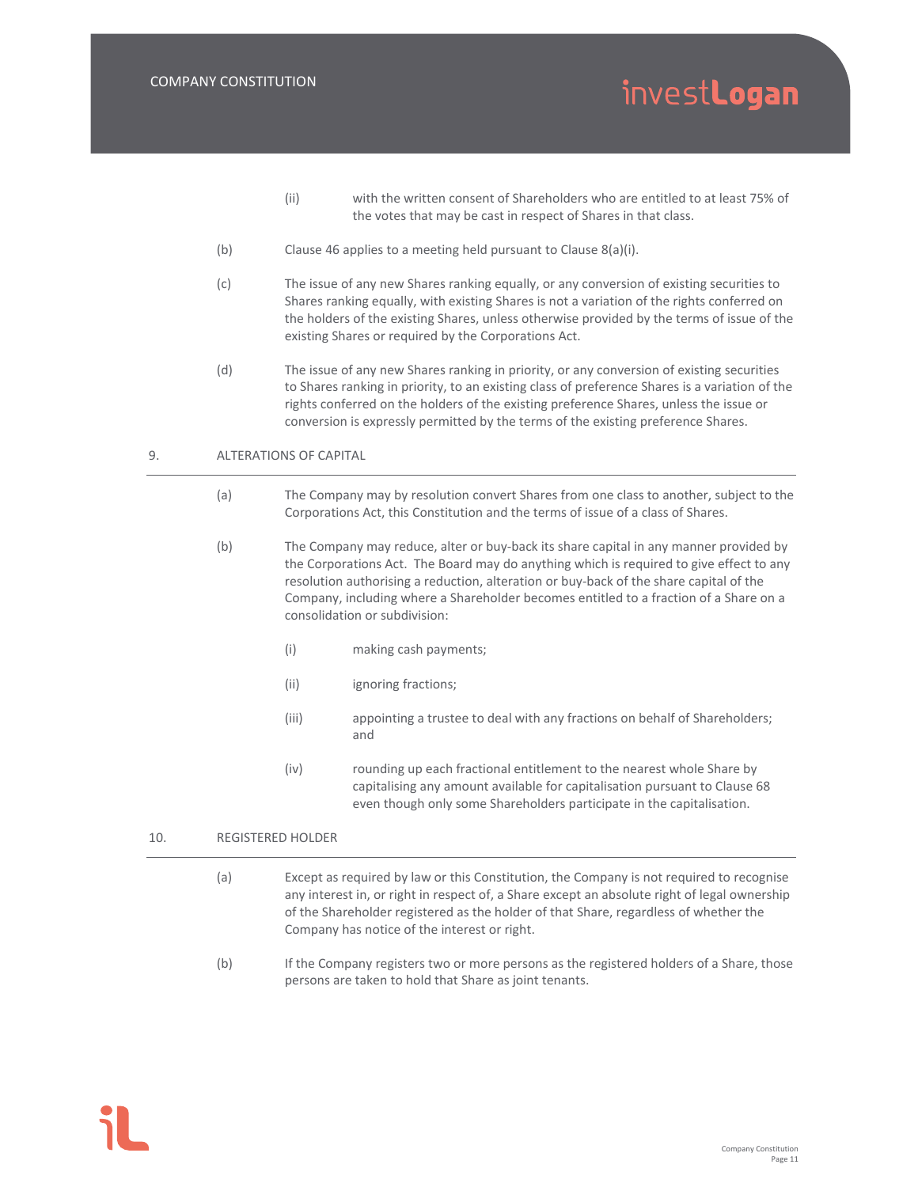(ii) with the written consent of Shareholders who are entitled to at least 75% of the votes that may be cast in respect of Shares in that class.

(b) Clause 46 applies to a meeting held pursuant to Clause 8(a)(i).

(c) The issue of any new Shares ranking equally, or any conversion of existing securities to Shares ranking equally, with existing Shares is not a variation of the rights conferred on the holders of the existing Shares, unless otherwise provided by the terms of issue of the existing Shares or required by the Corporations Act.

(d) The issue of any new Shares ranking in priority, or any conversion of existing securities to Shares ranking in priority, to an existing class of preference Shares is a variation of the rights conferred on the holders of the existing preference Shares, unless the issue or conversion is expressly permitted by the terms of the existing preference Shares.

## 9. ALTERATIONS OF CAPITAL

(a) The Company may by resolution convert Shares from one class to another, subject to the Corporations Act, this Constitution and the terms of issue of a class of Shares.

(b) The Company may reduce, alter or buy-back its share capital in any manner provided by the Corporations Act. The Board may do anything which is required to give effect to any resolution authorising a reduction, alteration or buy-back of the share capital of the Company, including where a Shareholder becomes entitled to a fraction of a Share on a consolidation or subdivision:

(i) making cash payments;

(ii) ignoring fractions;

(iii) appointing a trustee to deal with any fractions on behalf of Shareholders; and

(iv) rounding up each fractional entitlement to the nearest whole Share by capitalising any amount available for capitalisation pursuant to Clause 68 even though only some Shareholders participate in the capitalisation.

## 10. REGISTERED HOLDER

(a) Except as required by law or this Constitution, the Company is not required to recognise any interest in, or right in respect of, a Share except an absolute right of legal ownership of the Shareholder registered as the holder of that Share, regardless of whether the Company has notice of the interest or right.

(b) If the Company registers two or more persons as the registered holders of a Share, those persons are taken to hold that Share as joint tenants.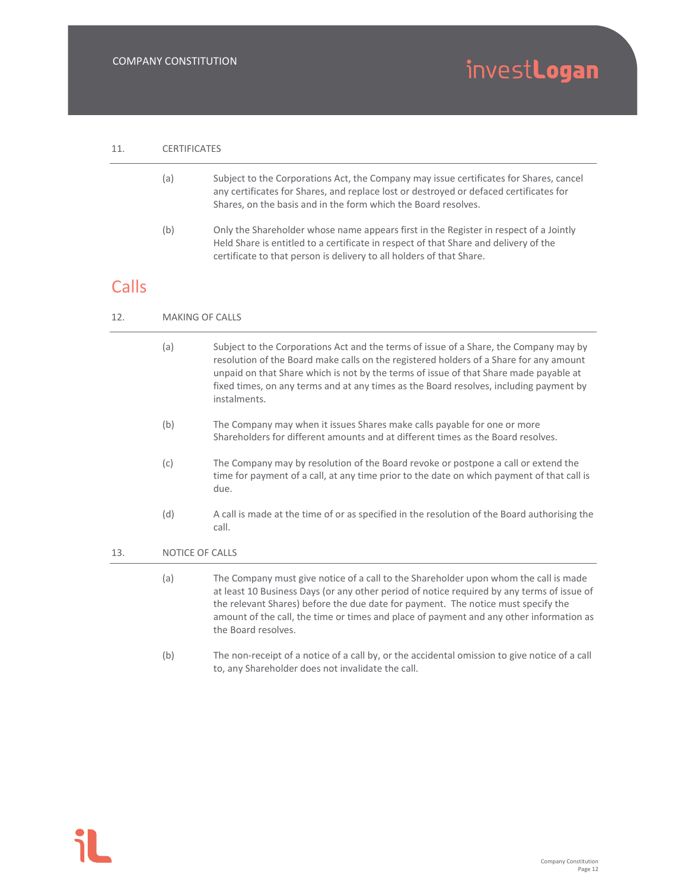## 11. CERTIFICATES

(a) Subject to the Corporations Act, the Company may issue certificates for Shares, cancel any certificates for Shares, and replace lost or destroyed or defaced certificates for Shares, on the basis and in the form which the Board resolves.

(b) Only the Shareholder whose name appears first in the Register in respect of a Jointly Held Share is entitled to a certificate in respect of that Share and delivery of the certificate to that person is delivery to all holders of that Share.

# Calls

## 12. MAKING OF CALLS

(a) Subject to the Corporations Act and the terms of issue of a Share, the Company may by resolution of the Board make calls on the registered holders of a Share for any amount unpaid on that Share which is not by the terms of issue of that Share made payable at fixed times, on any terms and at any times as the Board resolves, including payment by instalments.

(b) The Company may when it issues Shares make calls payable for one or more Shareholders for different amounts and at different times as the Board resolves.

(c) The Company may by resolution of the Board revoke or postpone a call or extend the time for payment of a call, at any time prior to the date on which payment of that call is due.

(d) A call is made at the time of or as specified in the resolution of the Board authorising the call.

## 13. NOTICE OF CALLS

(a) The Company must give notice of a call to the Shareholder upon whom the call is made at least 10 Business Days (or any other period of notice required by any terms of issue of the relevant Shares) before the due date for payment. The notice must specify the amount of the call, the time or times and place of payment and any other information as the Board resolves.

(b) The non-receipt of a notice of a call by, or the accidental omission to give notice of a call to, any Shareholder does not invalidate the call.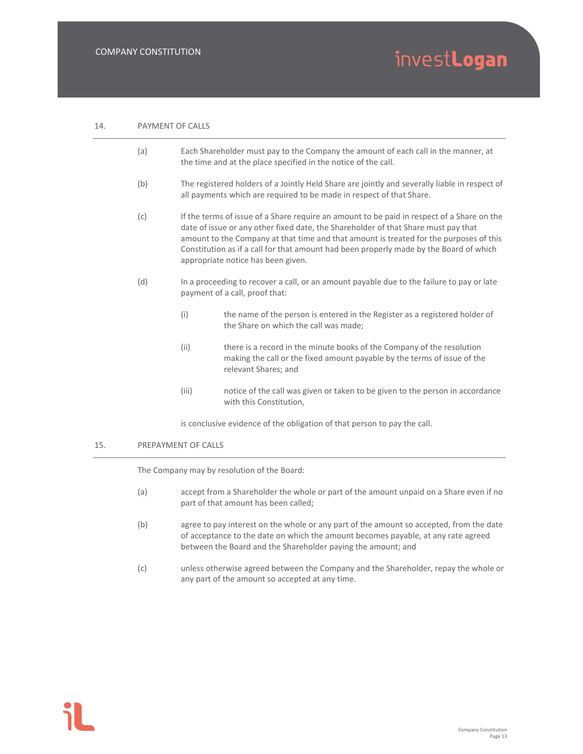## 14. PAYMENT OF CALLS

(a) Each Shareholder must pay to the Company the amount of each call in the manner, at the time and at the place specified in the notice of the call.

(b) The registered holders of a Jointly Held Share are jointly and severally liable in respect of all payments which are required to be made in respect of that Share.

(c) If the terms of issue of a Share require an amount to be paid in respect of a Share on the date of issue or any other fixed date, the Shareholder of that Share must pay that amount to the Company at that time and that amount is treated for the purposes of this Constitution as if a call for that amount had been properly made by the Board of which appropriate notice has been given.

(d) In a proceeding to recover a call, or an amount payable due to the failure to pay or late payment of a call, proof that:

 (i) the name of the person is entered in the Register as a registered holder of the Share on which the call was made;

 (ii) there is a record in the minute books of the Company of the resolution making the call or the fixed amount payable by the terms of issue of the relevant Shares; and

 (iii) notice of the call was given or taken to be given to the person in accordance with this Constitution,

 is conclusive evidence of the obligation of that person to pay the call.

## 15. PREPAYMENT OF CALLS

The Company may by resolution of the Board:

(a) accept from a Shareholder the whole or part of the amount unpaid on a Share even if no part of that amount has been called;

(b) agree to pay interest on the whole or any part of the amount so accepted, from the date of acceptance to the date on which the amount becomes payable, at any rate agreed between the Board and the Shareholder paying the amount; and

(c) unless otherwise agreed between the Company and the Shareholder, repay the whole or any part of the amount so accepted at any time.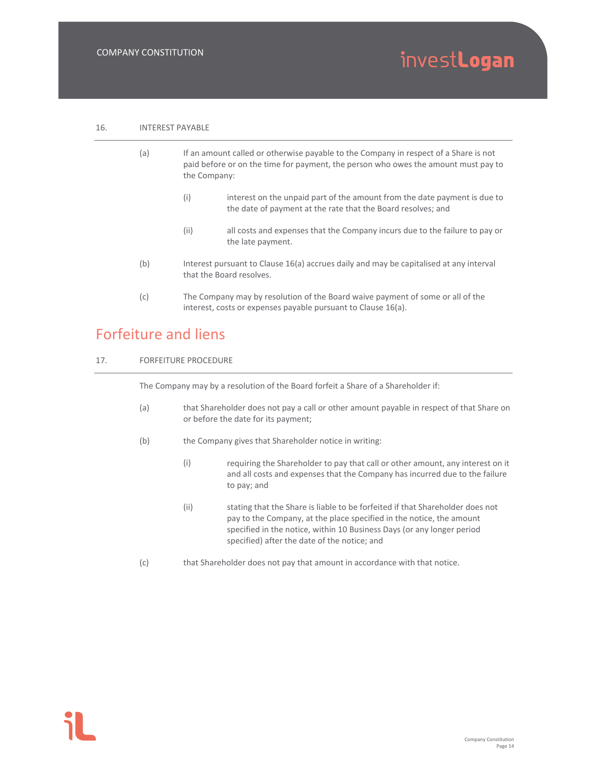### 16. INTEREST PAYABLE

(a) If an amount called or otherwise payable to the Company in respect of a Share is not paid before or on the time for payment, the person who owes the amount must pay to the Company:

(i) interest on the unpaid part of the amount from the date payment is due to the date of payment at the rate that the Board resolves; and

(ii) all costs and expenses that the Company incurs due to the failure to pay or the late payment.

(b) Interest pursuant to Clause 16(a) accrues daily and may be capitalised at any interval that the Board resolves.

(c) The Company may by resolution of the Board waive payment of some or all of the interest, costs or expenses payable pursuant to Clause 16(a).

## Forfeiture and liens

### 17. FORFEITURE PROCEDURE

The Company may by a resolution of the Board forfeit a Share of a Shareholder if:

(a) that Shareholder does not pay a call or other amount payable in respect of that Share on or before the date for its payment;

(b) the Company gives that Shareholder notice in writing:

(i) requiring the Shareholder to pay that call or other amount, any interest on it and all costs and expenses that the Company has incurred due to the failure to pay; and

(ii) stating that the Share is liable to be forfeited if that Shareholder does not pay to the Company, at the place specified in the notice, the amount specified in the notice, within 10 Business Days (or any longer period specified) after the date of the notice; and

(c) that Shareholder does not pay that amount in accordance with that notice.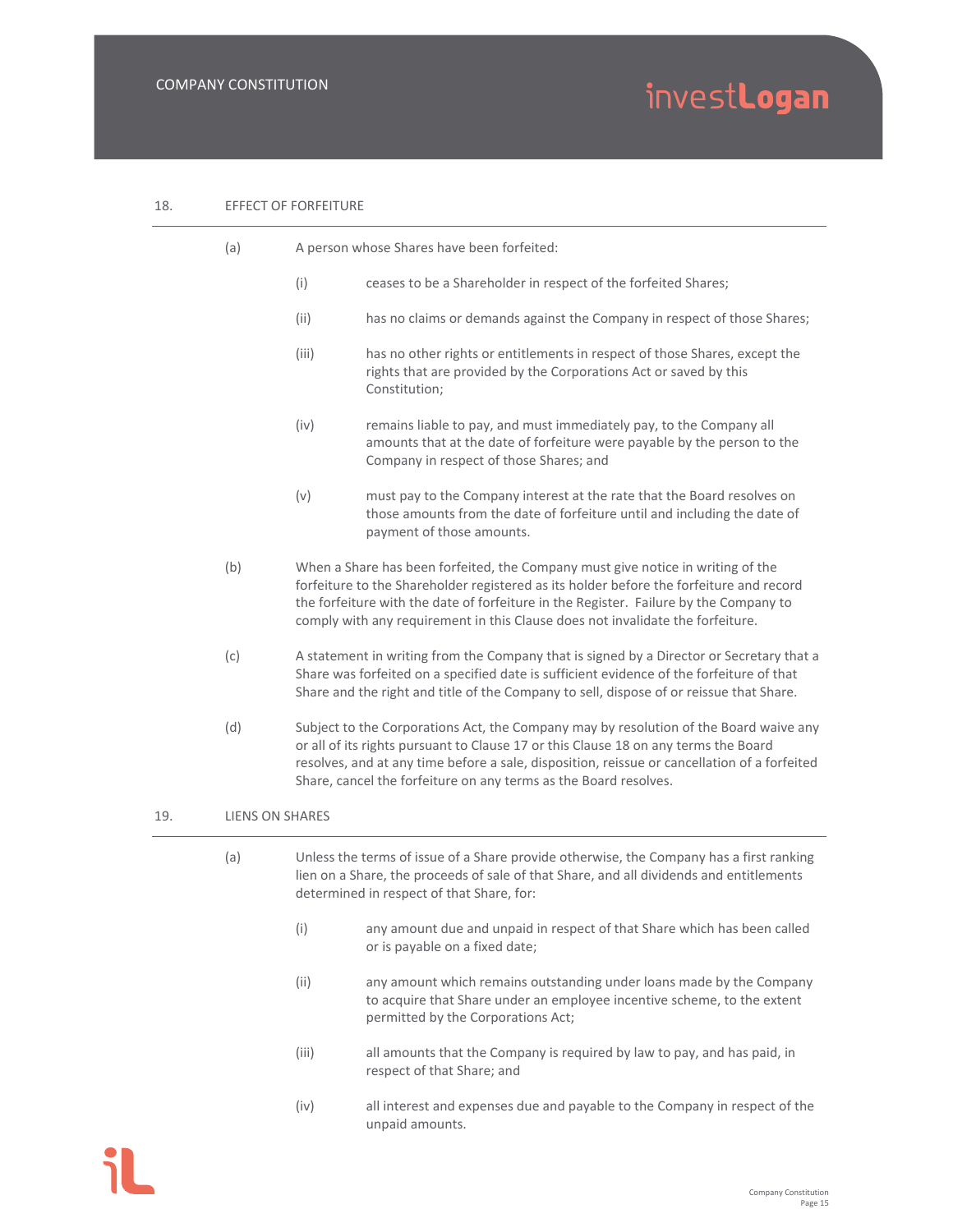## 18. EFFECT OF FORFEITURE

(a) A person whose Shares have been forfeited:

   (i) ceases to be a Shareholder in respect of the forfeited Shares;

   (ii) has no claims or demands against the Company in respect of those Shares;

   (iii) has no other rights or entitlements in respect of those Shares, except the rights that are provided by the Corporations Act or saved by this Constitution;

   (iv) remains liable to pay, and must immediately pay, to the Company all amounts that at the date of forfeiture were payable by the person to the Company in respect of those Shares; and

   (v) must pay to the Company interest at the rate that the Board resolves on those amounts from the date of forfeiture until and including the date of payment of those amounts.

(b) When a Share has been forfeited, the Company must give notice in writing of the forfeiture to the Shareholder registered as its holder before the forfeiture and record the forfeiture with the date of forfeiture in the Register. Failure by the Company to comply with any requirement in this Clause does not invalidate the forfeiture.

(c) A statement in writing from the Company that is signed by a Director or Secretary that a Share was forfeited on a specified date is sufficient evidence of the forfeiture of that Share and the right and title of the Company to sell, dispose of or reissue that Share.

(d) Subject to the Corporations Act, the Company may by resolution of the Board waive any or all of its rights pursuant to Clause 17 or this Clause 18 on any terms the Board resolves, and at any time before a sale, disposition, reissue or cancellation of a forfeited Share, cancel the forfeiture on any terms as the Board resolves.

## 19. LIENS ON SHARES

(a) Unless the terms of issue of a Share provide otherwise, the Company has a first ranking lien on a Share, the proceeds of sale of that Share, and all dividends and entitlements determined in respect of that Share, for:

   (i) any amount due and unpaid in respect of that Share which has been called or is payable on a fixed date;

   (ii) any amount which remains outstanding under loans made by the Company to acquire that Share under an employee incentive scheme, to the extent permitted by the Corporations Act;

   (iii) all amounts that the Company is required by law to pay, and has paid, in respect of that Share; and

   (iv) all interest and expenses due and payable to the Company in respect of the unpaid amounts.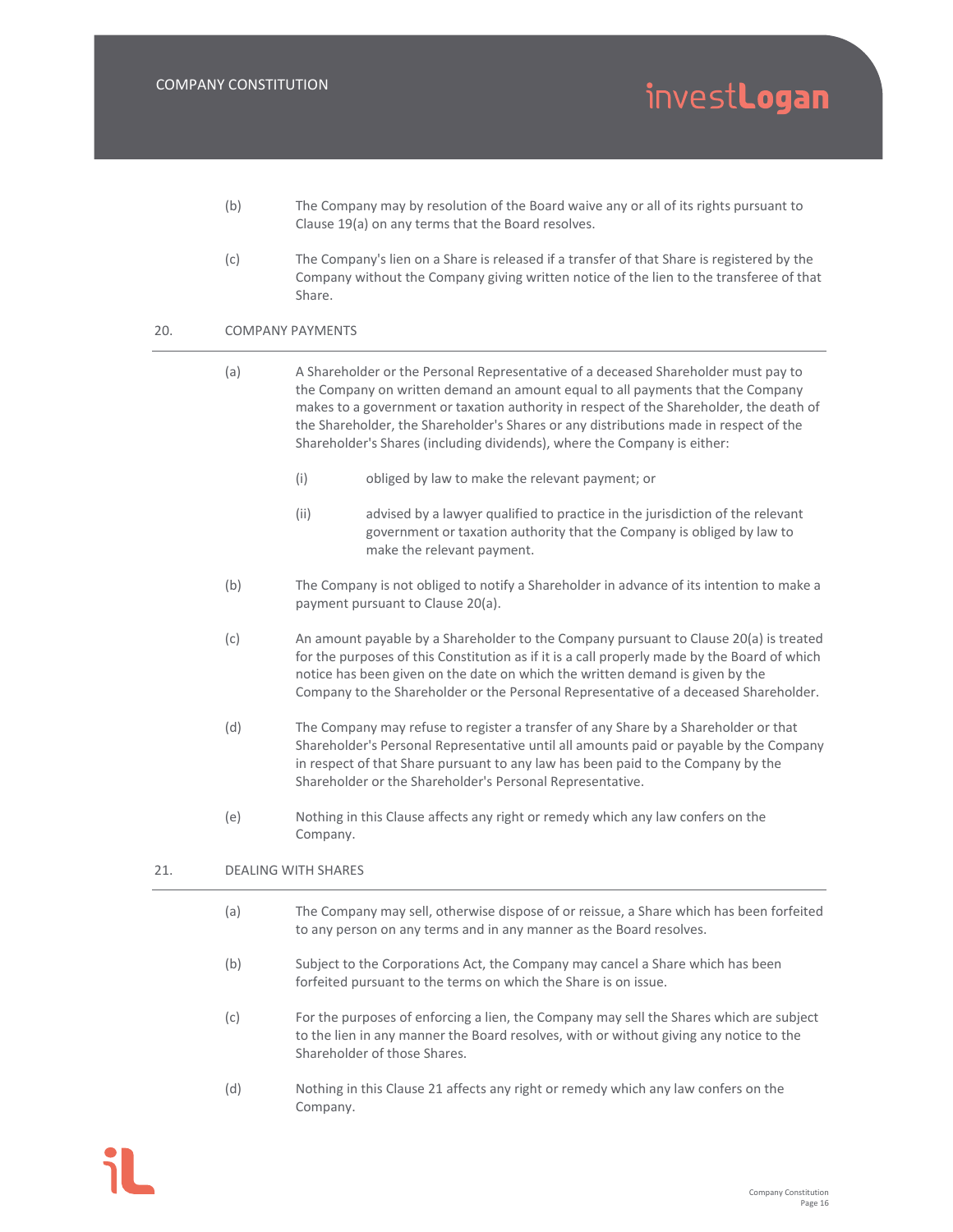(b) The Company may by resolution of the Board waive any or all of its rights pursuant to Clause 19(a) on any terms that the Board resolves.

(c) The Company's lien on a Share is released if a transfer of that Share is registered by the Company without the Company giving written notice of the lien to the transferee of that Share.

## 20. COMPANY PAYMENTS

(a) A Shareholder or the Personal Representative of a deceased Shareholder must pay to the Company on written demand an amount equal to all payments that the Company makes to a government or taxation authority in respect of the Shareholder, the death of the Shareholder, the Shareholder's Shares or any distributions made in respect of the Shareholder's Shares (including dividends), where the Company is either:

  (i) obliged by law to make the relevant payment; or

  (ii) advised by a lawyer qualified to practice in the jurisdiction of the relevant government or taxation authority that the Company is obliged by law to make the relevant payment.

(b) The Company is not obliged to notify a Shareholder in advance of its intention to make a payment pursuant to Clause 20(a).

(c) An amount payable by a Shareholder to the Company pursuant to Clause 20(a) is treated for the purposes of this Constitution as if it is a call properly made by the Board of which notice has been given on the date on which the written demand is given by the Company to the Shareholder or the Personal Representative of a deceased Shareholder.

(d) The Company may refuse to register a transfer of any Share by a Shareholder or that Shareholder's Personal Representative until all amounts paid or payable by the Company in respect of that Share pursuant to any law has been paid to the Company by the Shareholder or the Shareholder's Personal Representative.

(e) Nothing in this Clause affects any right or remedy which any law confers on the Company.

## 21. DEALING WITH SHARES

(a) The Company may sell, otherwise dispose of or reissue, a Share which has been forfeited to any person on any terms and in any manner as the Board resolves.

(b) Subject to the Corporations Act, the Company may cancel a Share which has been forfeited pursuant to the terms on which the Share is on issue.

(c) For the purposes of enforcing a lien, the Company may sell the Shares which are subject to the lien in any manner the Board resolves, with or without giving any notice to the Shareholder of those Shares.

(d) Nothing in this Clause 21 affects any right or remedy which any law confers on the Company.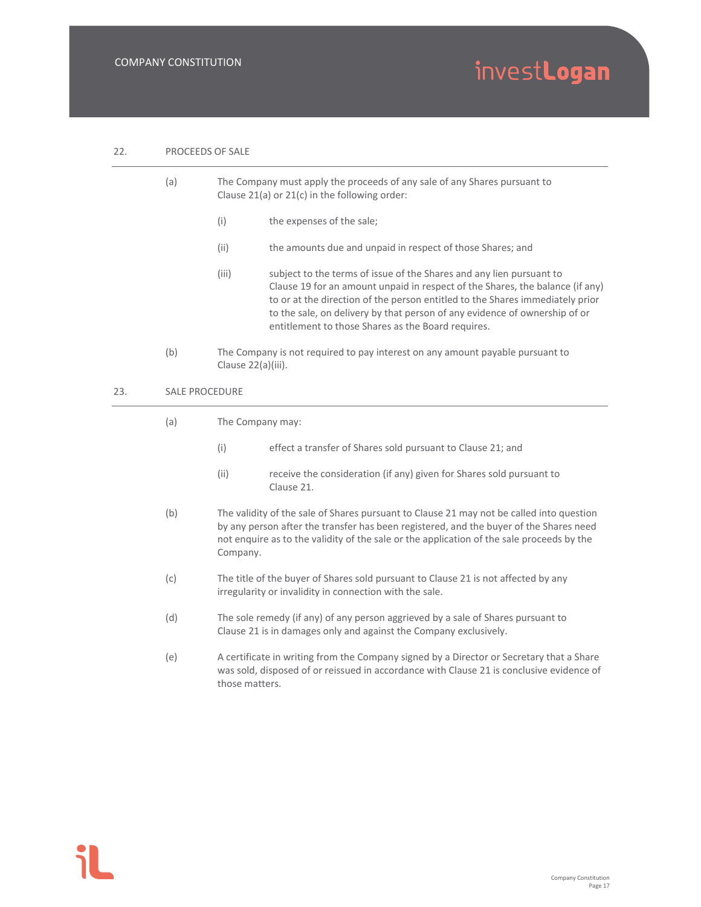## 22. PROCEEDS OF SALE

(a) The Company must apply the proceeds of any sale of any Shares pursuant to Clause 21(a) or 21(c) in the following order:

(i) the expenses of the sale;

(ii) the amounts due and unpaid in respect of those Shares; and

(iii) subject to the terms of issue of the Shares and any lien pursuant to Clause 19 for an amount unpaid in respect of the Shares, the balance (if any) to or at the direction of the person entitled to the Shares immediately prior to the sale, on delivery by that person of any evidence of ownership of or entitlement to those Shares as the Board requires.

(b) The Company is not required to pay interest on any amount payable pursuant to Clause 22(a)(iii).

## 23. SALE PROCEDURE

(a) The Company may:

(i) effect a transfer of Shares sold pursuant to Clause 21; and

(ii) receive the consideration (if any) given for Shares sold pursuant to Clause 21.

(b) The validity of the sale of Shares pursuant to Clause 21 may not be called into question by any person after the transfer has been registered, and the buyer of the Shares need not enquire as to the validity of the sale or the application of the sale proceeds by the Company.

(c) The title of the buyer of Shares sold pursuant to Clause 21 is not affected by any irregularity or invalidity in connection with the sale.

(d) The sole remedy (if any) of any person aggrieved by a sale of Shares pursuant to Clause 21 is in damages only and against the Company exclusively.

(e) A certificate in writing from the Company signed by a Director or Secretary that a Share was sold, disposed of or reissued in accordance with Clause 21 is conclusive evidence of those matters.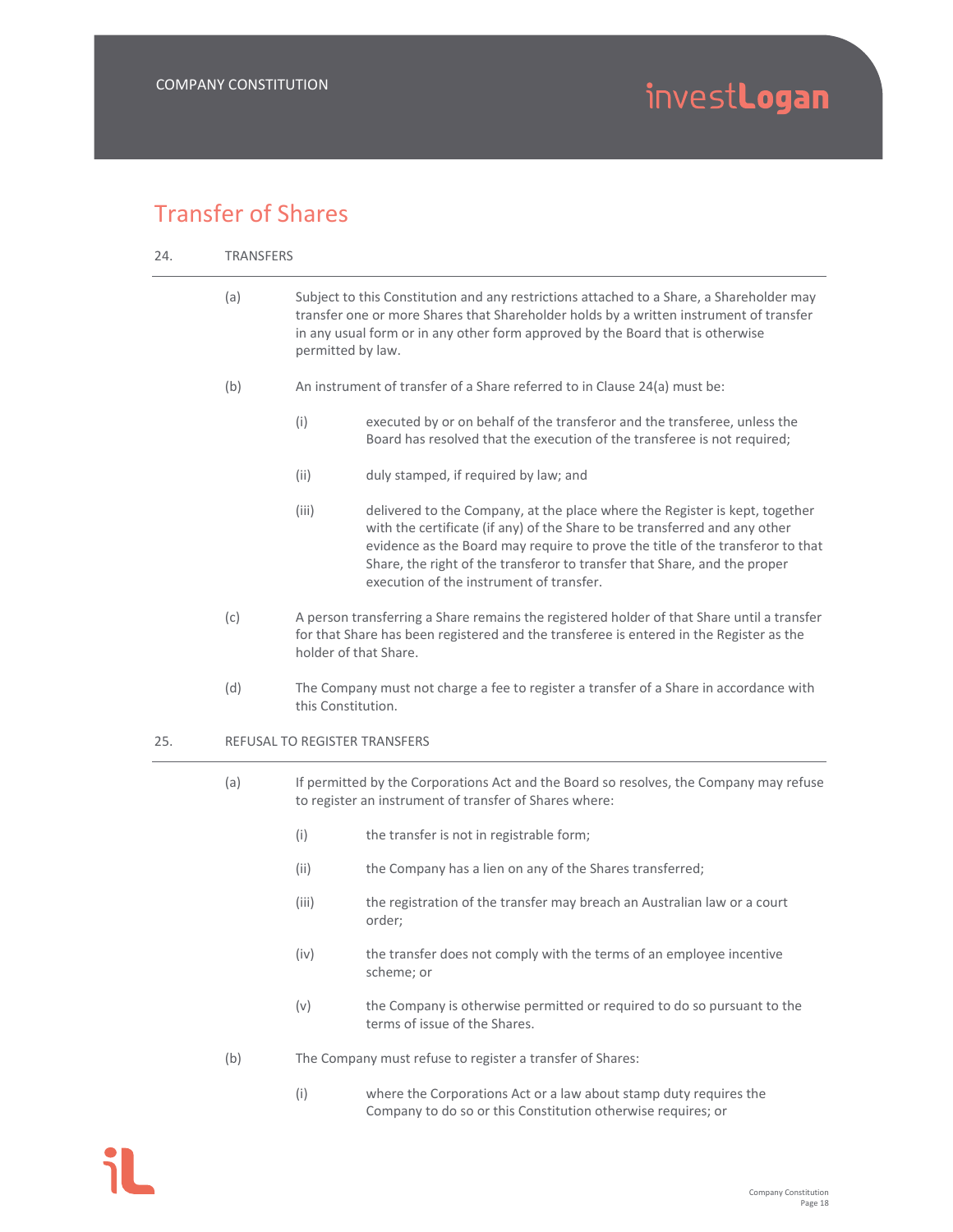## Transfer of Shares

### 24. TRANSFERS

(a) Subject to this Constitution and any restrictions attached to a Share, a Shareholder may transfer one or more Shares that Shareholder holds by a written instrument of transfer in any usual form or in any other form approved by the Board that is otherwise permitted by law.

(b) An instrument of transfer of a Share referred to in Clause 24(a) must be:

(i) executed by or on behalf of the transferor and the transferee, unless the Board has resolved that the execution of the transferee is not required;

(ii) duly stamped, if required by law; and

(iii) delivered to the Company, at the place where the Register is kept, together with the certificate (if any) of the Share to be transferred and any other evidence as the Board may require to prove the title of the transferor to that Share, the right of the transferor to transfer that Share, and the proper execution of the instrument of transfer.

(c) A person transferring a Share remains the registered holder of that Share until a transfer for that Share has been registered and the transferee is entered in the Register as the holder of that Share.

(d) The Company must not charge a fee to register a transfer of a Share in accordance with this Constitution.

### 25. REFUSAL TO REGISTER TRANSFERS

(a) If permitted by the Corporations Act and the Board so resolves, the Company may refuse to register an instrument of transfer of Shares where:

(i) the transfer is not in registrable form;

(ii) the Company has a lien on any of the Shares transferred;

(iii) the registration of the transfer may breach an Australian law or a court order;

(iv) the transfer does not comply with the terms of an employee incentive scheme; or

(v) the Company is otherwise permitted or required to do so pursuant to the terms of issue of the Shares.

(b) The Company must refuse to register a transfer of Shares:

(i) where the Corporations Act or a law about stamp duty requires the Company to do so or this Constitution otherwise requires; or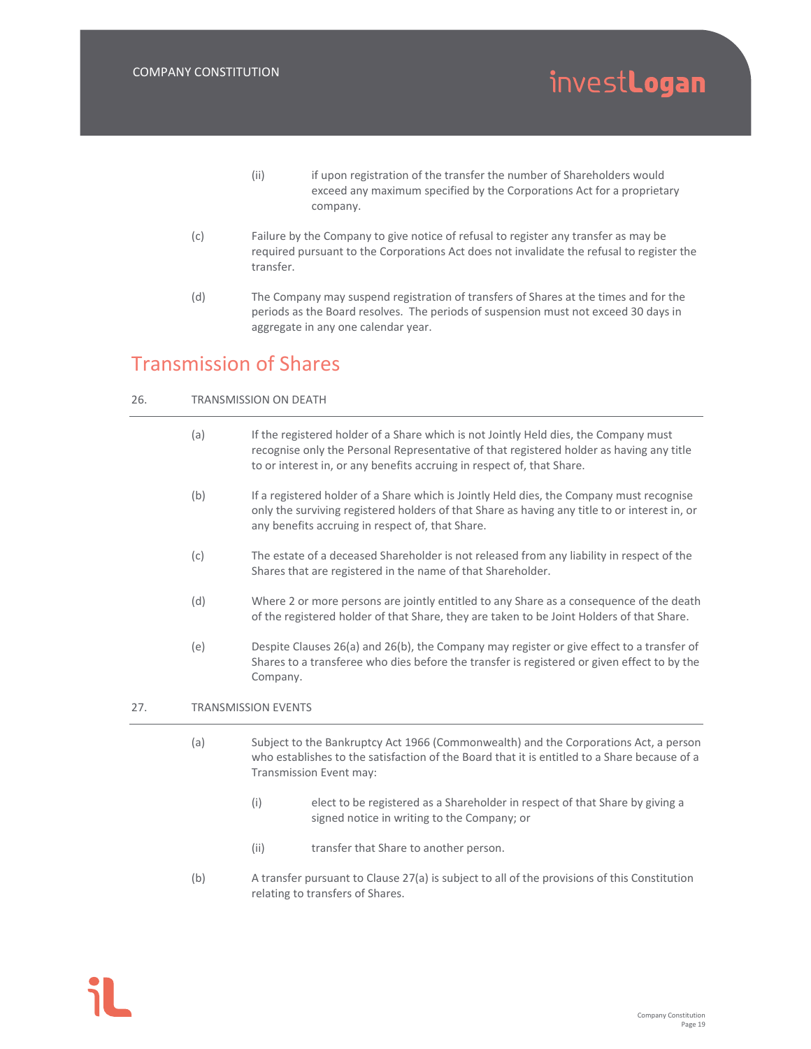(ii) if upon registration of the transfer the number of Shareholders would exceed any maximum specified by the Corporations Act for a proprietary company.

(c) Failure by the Company to give notice of refusal to register any transfer as may be required pursuant to the Corporations Act does not invalidate the refusal to register the transfer.

(d) The Company may suspend registration of transfers of Shares at the times and for the periods as the Board resolves. The periods of suspension must not exceed 30 days in aggregate in any one calendar year.

# Transmission of Shares

## 26. TRANSMISSION ON DEATH

(a) If the registered holder of a Share which is not Jointly Held dies, the Company must recognise only the Personal Representative of that registered holder as having any title to or interest in, or any benefits accruing in respect of, that Share.

(b) If a registered holder of a Share which is Jointly Held dies, the Company must recognise only the surviving registered holders of that Share as having any title to or interest in, or any benefits accruing in respect of, that Share.

(c) The estate of a deceased Shareholder is not released from any liability in respect of the Shares that are registered in the name of that Shareholder.

(d) Where 2 or more persons are jointly entitled to any Share as a consequence of the death of the registered holder of that Share, they are taken to be Joint Holders of that Share.

(e) Despite Clauses 26(a) and 26(b), the Company may register or give effect to a transfer of Shares to a transferee who dies before the transfer is registered or given effect to by the Company.

## 27. TRANSMISSION EVENTS

(a) Subject to the Bankruptcy Act 1966 (Commonwealth) and the Corporations Act, a person who establishes to the satisfaction of the Board that it is entitled to a Share because of a Transmission Event may:

(i) elect to be registered as a Shareholder in respect of that Share by giving a signed notice in writing to the Company; or

(ii) transfer that Share to another person.

(b) A transfer pursuant to Clause 27(a) is subject to all of the provisions of this Constitution relating to transfers of Shares.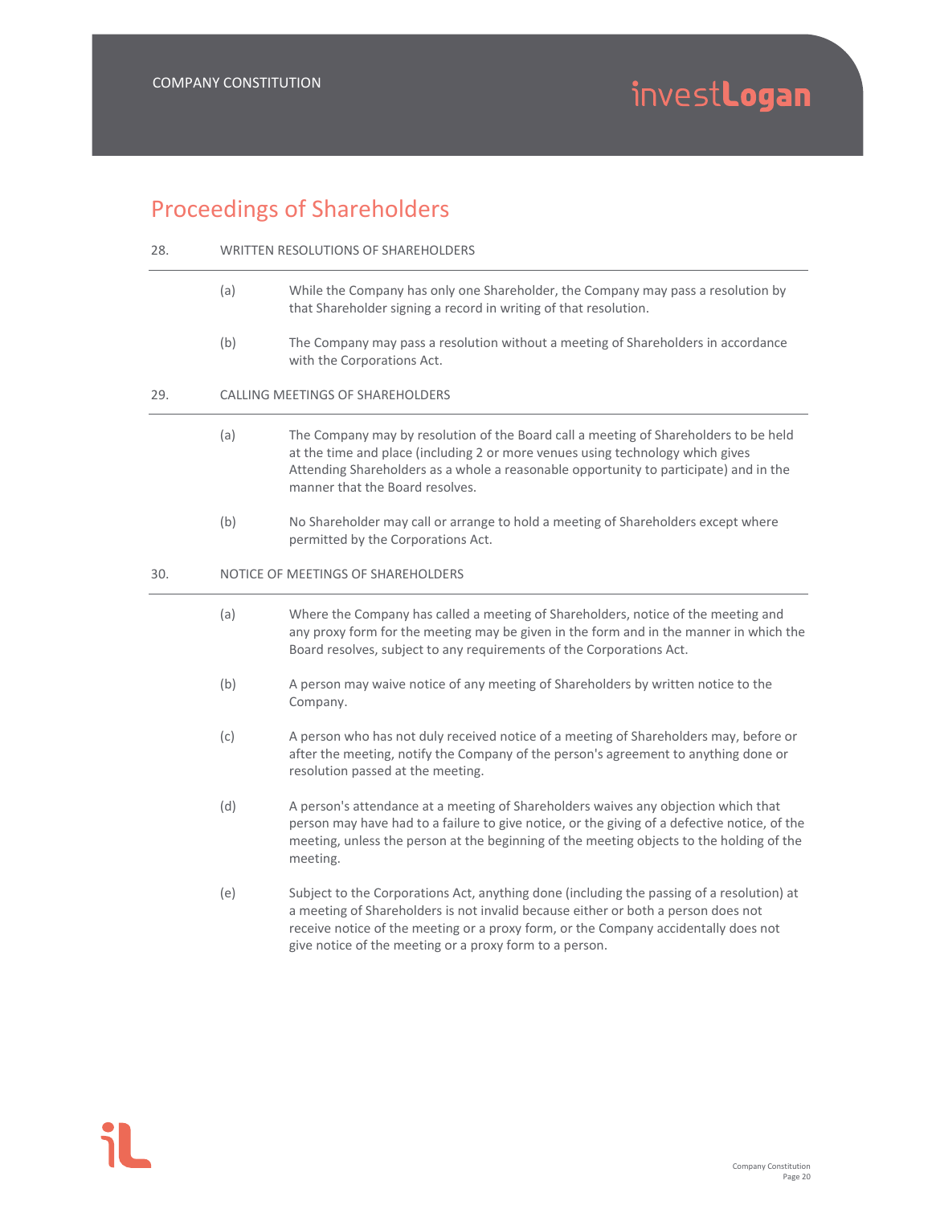## Proceedings of Shareholders

### 28. WRITTEN RESOLUTIONS OF SHAREHOLDERS

(a) While the Company has only one Shareholder, the Company may pass a resolution by that Shareholder signing a record in writing of that resolution.

(b) The Company may pass a resolution without a meeting of Shareholders in accordance with the Corporations Act.

### 29. CALLING MEETINGS OF SHAREHOLDERS

(a) The Company may by resolution of the Board call a meeting of Shareholders to be held at the time and place (including 2 or more venues using technology which gives Attending Shareholders as a whole a reasonable opportunity to participate) and in the manner that the Board resolves.

(b) No Shareholder may call or arrange to hold a meeting of Shareholders except where permitted by the Corporations Act.

### 30. NOTICE OF MEETINGS OF SHAREHOLDERS

(a) Where the Company has called a meeting of Shareholders, notice of the meeting and any proxy form for the meeting may be given in the form and in the manner in which the Board resolves, subject to any requirements of the Corporations Act.

(b) A person may waive notice of any meeting of Shareholders by written notice to the Company.

(c) A person who has not duly received notice of a meeting of Shareholders may, before or after the meeting, notify the Company of the person's agreement to anything done or resolution passed at the meeting.

(d) A person's attendance at a meeting of Shareholders waives any objection which that person may have had to a failure to give notice, or the giving of a defective notice, of the meeting, unless the person at the beginning of the meeting objects to the holding of the meeting.

(e) Subject to the Corporations Act, anything done (including the passing of a resolution) at a meeting of Shareholders is not invalid because either or both a person does not receive notice of the meeting or a proxy form, or the Company accidentally does not give notice of the meeting or a proxy form to a person.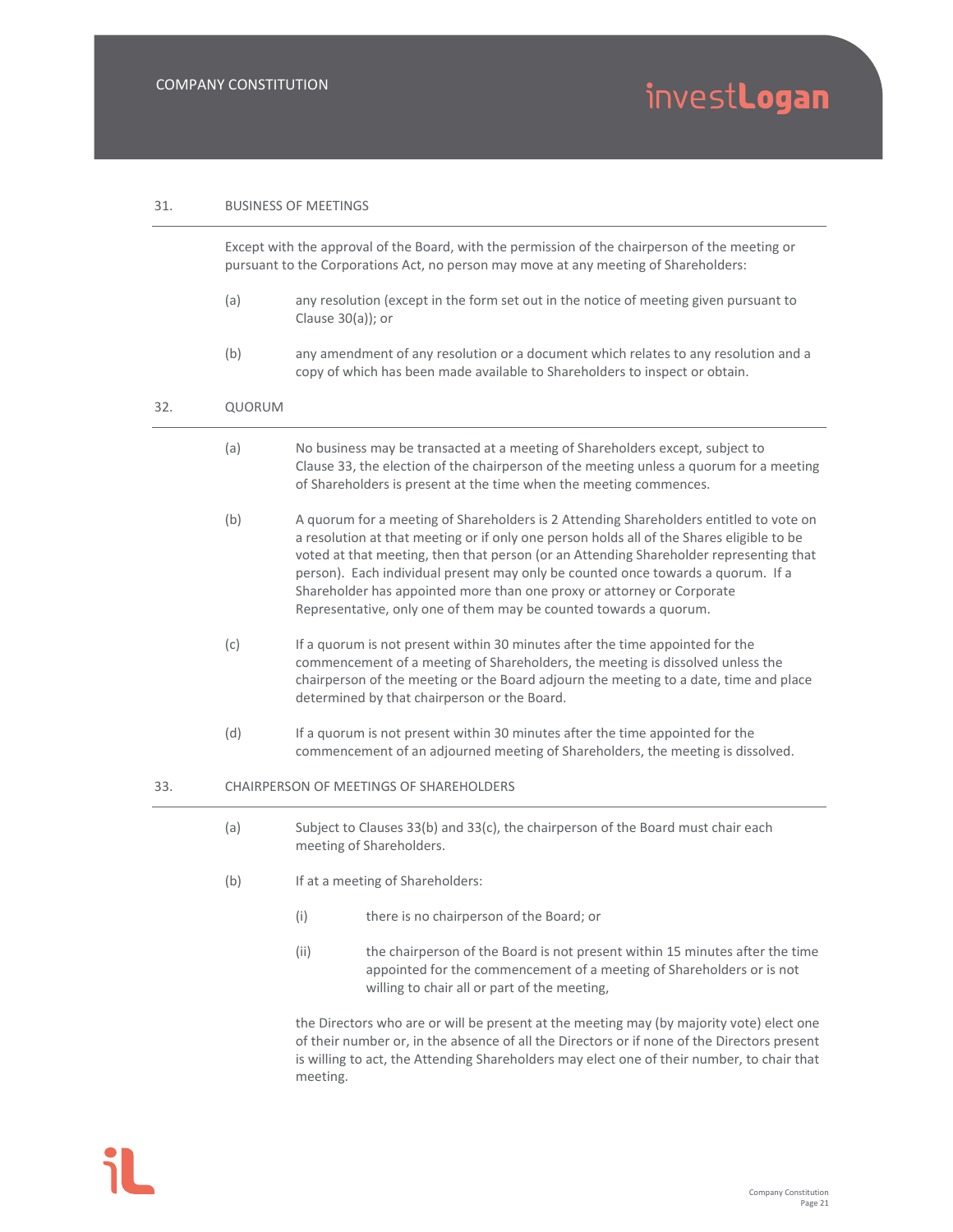## 31. BUSINESS OF MEETINGS

Except with the approval of the Board, with the permission of the chairperson of the meeting or pursuant to the Corporations Act, no person may move at any meeting of Shareholders:

(a) any resolution (except in the form set out in the notice of meeting given pursuant to Clause 30(a)); or

(b) any amendment of any resolution or a document which relates to any resolution and a copy of which has been made available to Shareholders to inspect or obtain.

## 32. QUORUM

(a) No business may be transacted at a meeting of Shareholders except, subject to Clause 33, the election of the chairperson of the meeting unless a quorum for a meeting of Shareholders is present at the time when the meeting commences.

(b) A quorum for a meeting of Shareholders is 2 Attending Shareholders entitled to vote on a resolution at that meeting or if only one person holds all of the Shares eligible to be voted at that meeting, then that person (or an Attending Shareholder representing that person). Each individual present may only be counted once towards a quorum. If a Shareholder has appointed more than one proxy or attorney or Corporate Representative, only one of them may be counted towards a quorum.

(c) If a quorum is not present within 30 minutes after the time appointed for the commencement of a meeting of Shareholders, the meeting is dissolved unless the chairperson of the meeting or the Board adjourn the meeting to a date, time and place determined by that chairperson or the Board.

(d) If a quorum is not present within 30 minutes after the time appointed for the commencement of an adjourned meeting of Shareholders, the meeting is dissolved.

## 33. CHAIRPERSON OF MEETINGS OF SHAREHOLDERS

(a) Subject to Clauses 33(b) and 33(c), the chairperson of the Board must chair each meeting of Shareholders.

(b) If at a meeting of Shareholders:

(i) there is no chairperson of the Board; or

(ii) the chairperson of the Board is not present within 15 minutes after the time appointed for the commencement of a meeting of Shareholders or is not willing to chair all or part of the meeting,

the Directors who are or will be present at the meeting may (by majority vote) elect one of their number or, in the absence of all the Directors or if none of the Directors present is willing to act, the Attending Shareholders may elect one of their number, to chair that meeting.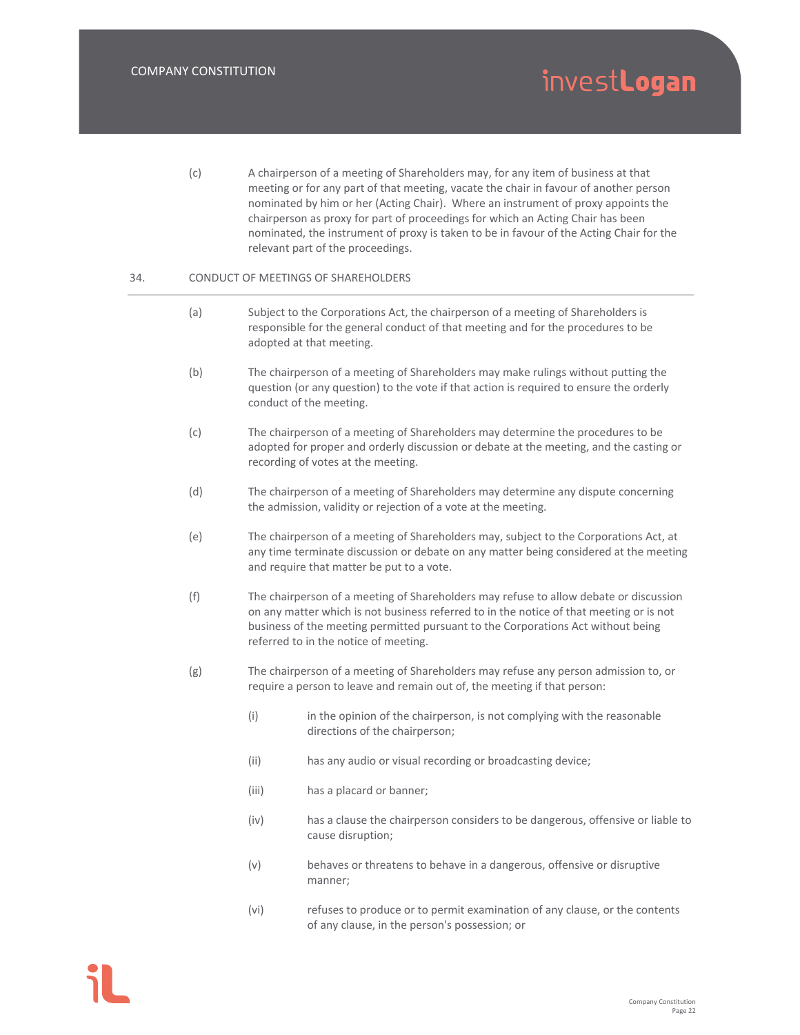(c) A chairperson of a meeting of Shareholders may, for any item of business at that meeting or for any part of that meeting, vacate the chair in favour of another person nominated by him or her (Acting Chair). Where an instrument of proxy appoints the chairperson as proxy for part of proceedings for which an Acting Chair has been nominated, the instrument of proxy is taken to be in favour of the Acting Chair for the relevant part of the proceedings.

## 34. CONDUCT OF MEETINGS OF SHAREHOLDERS

(a) Subject to the Corporations Act, the chairperson of a meeting of Shareholders is responsible for the general conduct of that meeting and for the procedures to be adopted at that meeting.

(b) The chairperson of a meeting of Shareholders may make rulings without putting the question (or any question) to the vote if that action is required to ensure the orderly conduct of the meeting.

(c) The chairperson of a meeting of Shareholders may determine the procedures to be adopted for proper and orderly discussion or debate at the meeting, and the casting or recording of votes at the meeting.

(d) The chairperson of a meeting of Shareholders may determine any dispute concerning the admission, validity or rejection of a vote at the meeting.

(e) The chairperson of a meeting of Shareholders may, subject to the Corporations Act, at any time terminate discussion or debate on any matter being considered at the meeting and require that matter be put to a vote.

(f) The chairperson of a meeting of Shareholders may refuse to allow debate or discussion on any matter which is not business referred to in the notice of that meeting or is not business of the meeting permitted pursuant to the Corporations Act without being referred to in the notice of meeting.

(g) The chairperson of a meeting of Shareholders may refuse any person admission to, or require a person to leave and remain out of, the meeting if that person:

(i) in the opinion of the chairperson, is not complying with the reasonable directions of the chairperson;

(ii) has any audio or visual recording or broadcasting device;

(iii) has a placard or banner;

(iv) has a clause the chairperson considers to be dangerous, offensive or liable to cause disruption;

(v) behaves or threatens to behave in a dangerous, offensive or disruptive manner;

(vi) refuses to produce or to permit examination of any clause, or the contents of any clause, in the person's possession; or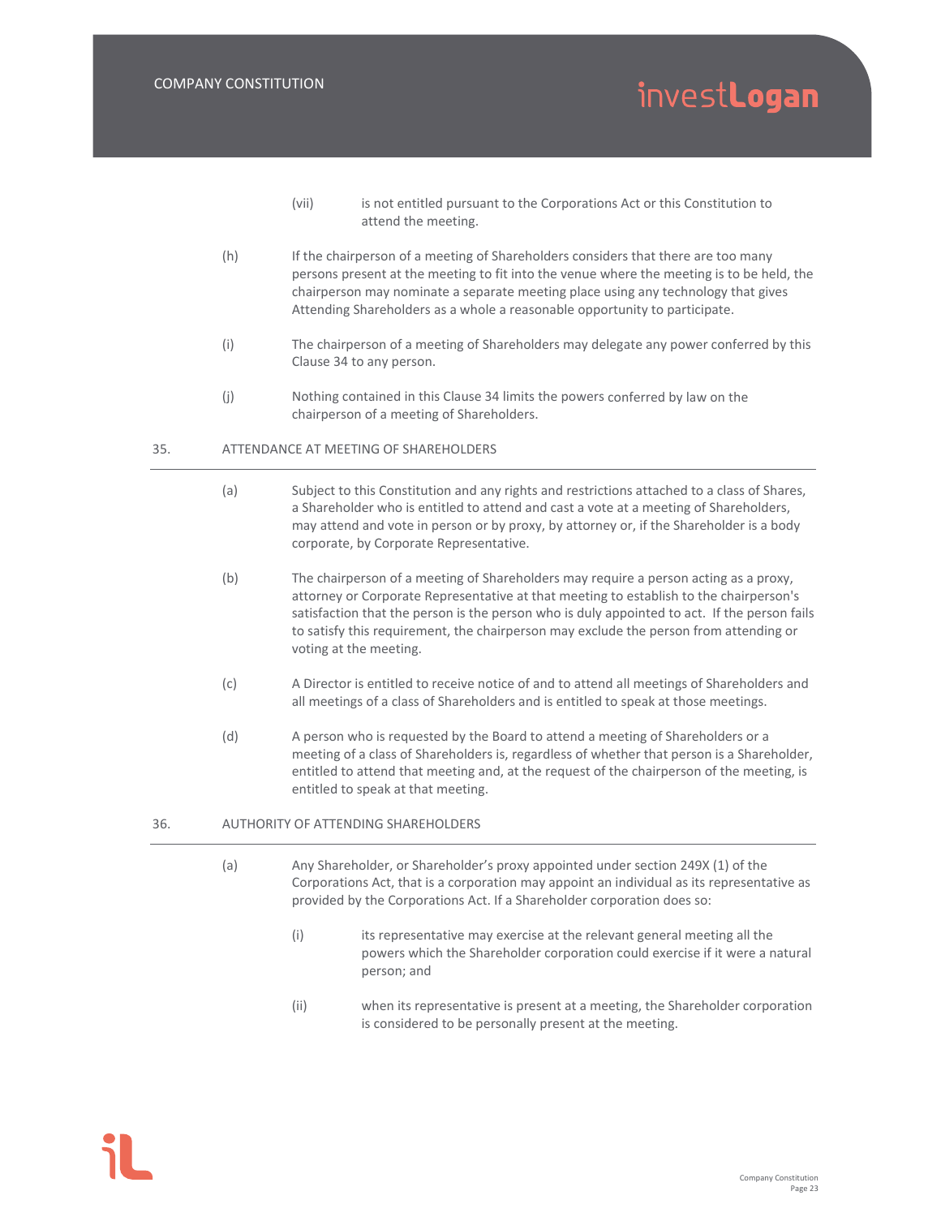(vii) is not entitled pursuant to the Corporations Act or this Constitution to attend the meeting.

(h) If the chairperson of a meeting of Shareholders considers that there are too many persons present at the meeting to fit into the venue where the meeting is to be held, the chairperson may nominate a separate meeting place using any technology that gives Attending Shareholders as a whole a reasonable opportunity to participate.

(i) The chairperson of a meeting of Shareholders may delegate any power conferred by this Clause 34 to any person.

(j) Nothing contained in this Clause 34 limits the powers conferred by law on the chairperson of a meeting of Shareholders.

## 35. ATTENDANCE AT MEETING OF SHAREHOLDERS

(a) Subject to this Constitution and any rights and restrictions attached to a class of Shares, a Shareholder who is entitled to attend and cast a vote at a meeting of Shareholders, may attend and vote in person or by proxy, by attorney or, if the Shareholder is a body corporate, by Corporate Representative.

(b) The chairperson of a meeting of Shareholders may require a person acting as a proxy, attorney or Corporate Representative at that meeting to establish to the chairperson's satisfaction that the person is the person who is duly appointed to act. If the person fails to satisfy this requirement, the chairperson may exclude the person from attending or voting at the meeting.

(c) A Director is entitled to receive notice of and to attend all meetings of Shareholders and all meetings of a class of Shareholders and is entitled to speak at those meetings.

(d) A person who is requested by the Board to attend a meeting of Shareholders or a meeting of a class of Shareholders is, regardless of whether that person is a Shareholder, entitled to attend that meeting and, at the request of the chairperson of the meeting, is entitled to speak at that meeting.

## 36. AUTHORITY OF ATTENDING SHAREHOLDERS

(a) Any Shareholder, or Shareholder's proxy appointed under section 249X (1) of the Corporations Act, that is a corporation may appoint an individual as its representative as provided by the Corporations Act. If a Shareholder corporation does so:

(i) its representative may exercise at the relevant general meeting all the powers which the Shareholder corporation could exercise if it were a natural person; and

(ii) when its representative is present at a meeting, the Shareholder corporation is considered to be personally present at the meeting.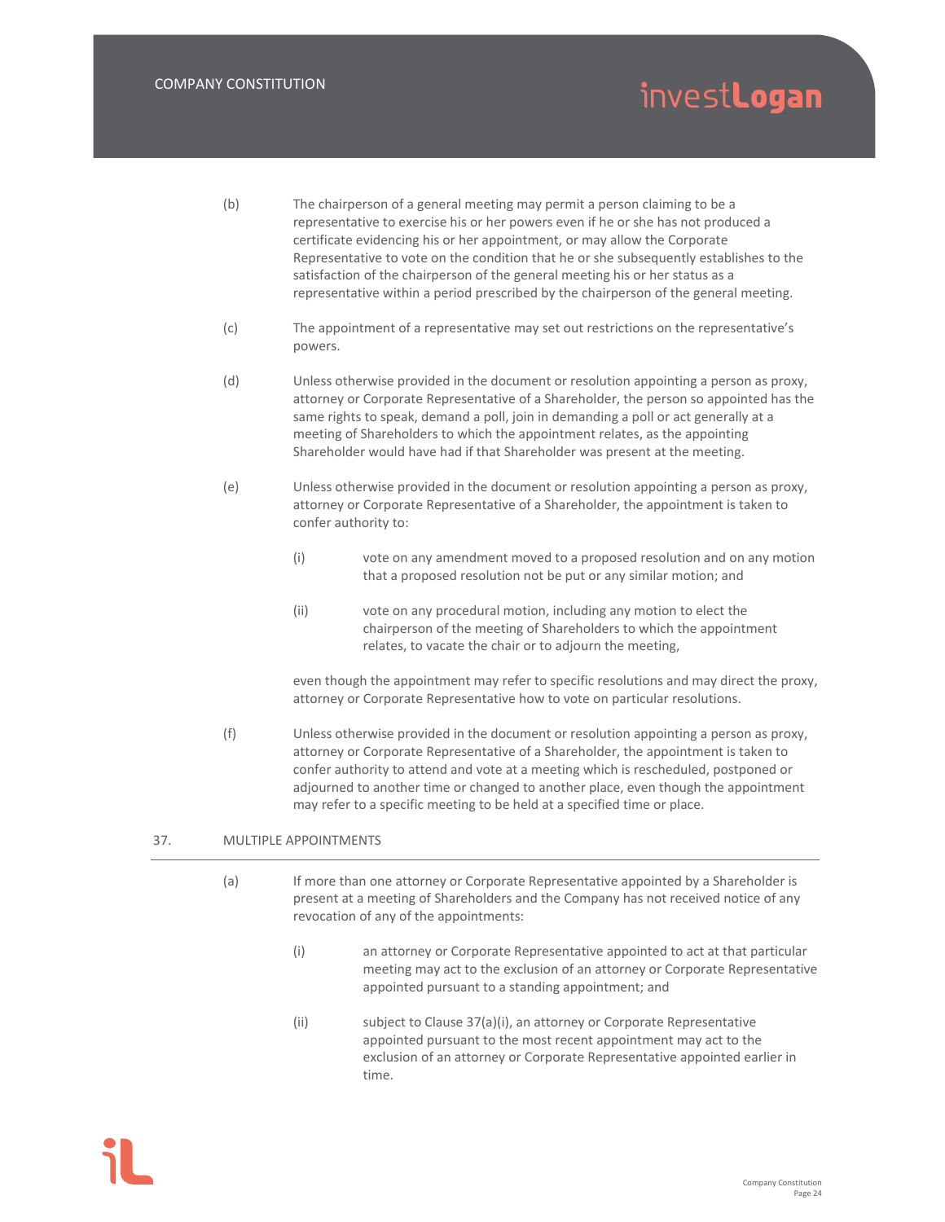(b) The chairperson of a general meeting may permit a person claiming to be a representative to exercise his or her powers even if he or she has not produced a certificate evidencing his or her appointment, or may allow the Corporate Representative to vote on the condition that he or she subsequently establishes to the satisfaction of the chairperson of the general meeting his or her status as a representative within a period prescribed by the chairperson of the general meeting.

(c) The appointment of a representative may set out restrictions on the representative's powers.

(d) Unless otherwise provided in the document or resolution appointing a person as proxy, attorney or Corporate Representative of a Shareholder, the person so appointed has the same rights to speak, demand a poll, join in demanding a poll or act generally at a meeting of Shareholders to which the appointment relates, as the appointing Shareholder would have had if that Shareholder was present at the meeting.

(e) Unless otherwise provided in the document or resolution appointing a person as proxy, attorney or Corporate Representative of a Shareholder, the appointment is taken to confer authority to:

  (i) vote on any amendment moved to a proposed resolution and on any motion that a proposed resolution not be put or any similar motion; and

  (ii) vote on any procedural motion, including any motion to elect the chairperson of the meeting of Shareholders to which the appointment relates, to vacate the chair or to adjourn the meeting,

even though the appointment may refer to specific resolutions and may direct the proxy, attorney or Corporate Representative how to vote on particular resolutions.

(f) Unless otherwise provided in the document or resolution appointing a person as proxy, attorney or Corporate Representative of a Shareholder, the appointment is taken to confer authority to attend and vote at a meeting which is rescheduled, postponed or adjourned to another time or changed to another place, even though the appointment may refer to a specific meeting to be held at a specified time or place.

## 37. MULTIPLE APPOINTMENTS

(a) If more than one attorney or Corporate Representative appointed by a Shareholder is present at a meeting of Shareholders and the Company has not received notice of any revocation of any of the appointments:

  (i) an attorney or Corporate Representative appointed to act at that particular meeting may act to the exclusion of an attorney or Corporate Representative appointed pursuant to a standing appointment; and

  (ii) subject to Clause 37(a)(i), an attorney or Corporate Representative appointed pursuant to the most recent appointment may act to the exclusion of an attorney or Corporate Representative appointed earlier in time.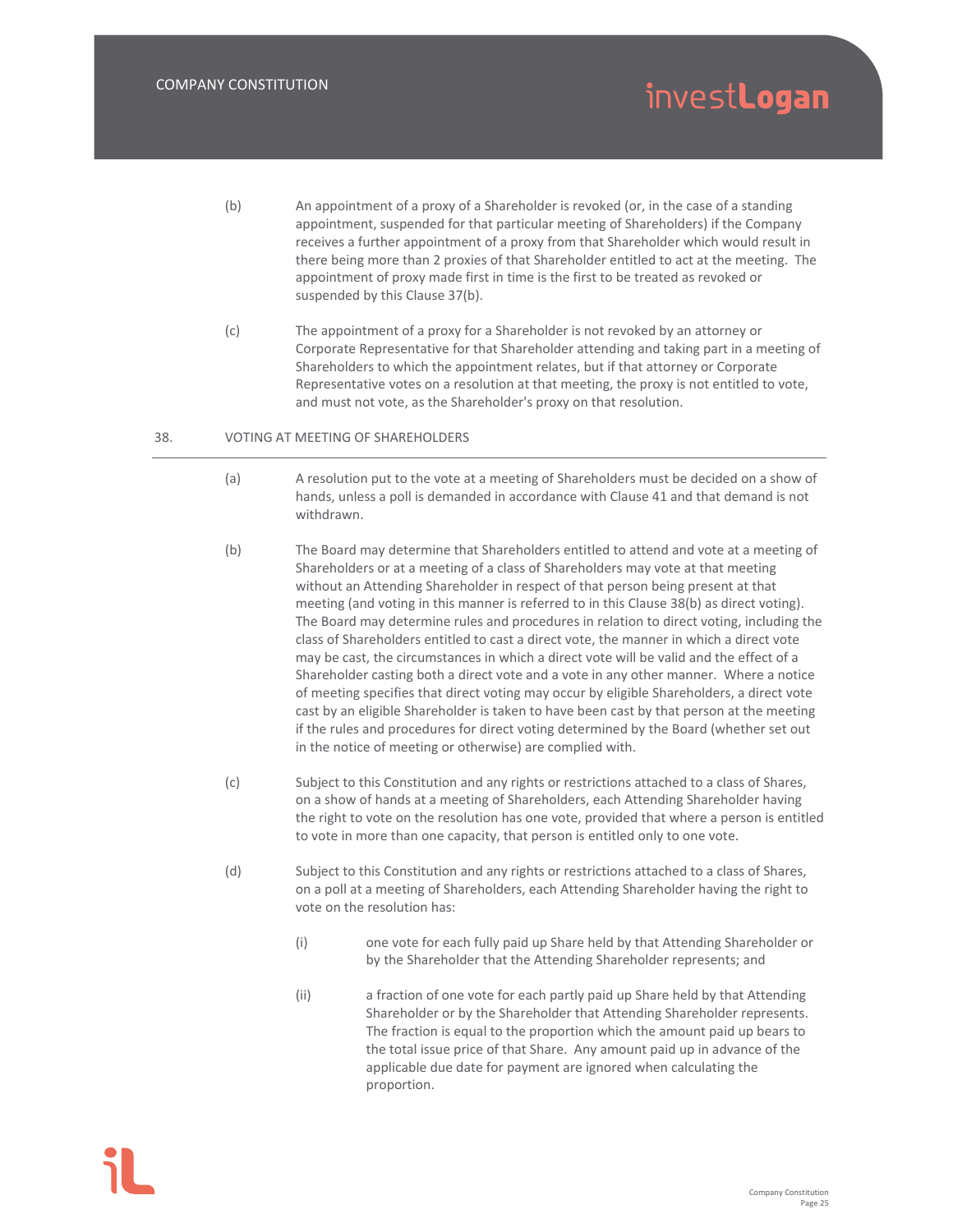(b) An appointment of a proxy of a Shareholder is revoked (or, in the case of a standing appointment, suspended for that particular meeting of Shareholders) if the Company receives a further appointment of a proxy from that Shareholder which would result in there being more than 2 proxies of that Shareholder entitled to act at the meeting. The appointment of proxy made first in time is the first to be treated as revoked or suspended by this Clause 37(b).

(c) The appointment of a proxy for a Shareholder is not revoked by an attorney or Corporate Representative for that Shareholder attending and taking part in a meeting of Shareholders to which the appointment relates, but if that attorney or Corporate Representative votes on a resolution at that meeting, the proxy is not entitled to vote, and must not vote, as the Shareholder's proxy on that resolution.

## 38. VOTING AT MEETING OF SHAREHOLDERS

(a) A resolution put to the vote at a meeting of Shareholders must be decided on a show of hands, unless a poll is demanded in accordance with Clause 41 and that demand is not withdrawn.

(b) The Board may determine that Shareholders entitled to attend and vote at a meeting of Shareholders or at a meeting of a class of Shareholders may vote at that meeting without an Attending Shareholder in respect of that person being present at that meeting (and voting in this manner is referred to in this Clause 38(b) as direct voting). The Board may determine rules and procedures in relation to direct voting, including the class of Shareholders entitled to cast a direct vote, the manner in which a direct vote may be cast, the circumstances in which a direct vote will be valid and the effect of a Shareholder casting both a direct vote and a vote in any other manner. Where a notice of meeting specifies that direct voting may occur by eligible Shareholders, a direct vote cast by an eligible Shareholder is taken to have been cast by that person at the meeting if the rules and procedures for direct voting determined by the Board (whether set out in the notice of meeting or otherwise) are complied with.

(c) Subject to this Constitution and any rights or restrictions attached to a class of Shares, on a show of hands at a meeting of Shareholders, each Attending Shareholder having the right to vote on the resolution has one vote, provided that where a person is entitled to vote in more than one capacity, that person is entitled only to one vote.

(d) Subject to this Constitution and any rights or restrictions attached to a class of Shares, on a poll at a meeting of Shareholders, each Attending Shareholder having the right to vote on the resolution has:

(i) one vote for each fully paid up Share held by that Attending Shareholder or by the Shareholder that the Attending Shareholder represents; and

(ii) a fraction of one vote for each partly paid up Share held by that Attending Shareholder or by the Shareholder that Attending Shareholder represents. The fraction is equal to the proportion which the amount paid up bears to the total issue price of that Share. Any amount paid up in advance of the applicable due date for payment are ignored when calculating the proportion.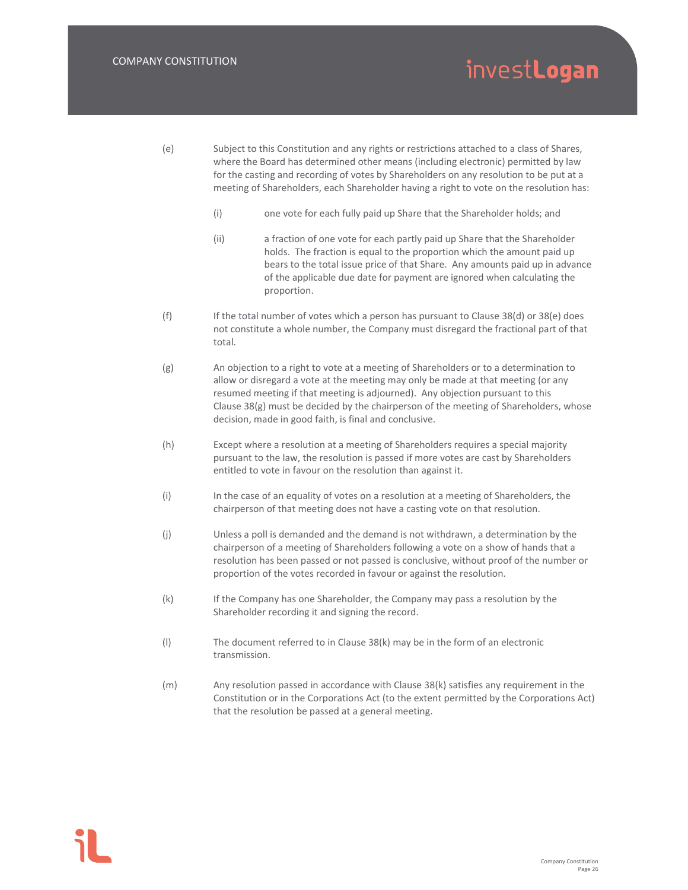(e) Subject to this Constitution and any rights or restrictions attached to a class of Shares, where the Board has determined other means (including electronic) permitted by law for the casting and recording of votes by Shareholders on any resolution to be put at a meeting of Shareholders, each Shareholder having a right to vote on the resolution has:

  (i) one vote for each fully paid up Share that the Shareholder holds; and

  (ii) a fraction of one vote for each partly paid up Share that the Shareholder holds. The fraction is equal to the proportion which the amount paid up bears to the total issue price of that Share. Any amounts paid up in advance of the applicable due date for payment are ignored when calculating the proportion.

(f) If the total number of votes which a person has pursuant to Clause 38(d) or 38(e) does not constitute a whole number, the Company must disregard the fractional part of that total.

(g) An objection to a right to vote at a meeting of Shareholders or to a determination to allow or disregard a vote at the meeting may only be made at that meeting (or any resumed meeting if that meeting is adjourned). Any objection pursuant to this Clause 38(g) must be decided by the chairperson of the meeting of Shareholders, whose decision, made in good faith, is final and conclusive.

(h) Except where a resolution at a meeting of Shareholders requires a special majority pursuant to the law, the resolution is passed if more votes are cast by Shareholders entitled to vote in favour on the resolution than against it.

(i) In the case of an equality of votes on a resolution at a meeting of Shareholders, the chairperson of that meeting does not have a casting vote on that resolution.

(j) Unless a poll is demanded and the demand is not withdrawn, a determination by the chairperson of a meeting of Shareholders following a vote on a show of hands that a resolution has been passed or not passed is conclusive, without proof of the number or proportion of the votes recorded in favour or against the resolution.

(k) If the Company has one Shareholder, the Company may pass a resolution by the Shareholder recording it and signing the record.

(l) The document referred to in Clause 38(k) may be in the form of an electronic transmission.

(m) Any resolution passed in accordance with Clause 38(k) satisfies any requirement in the Constitution or in the Corporations Act (to the extent permitted by the Corporations Act) that the resolution be passed at a general meeting.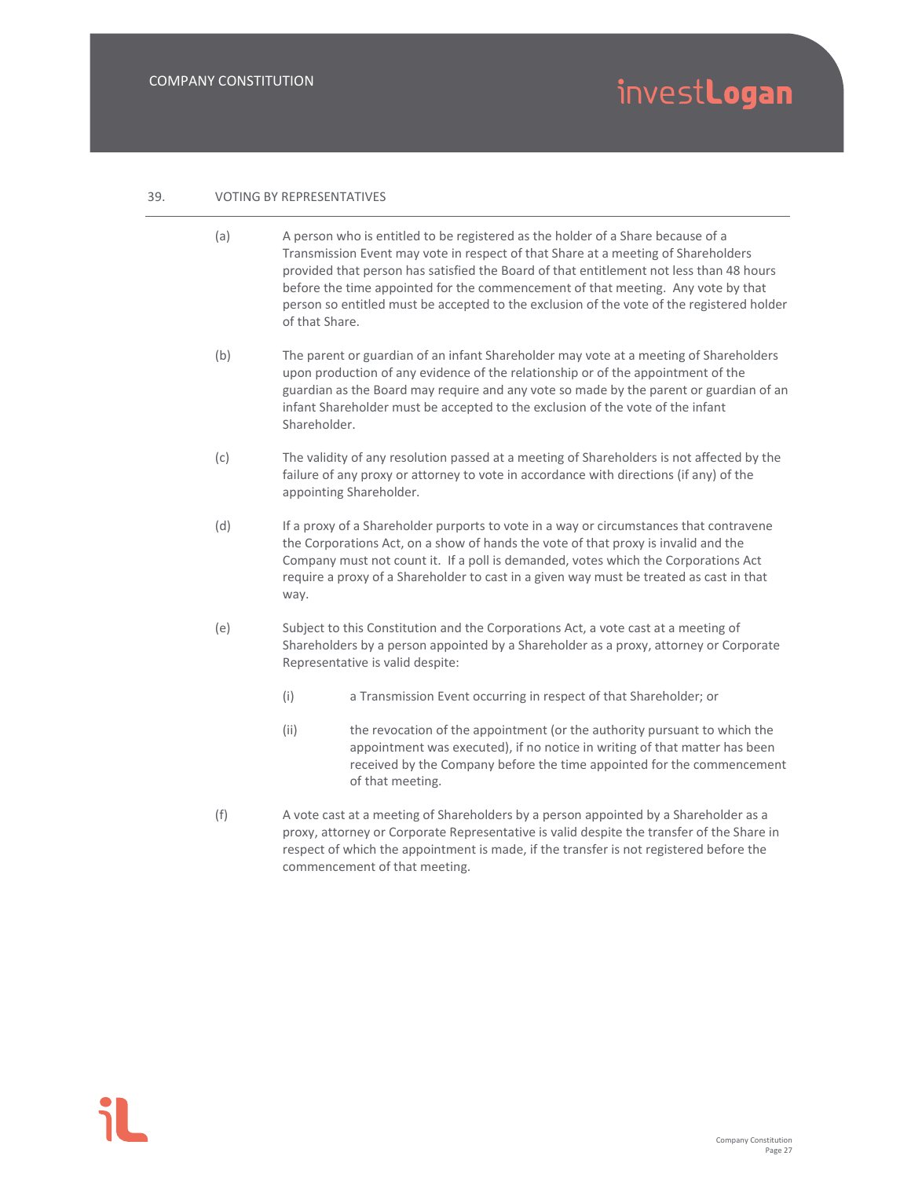## 39. VOTING BY REPRESENTATIVES

(a) A person who is entitled to be registered as the holder of a Share because of a Transmission Event may vote in respect of that Share at a meeting of Shareholders provided that person has satisfied the Board of that entitlement not less than 48 hours before the time appointed for the commencement of that meeting. Any vote by that person so entitled must be accepted to the exclusion of the vote of the registered holder of that Share.

(b) The parent or guardian of an infant Shareholder may vote at a meeting of Shareholders upon production of any evidence of the relationship or of the appointment of the guardian as the Board may require and any vote so made by the parent or guardian of an infant Shareholder must be accepted to the exclusion of the vote of the infant Shareholder.

(c) The validity of any resolution passed at a meeting of Shareholders is not affected by the failure of any proxy or attorney to vote in accordance with directions (if any) of the appointing Shareholder.

(d) If a proxy of a Shareholder purports to vote in a way or circumstances that contravene the Corporations Act, on a show of hands the vote of that proxy is invalid and the Company must not count it. If a poll is demanded, votes which the Corporations Act require a proxy of a Shareholder to cast in a given way must be treated as cast in that way.

(e) Subject to this Constitution and the Corporations Act, a vote cast at a meeting of Shareholders by a person appointed by a Shareholder as a proxy, attorney or Corporate Representative is valid despite:

  (i) a Transmission Event occurring in respect of that Shareholder; or

  (ii) the revocation of the appointment (or the authority pursuant to which the appointment was executed), if no notice in writing of that matter has been received by the Company before the time appointed for the commencement of that meeting.

(f) A vote cast at a meeting of Shareholders by a person appointed by a Shareholder as a proxy, attorney or Corporate Representative is valid despite the transfer of the Share in respect of which the appointment is made, if the transfer is not registered before the commencement of that meeting.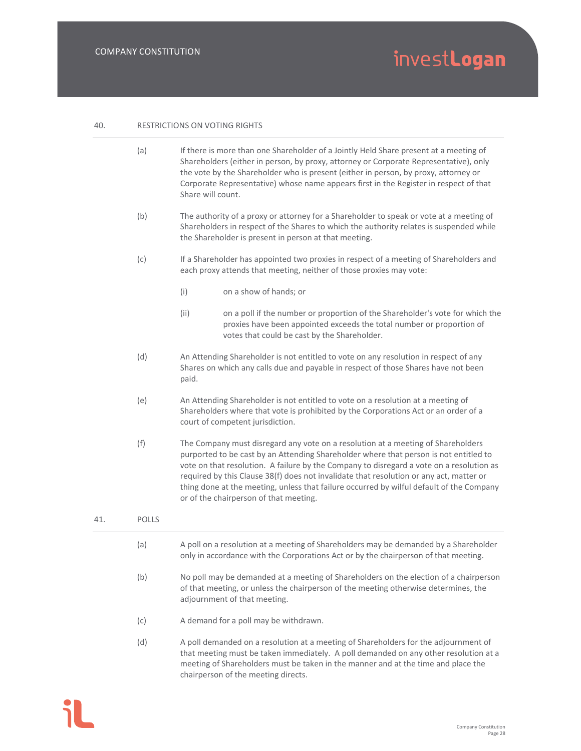## 40. RESTRICTIONS ON VOTING RIGHTS

(a) If there is more than one Shareholder of a Jointly Held Share present at a meeting of Shareholders (either in person, by proxy, attorney or Corporate Representative), only the vote by the Shareholder who is present (either in person, by proxy, attorney or Corporate Representative) whose name appears first in the Register in respect of that Share will count.

(b) The authority of a proxy or attorney for a Shareholder to speak or vote at a meeting of Shareholders in respect of the Shares to which the authority relates is suspended while the Shareholder is present in person at that meeting.

(c) If a Shareholder has appointed two proxies in respect of a meeting of Shareholders and each proxy attends that meeting, neither of those proxies may vote:

- (i) on a show of hands; or
- (ii) on a poll if the number or proportion of the Shareholder's vote for which the proxies have been appointed exceeds the total number or proportion of votes that could be cast by the Shareholder.

(d) An Attending Shareholder is not entitled to vote on any resolution in respect of any Shares on which any calls due and payable in respect of those Shares have not been paid.

(e) An Attending Shareholder is not entitled to vote on a resolution at a meeting of Shareholders where that vote is prohibited by the Corporations Act or an order of a court of competent jurisdiction.

(f) The Company must disregard any vote on a resolution at a meeting of Shareholders purported to be cast by an Attending Shareholder where that person is not entitled to vote on that resolution. A failure by the Company to disregard a vote on a resolution as required by this Clause 38(f) does not invalidate that resolution or any act, matter or thing done at the meeting, unless that failure occurred by wilful default of the Company or of the chairperson of that meeting.

## 41. POLLS

(a) A poll on a resolution at a meeting of Shareholders may be demanded by a Shareholder only in accordance with the Corporations Act or by the chairperson of that meeting.

(b) No poll may be demanded at a meeting of Shareholders on the election of a chairperson of that meeting, or unless the chairperson of the meeting otherwise determines, the adjournment of that meeting.

(c) A demand for a poll may be withdrawn.

(d) A poll demanded on a resolution at a meeting of Shareholders for the adjournment of that meeting must be taken immediately. A poll demanded on any other resolution at a meeting of Shareholders must be taken in the manner and at the time and place the chairperson of the meeting directs.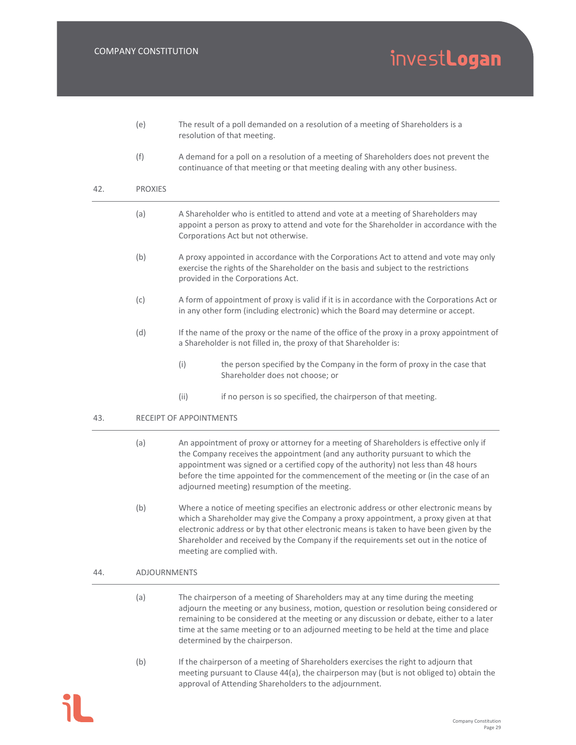(e) The result of a poll demanded on a resolution of a meeting of Shareholders is a resolution of that meeting.

(f) A demand for a poll on a resolution of a meeting of Shareholders does not prevent the continuance of that meeting or that meeting dealing with any other business.

## 42. PROXIES

(a) A Shareholder who is entitled to attend and vote at a meeting of Shareholders may appoint a person as proxy to attend and vote for the Shareholder in accordance with the Corporations Act but not otherwise.

(b) A proxy appointed in accordance with the Corporations Act to attend and vote may only exercise the rights of the Shareholder on the basis and subject to the restrictions provided in the Corporations Act.

(c) A form of appointment of proxy is valid if it is in accordance with the Corporations Act or in any other form (including electronic) which the Board may determine or accept.

(d) If the name of the proxy or the name of the office of the proxy in a proxy appointment of a Shareholder is not filled in, the proxy of that Shareholder is:

- (i) the person specified by the Company in the form of proxy in the case that Shareholder does not choose; or
- (ii) if no person is so specified, the chairperson of that meeting.

## 43. RECEIPT OF APPOINTMENTS

(a) An appointment of proxy or attorney for a meeting of Shareholders is effective only if the Company receives the appointment (and any authority pursuant to which the appointment was signed or a certified copy of the authority) not less than 48 hours before the time appointed for the commencement of the meeting or (in the case of an adjourned meeting) resumption of the meeting.

(b) Where a notice of meeting specifies an electronic address or other electronic means by which a Shareholder may give the Company a proxy appointment, a proxy given at that electronic address or by that other electronic means is taken to have been given by the Shareholder and received by the Company if the requirements set out in the notice of meeting are complied with.

## 44. ADJOURNMENTS

(a) The chairperson of a meeting of Shareholders may at any time during the meeting adjourn the meeting or any business, motion, question or resolution being considered or remaining to be considered at the meeting or any discussion or debate, either to a later time at the same meeting or to an adjourned meeting to be held at the time and place determined by the chairperson.

(b) If the chairperson of a meeting of Shareholders exercises the right to adjourn that meeting pursuant to Clause 44(a), the chairperson may (but is not obliged to) obtain the approval of Attending Shareholders to the adjournment.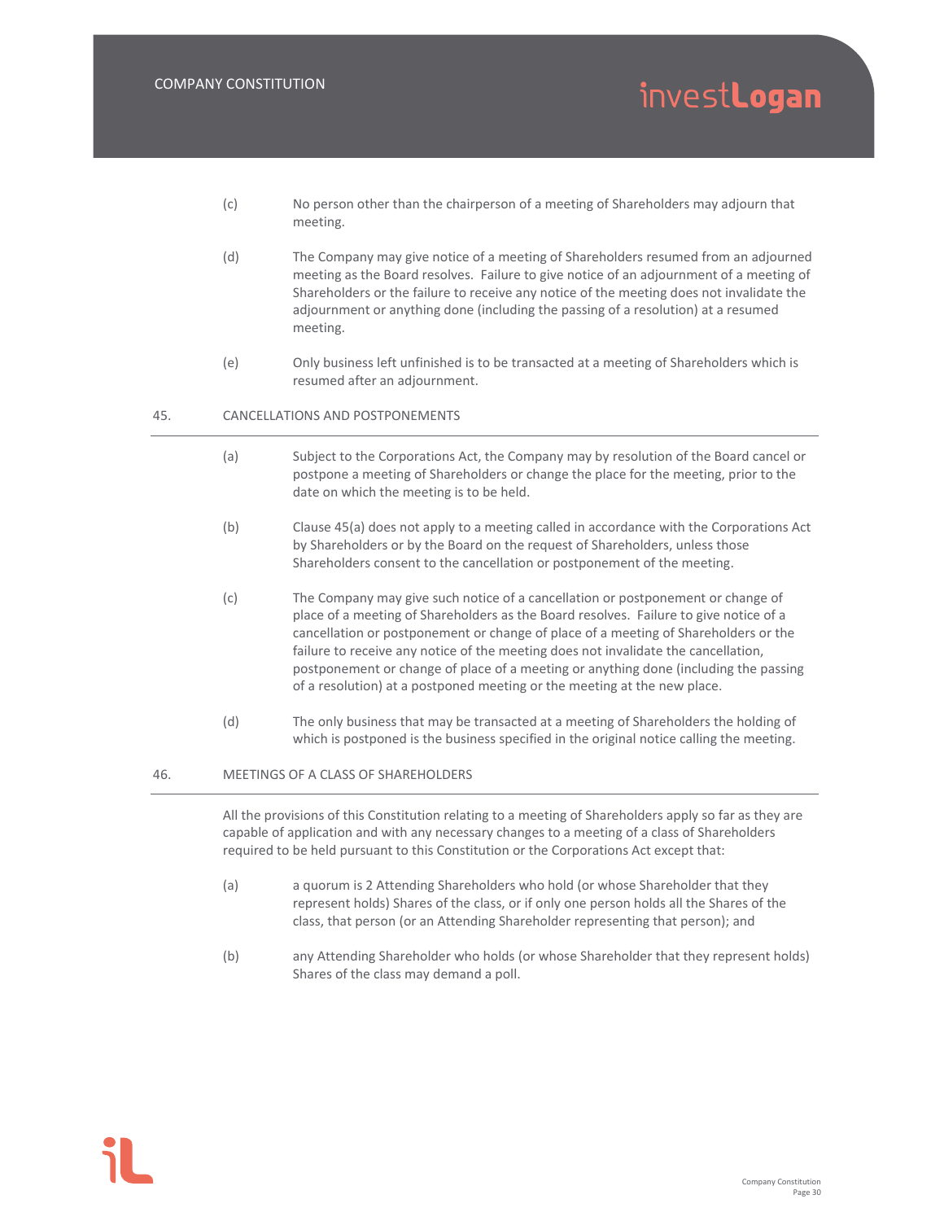(c) No person other than the chairperson of a meeting of Shareholders may adjourn that meeting.

(d) The Company may give notice of a meeting of Shareholders resumed from an adjourned meeting as the Board resolves. Failure to give notice of an adjournment of a meeting of Shareholders or the failure to receive any notice of the meeting does not invalidate the adjournment or anything done (including the passing of a resolution) at a resumed meeting.

(e) Only business left unfinished is to be transacted at a meeting of Shareholders which is resumed after an adjournment.

## 45. CANCELLATIONS AND POSTPONEMENTS

(a) Subject to the Corporations Act, the Company may by resolution of the Board cancel or postpone a meeting of Shareholders or change the place for the meeting, prior to the date on which the meeting is to be held.

(b) Clause 45(a) does not apply to a meeting called in accordance with the Corporations Act by Shareholders or by the Board on the request of Shareholders, unless those Shareholders consent to the cancellation or postponement of the meeting.

(c) The Company may give such notice of a cancellation or postponement or change of place of a meeting of Shareholders as the Board resolves. Failure to give notice of a cancellation or postponement or change of place of a meeting of Shareholders or the failure to receive any notice of the meeting does not invalidate the cancellation, postponement or change of place of a meeting or anything done (including the passing of a resolution) at a postponed meeting or the meeting at the new place.

(d) The only business that may be transacted at a meeting of Shareholders the holding of which is postponed is the business specified in the original notice calling the meeting.

## 46. MEETINGS OF A CLASS OF SHAREHOLDERS

All the provisions of this Constitution relating to a meeting of Shareholders apply so far as they are capable of application and with any necessary changes to a meeting of a class of Shareholders required to be held pursuant to this Constitution or the Corporations Act except that:

(a) a quorum is 2 Attending Shareholders who hold (or whose Shareholder that they represent holds) Shares of the class, or if only one person holds all the Shares of the class, that person (or an Attending Shareholder representing that person); and

(b) any Attending Shareholder who holds (or whose Shareholder that they represent holds) Shares of the class may demand a poll.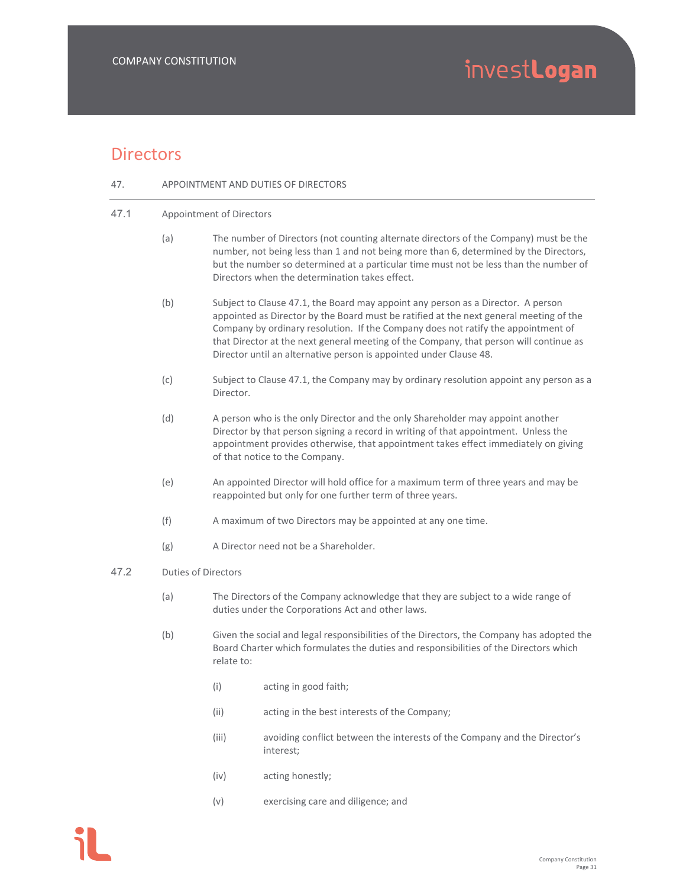# Directors

## 47. APPOINTMENT AND DUTIES OF DIRECTORS

### 47.1 Appointment of Directors

(a) The number of Directors (not counting alternate directors of the Company) must be the number, not being less than 1 and not being more than 6, determined by the Directors, but the number so determined at a particular time must not be less than the number of Directors when the determination takes effect.

(b) Subject to Clause 47.1, the Board may appoint any person as a Director. A person appointed as Director by the Board must be ratified at the next general meeting of the Company by ordinary resolution. If the Company does not ratify the appointment of that Director at the next general meeting of the Company, that person will continue as Director until an alternative person is appointed under Clause 48.

(c) Subject to Clause 47.1, the Company may by ordinary resolution appoint any person as a Director.

(d) A person who is the only Director and the only Shareholder may appoint another Director by that person signing a record in writing of that appointment. Unless the appointment provides otherwise, that appointment takes effect immediately on giving of that notice to the Company.

(e) An appointed Director will hold office for a maximum term of three years and may be reappointed but only for one further term of three years.

(f) A maximum of two Directors may be appointed at any one time.

(g) A Director need not be a Shareholder.

### 47.2 Duties of Directors

(a) The Directors of the Company acknowledge that they are subject to a wide range of duties under the Corporations Act and other laws.

(b) Given the social and legal responsibilities of the Directors, the Company has adopted the Board Charter which formulates the duties and responsibilities of the Directors which relate to:

(i) acting in good faith;

(ii) acting in the best interests of the Company;

(iii) avoiding conflict between the interests of the Company and the Director's interest;

(iv) acting honestly;

(v) exercising care and diligence; and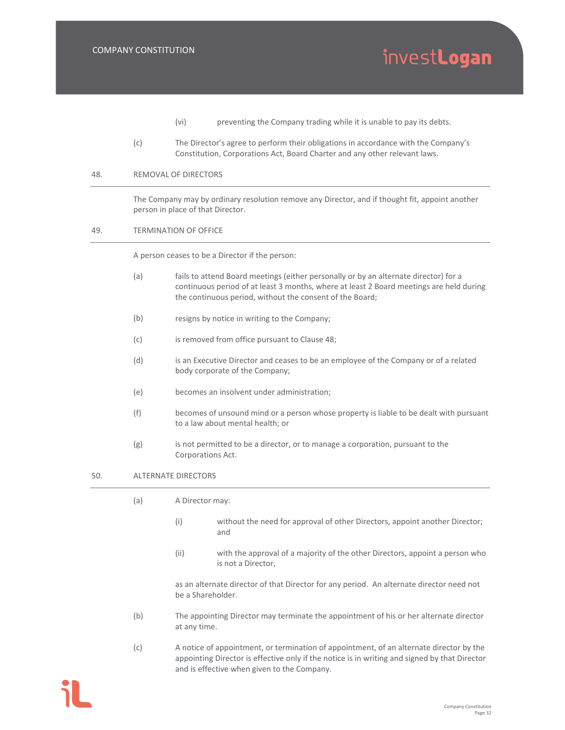(vi) preventing the Company trading while it is unable to pay its debts.

(c) The Director's agree to perform their obligations in accordance with the Company's Constitution, Corporations Act, Board Charter and any other relevant laws.

## 48. REMOVAL OF DIRECTORS

The Company may by ordinary resolution remove any Director, and if thought fit, appoint another person in place of that Director.

## 49. TERMINATION OF OFFICE

A person ceases to be a Director if the person:

(a) fails to attend Board meetings (either personally or by an alternate director) for a continuous period of at least 3 months, where at least 2 Board meetings are held during the continuous period, without the consent of the Board;

(b) resigns by notice in writing to the Company;

(c) is removed from office pursuant to Clause 48;

(d) is an Executive Director and ceases to be an employee of the Company or of a related body corporate of the Company;

(e) becomes an insolvent under administration;

(f) becomes of unsound mind or a person whose property is liable to be dealt with pursuant to a law about mental health; or

(g) is not permitted to be a director, or to manage a corporation, pursuant to the Corporations Act.

## 50. ALTERNATE DIRECTORS

(a) A Director may:

(i) without the need for approval of other Directors, appoint another Director; and

(ii) with the approval of a majority of the other Directors, appoint a person who is not a Director,

as an alternate director of that Director for any period. An alternate director need not be a Shareholder.

(b) The appointing Director may terminate the appointment of his or her alternate director at any time.

(c) A notice of appointment, or termination of appointment, of an alternate director by the appointing Director is effective only if the notice is in writing and signed by that Director and is effective when given to the Company.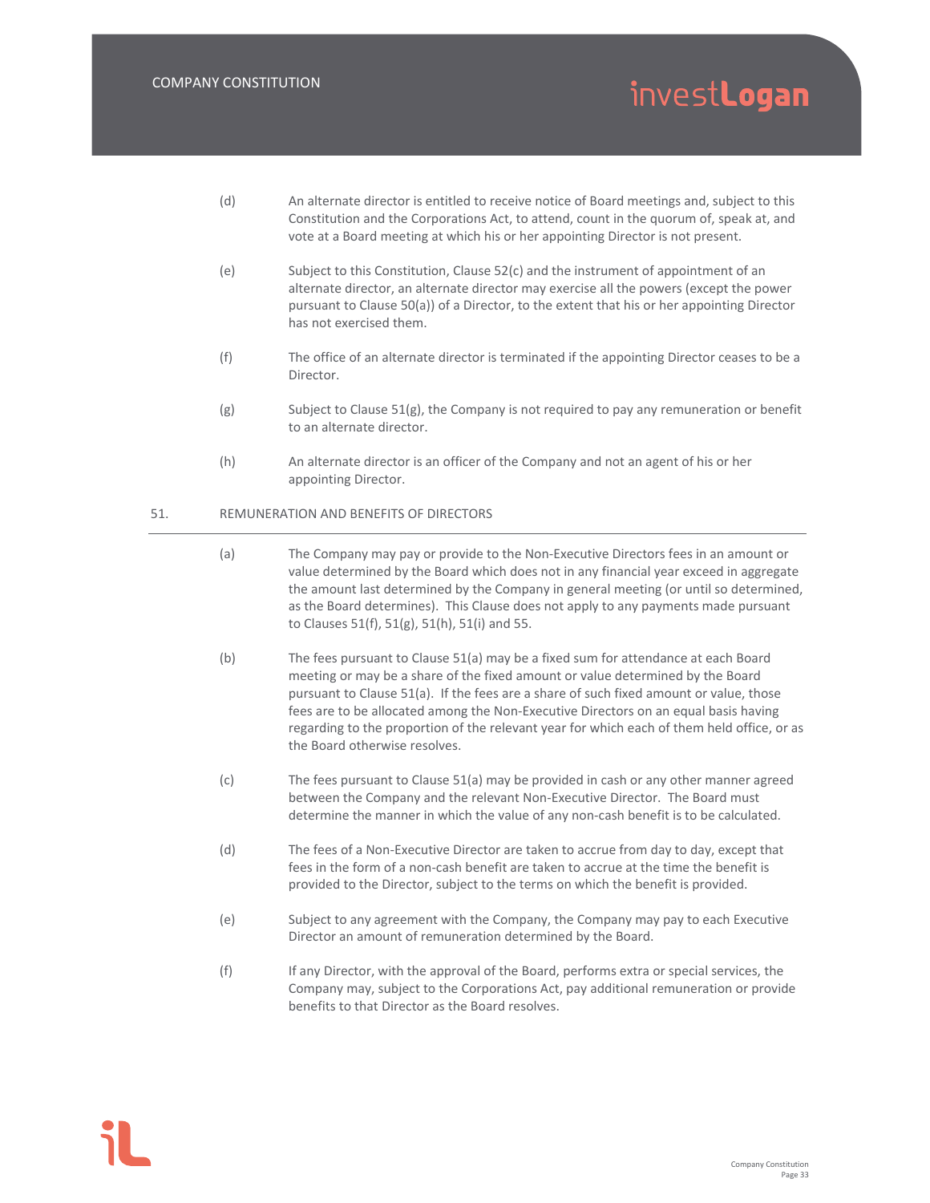(d) An alternate director is entitled to receive notice of Board meetings and, subject to this Constitution and the Corporations Act, to attend, count in the quorum of, speak at, and vote at a Board meeting at which his or her appointing Director is not present.

(e) Subject to this Constitution, Clause 52(c) and the instrument of appointment of an alternate director, an alternate director may exercise all the powers (except the power pursuant to Clause 50(a)) of a Director, to the extent that his or her appointing Director has not exercised them.

(f) The office of an alternate director is terminated if the appointing Director ceases to be a Director.

(g) Subject to Clause 51(g), the Company is not required to pay any remuneration or benefit to an alternate director.

(h) An alternate director is an officer of the Company and not an agent of his or her appointing Director.

## 51. REMUNERATION AND BENEFITS OF DIRECTORS

(a) The Company may pay or provide to the Non-Executive Directors fees in an amount or value determined by the Board which does not in any financial year exceed in aggregate the amount last determined by the Company in general meeting (or until so determined, as the Board determines). This Clause does not apply to any payments made pursuant to Clauses 51(f), 51(g), 51(h), 51(i) and 55.

(b) The fees pursuant to Clause 51(a) may be a fixed sum for attendance at each Board meeting or may be a share of the fixed amount or value determined by the Board pursuant to Clause 51(a). If the fees are a share of such fixed amount or value, those fees are to be allocated among the Non-Executive Directors on an equal basis having regarding to the proportion of the relevant year for which each of them held office, or as the Board otherwise resolves.

(c) The fees pursuant to Clause 51(a) may be provided in cash or any other manner agreed between the Company and the relevant Non-Executive Director. The Board must determine the manner in which the value of any non-cash benefit is to be calculated.

(d) The fees of a Non-Executive Director are taken to accrue from day to day, except that fees in the form of a non-cash benefit are taken to accrue at the time the benefit is provided to the Director, subject to the terms on which the benefit is provided.

(e) Subject to any agreement with the Company, the Company may pay to each Executive Director an amount of remuneration determined by the Board.

(f) If any Director, with the approval of the Board, performs extra or special services, the Company may, subject to the Corporations Act, pay additional remuneration or provide benefits to that Director as the Board resolves.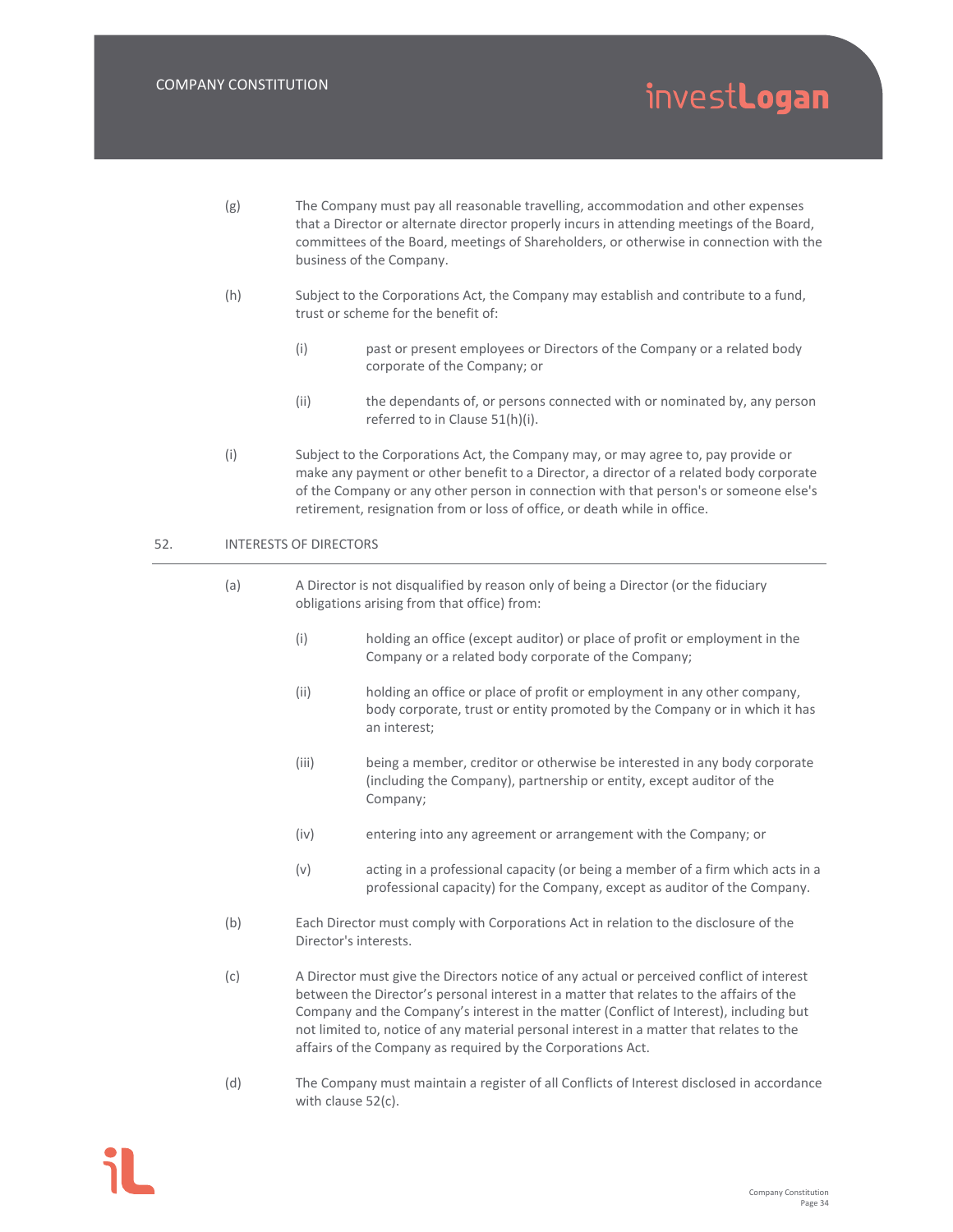(g) The Company must pay all reasonable travelling, accommodation and other expenses that a Director or alternate director properly incurs in attending meetings of the Board, committees of the Board, meetings of Shareholders, or otherwise in connection with the business of the Company.

(h) Subject to the Corporations Act, the Company may establish and contribute to a fund, trust or scheme for the benefit of:

- (i) past or present employees or Directors of the Company or a related body corporate of the Company; or
- (ii) the dependants of, or persons connected with or nominated by, any person referred to in Clause 51(h)(i).

(i) Subject to the Corporations Act, the Company may, or may agree to, pay provide or make any payment or other benefit to a Director, a director of a related body corporate of the Company or any other person in connection with that person's or someone else's retirement, resignation from or loss of office, or death while in office.

## 52. INTERESTS OF DIRECTORS

(a) A Director is not disqualified by reason only of being a Director (or the fiduciary obligations arising from that office) from:

- (i) holding an office (except auditor) or place of profit or employment in the Company or a related body corporate of the Company;
- (ii) holding an office or place of profit or employment in any other company, body corporate, trust or entity promoted by the Company or in which it has an interest;
- (iii) being a member, creditor or otherwise be interested in any body corporate (including the Company), partnership or entity, except auditor of the Company;
- (iv) entering into any agreement or arrangement with the Company; or
- (v) acting in a professional capacity (or being a member of a firm which acts in a professional capacity) for the Company, except as auditor of the Company.

(b) Each Director must comply with Corporations Act in relation to the disclosure of the Director's interests.

(c) A Director must give the Directors notice of any actual or perceived conflict of interest between the Director's personal interest in a matter that relates to the affairs of the Company and the Company's interest in the matter (Conflict of Interest), including but not limited to, notice of any material personal interest in a matter that relates to the affairs of the Company as required by the Corporations Act.

(d) The Company must maintain a register of all Conflicts of Interest disclosed in accordance with clause 52(c).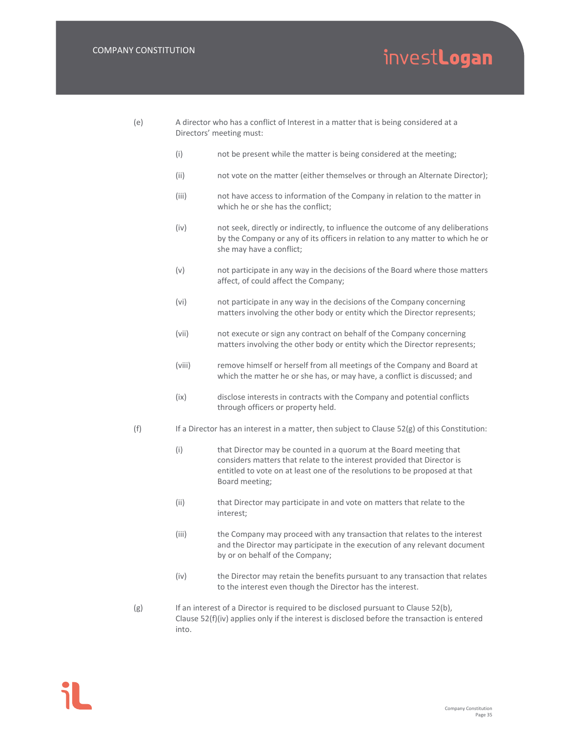(e) A director who has a conflict of Interest in a matter that is being considered at a Directors' meeting must:

  (i) not be present while the matter is being considered at the meeting;

  (ii) not vote on the matter (either themselves or through an Alternate Director);

  (iii) not have access to information of the Company in relation to the matter in which he or she has the conflict;

  (iv) not seek, directly or indirectly, to influence the outcome of any deliberations by the Company or any of its officers in relation to any matter to which he or she may have a conflict;

  (v) not participate in any way in the decisions of the Board where those matters affect, of could affect the Company;

  (vi) not participate in any way in the decisions of the Company concerning matters involving the other body or entity which the Director represents;

  (vii) not execute or sign any contract on behalf of the Company concerning matters involving the other body or entity which the Director represents;

  (viii) remove himself or herself from all meetings of the Company and Board at which the matter he or she has, or may have, a conflict is discussed; and

  (ix) disclose interests in contracts with the Company and potential conflicts through officers or property held.

(f) If a Director has an interest in a matter, then subject to Clause 52(g) of this Constitution:

  (i) that Director may be counted in a quorum at the Board meeting that considers matters that relate to the interest provided that Director is entitled to vote on at least one of the resolutions to be proposed at that Board meeting;

  (ii) that Director may participate in and vote on matters that relate to the interest;

  (iii) the Company may proceed with any transaction that relates to the interest and the Director may participate in the execution of any relevant document by or on behalf of the Company;

  (iv) the Director may retain the benefits pursuant to any transaction that relates to the interest even though the Director has the interest.

(g) If an interest of a Director is required to be disclosed pursuant to Clause 52(b), Clause 52(f)(iv) applies only if the interest is disclosed before the transaction is entered into.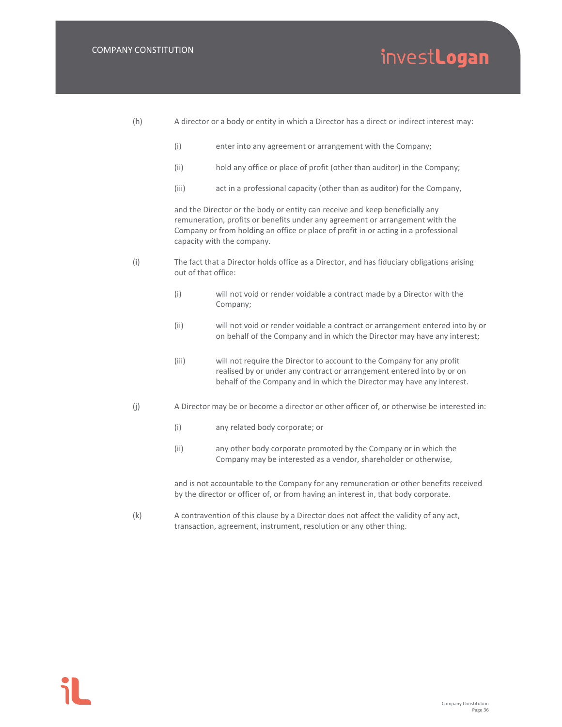(h) A director or a body or entity in which a Director has a direct or indirect interest may:

  (i) enter into any agreement or arrangement with the Company;

  (ii) hold any office or place of profit (other than auditor) in the Company;

  (iii) act in a professional capacity (other than as auditor) for the Company,

  and the Director or the body or entity can receive and keep beneficially any remuneration, profits or benefits under any agreement or arrangement with the Company or from holding an office or place of profit in or acting in a professional capacity with the company.

(i) The fact that a Director holds office as a Director, and has fiduciary obligations arising out of that office:

  (i) will not void or render voidable a contract made by a Director with the Company;

  (ii) will not void or render voidable a contract or arrangement entered into by or on behalf of the Company and in which the Director may have any interest;

  (iii) will not require the Director to account to the Company for any profit realised by or under any contract or arrangement entered into by or on behalf of the Company and in which the Director may have any interest.

(j) A Director may be or become a director or other officer of, or otherwise be interested in:

  (i) any related body corporate; or

  (ii) any other body corporate promoted by the Company or in which the Company may be interested as a vendor, shareholder or otherwise,

  and is not accountable to the Company for any remuneration or other benefits received by the director or officer of, or from having an interest in, that body corporate.

(k) A contravention of this clause by a Director does not affect the validity of any act, transaction, agreement, instrument, resolution or any other thing.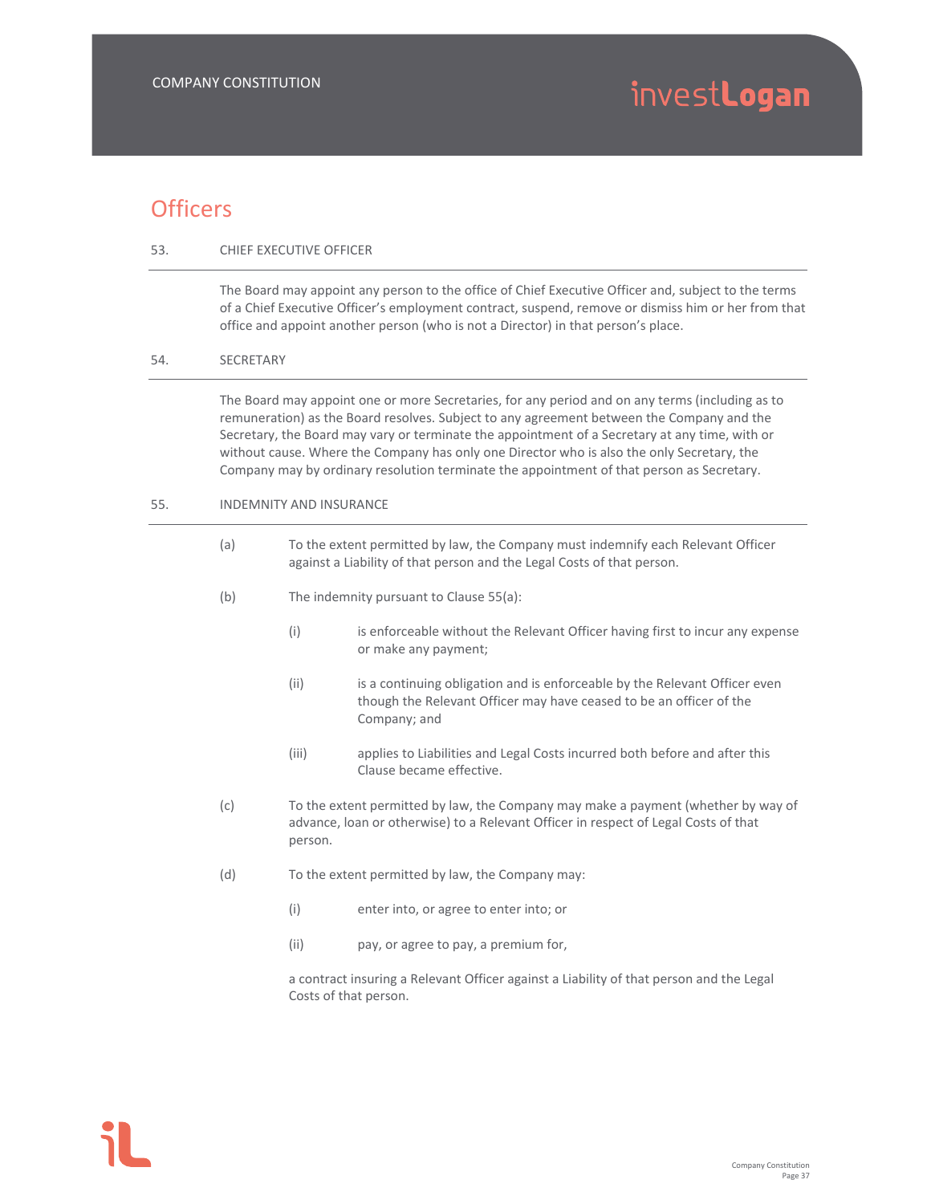# Officers

## 53. CHIEF EXECUTIVE OFFICER

The Board may appoint any person to the office of Chief Executive Officer and, subject to the terms of a Chief Executive Officer's employment contract, suspend, remove or dismiss him or her from that office and appoint another person (who is not a Director) in that person's place.

## 54. SECRETARY

The Board may appoint one or more Secretaries, for any period and on any terms (including as to remuneration) as the Board resolves. Subject to any agreement between the Company and the Secretary, the Board may vary or terminate the appointment of a Secretary at any time, with or without cause. Where the Company has only one Director who is also the only Secretary, the Company may by ordinary resolution terminate the appointment of that person as Secretary.

## 55. INDEMNITY AND INSURANCE

(a) To the extent permitted by law, the Company must indemnify each Relevant Officer against a Liability of that person and the Legal Costs of that person.

(b) The indemnity pursuant to Clause 55(a):

(i) is enforceable without the Relevant Officer having first to incur any expense or make any payment;

(ii) is a continuing obligation and is enforceable by the Relevant Officer even though the Relevant Officer may have ceased to be an officer of the Company; and

(iii) applies to Liabilities and Legal Costs incurred both before and after this Clause became effective.

(c) To the extent permitted by law, the Company may make a payment (whether by way of advance, loan or otherwise) to a Relevant Officer in respect of Legal Costs of that person.

(d) To the extent permitted by law, the Company may:

(i) enter into, or agree to enter into; or

(ii) pay, or agree to pay, a premium for,

a contract insuring a Relevant Officer against a Liability of that person and the Legal Costs of that person.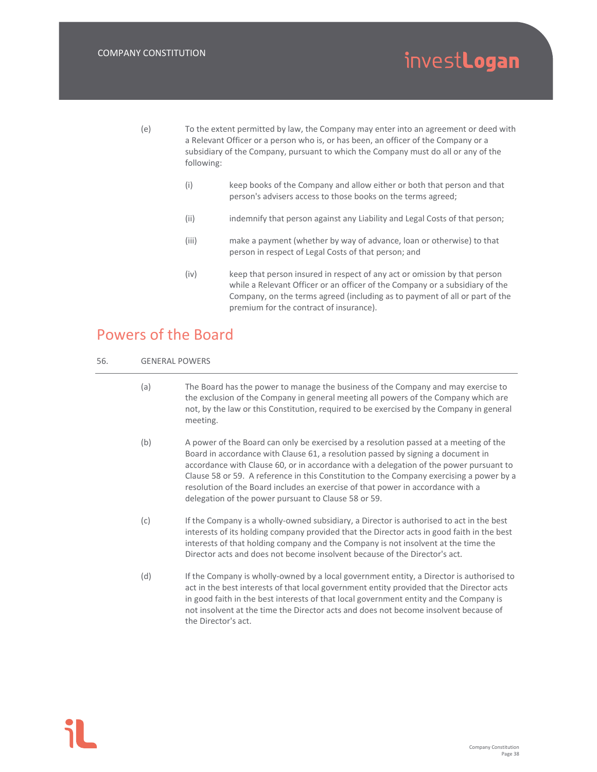(e) To the extent permitted by law, the Company may enter into an agreement or deed with a Relevant Officer or a person who is, or has been, an officer of the Company or a subsidiary of the Company, pursuant to which the Company must do all or any of the following:

(i) keep books of the Company and allow either or both that person and that person's advisers access to those books on the terms agreed;

(ii) indemnify that person against any Liability and Legal Costs of that person;

(iii) make a payment (whether by way of advance, loan or otherwise) to that person in respect of Legal Costs of that person; and

(iv) keep that person insured in respect of any act or omission by that person while a Relevant Officer or an officer of the Company or a subsidiary of the Company, on the terms agreed (including as to payment of all or part of the premium for the contract of insurance).

# Powers of the Board

## 56. GENERAL POWERS

(a) The Board has the power to manage the business of the Company and may exercise to the exclusion of the Company in general meeting all powers of the Company which are not, by the law or this Constitution, required to be exercised by the Company in general meeting.

(b) A power of the Board can only be exercised by a resolution passed at a meeting of the Board in accordance with Clause 61, a resolution passed by signing a document in accordance with Clause 60, or in accordance with a delegation of the power pursuant to Clause 58 or 59. A reference in this Constitution to the Company exercising a power by a resolution of the Board includes an exercise of that power in accordance with a delegation of the power pursuant to Clause 58 or 59.

(c) If the Company is a wholly-owned subsidiary, a Director is authorised to act in the best interests of its holding company provided that the Director acts in good faith in the best interests of that holding company and the Company is not insolvent at the time the Director acts and does not become insolvent because of the Director's act.

(d) If the Company is wholly-owned by a local government entity, a Director is authorised to act in the best interests of that local government entity provided that the Director acts in good faith in the best interests of that local government entity and the Company is not insolvent at the time the Director acts and does not become insolvent because of the Director's act.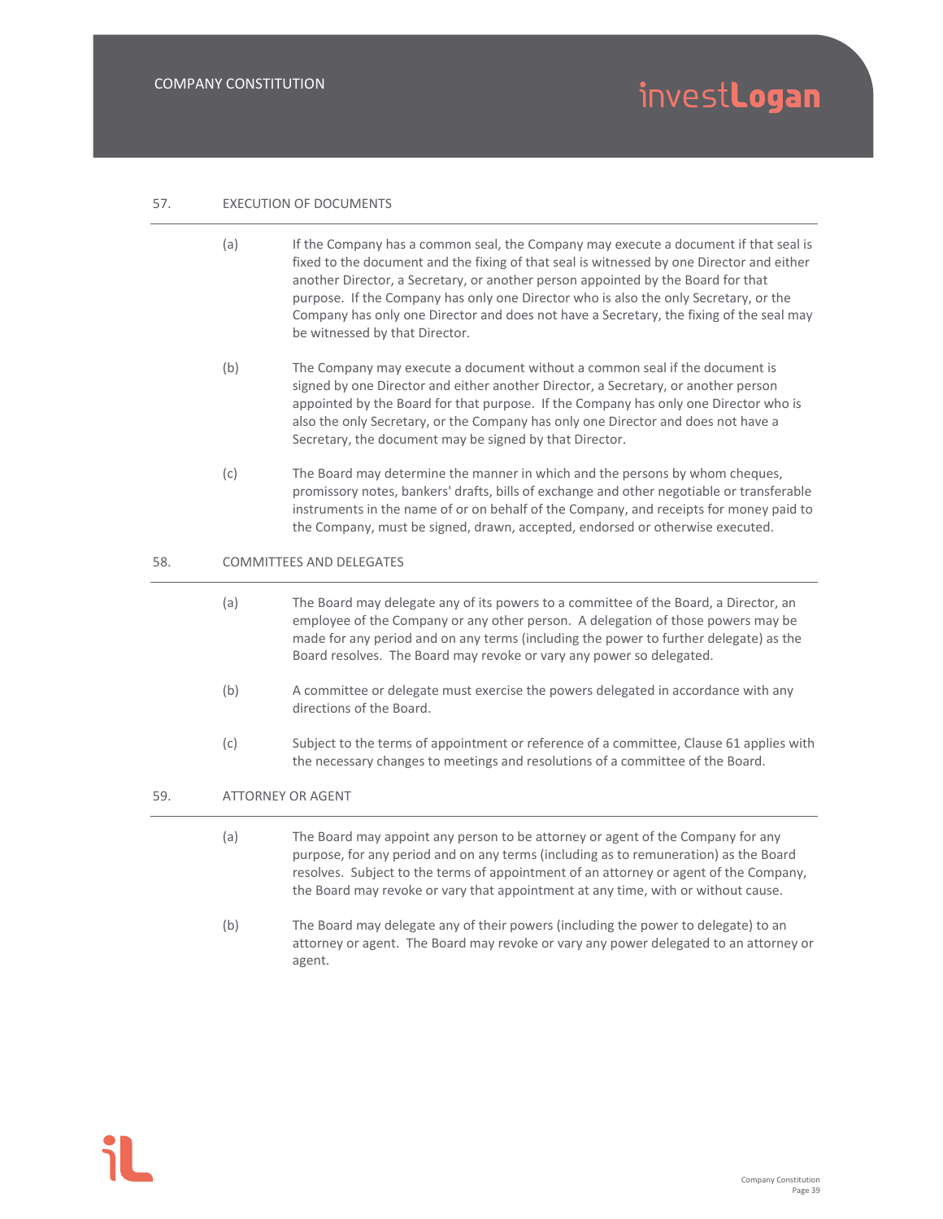## 57. EXECUTION OF DOCUMENTS

(a) If the Company has a common seal, the Company may execute a document if that seal is fixed to the document and the fixing of that seal is witnessed by one Director and either another Director, a Secretary, or another person appointed by the Board for that purpose. If the Company has only one Director who is also the only Secretary, or the Company has only one Director and does not have a Secretary, the fixing of the seal may be witnessed by that Director.

(b) The Company may execute a document without a common seal if the document is signed by one Director and either another Director, a Secretary, or another person appointed by the Board for that purpose. If the Company has only one Director who is also the only Secretary, or the Company has only one Director and does not have a Secretary, the document may be signed by that Director.

(c) The Board may determine the manner in which and the persons by whom cheques, promissory notes, bankers' drafts, bills of exchange and other negotiable or transferable instruments in the name of or on behalf of the Company, and receipts for money paid to the Company, must be signed, drawn, accepted, endorsed or otherwise executed.

## 58. COMMITTEES AND DELEGATES

(a) The Board may delegate any of its powers to a committee of the Board, a Director, an employee of the Company or any other person. A delegation of those powers may be made for any period and on any terms (including the power to further delegate) as the Board resolves. The Board may revoke or vary any power so delegated.

(b) A committee or delegate must exercise the powers delegated in accordance with any directions of the Board.

(c) Subject to the terms of appointment or reference of a committee, Clause 61 applies with the necessary changes to meetings and resolutions of a committee of the Board.

## 59. ATTORNEY OR AGENT

(a) The Board may appoint any person to be attorney or agent of the Company for any purpose, for any period and on any terms (including as to remuneration) as the Board resolves. Subject to the terms of appointment of an attorney or agent of the Company, the Board may revoke or vary that appointment at any time, with or without cause.

(b) The Board may delegate any of their powers (including the power to delegate) to an attorney or agent. The Board may revoke or vary any power delegated to an attorney or agent.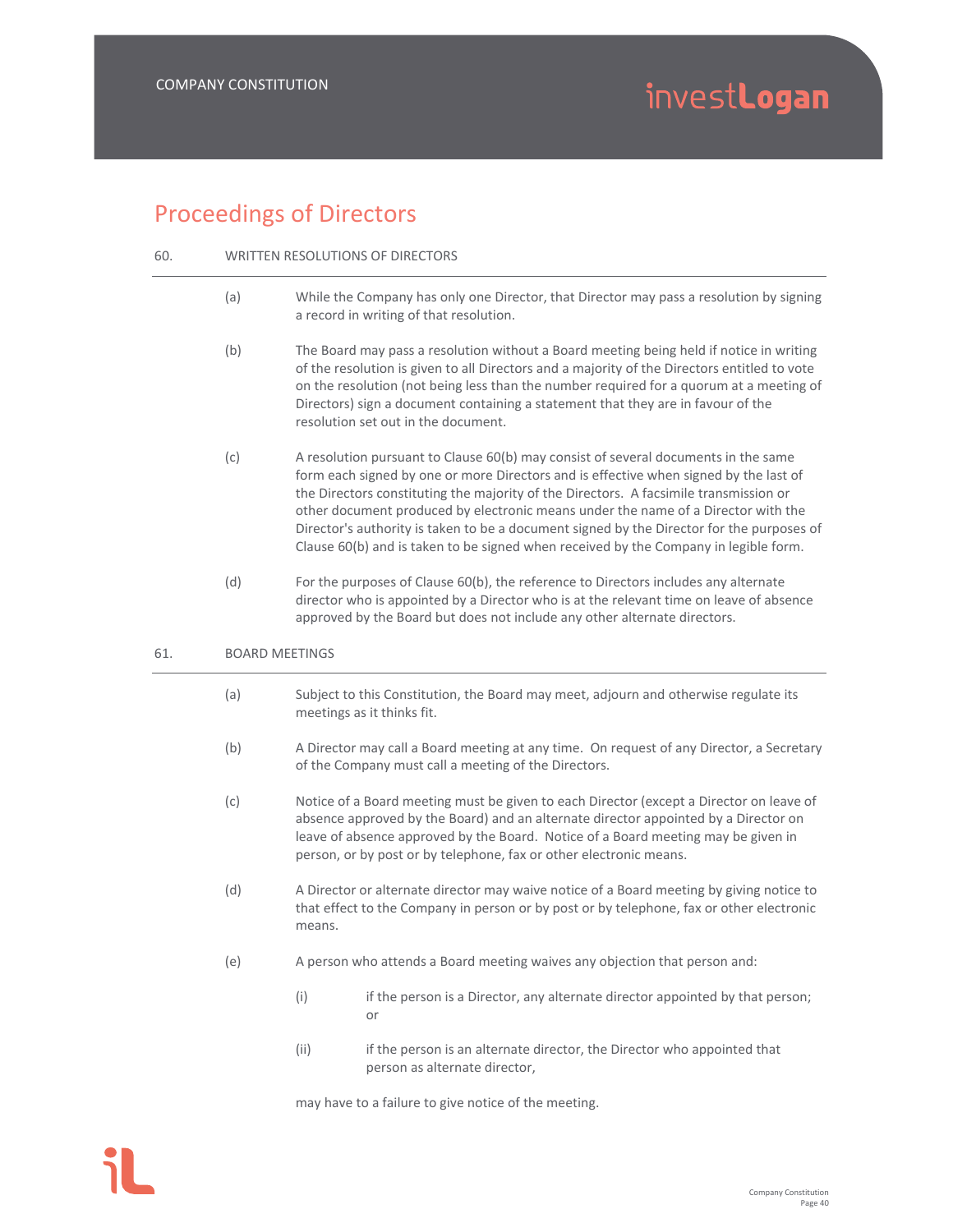## Proceedings of Directors

### 60. WRITTEN RESOLUTIONS OF DIRECTORS

(a) While the Company has only one Director, that Director may pass a resolution by signing a record in writing of that resolution.

(b) The Board may pass a resolution without a Board meeting being held if notice in writing of the resolution is given to all Directors and a majority of the Directors entitled to vote on the resolution (not being less than the number required for a quorum at a meeting of Directors) sign a document containing a statement that they are in favour of the resolution set out in the document.

(c) A resolution pursuant to Clause 60(b) may consist of several documents in the same form each signed by one or more Directors and is effective when signed by the last of the Directors constituting the majority of the Directors. A facsimile transmission or other document produced by electronic means under the name of a Director with the Director's authority is taken to be a document signed by the Director for the purposes of Clause 60(b) and is taken to be signed when received by the Company in legible form.

(d) For the purposes of Clause 60(b), the reference to Directors includes any alternate director who is appointed by a Director who is at the relevant time on leave of absence approved by the Board but does not include any other alternate directors.

### 61. BOARD MEETINGS

(a) Subject to this Constitution, the Board may meet, adjourn and otherwise regulate its meetings as it thinks fit.

(b) A Director may call a Board meeting at any time. On request of any Director, a Secretary of the Company must call a meeting of the Directors.

(c) Notice of a Board meeting must be given to each Director (except a Director on leave of absence approved by the Board) and an alternate director appointed by a Director on leave of absence approved by the Board. Notice of a Board meeting may be given in person, or by post or by telephone, fax or other electronic means.

(d) A Director or alternate director may waive notice of a Board meeting by giving notice to that effect to the Company in person or by post or by telephone, fax or other electronic means.

(e) A person who attends a Board meeting waives any objection that person and:

   (i) if the person is a Director, any alternate director appointed by that person; or

   (ii) if the person is an alternate director, the Director who appointed that person as alternate director,

may have to a failure to give notice of the meeting.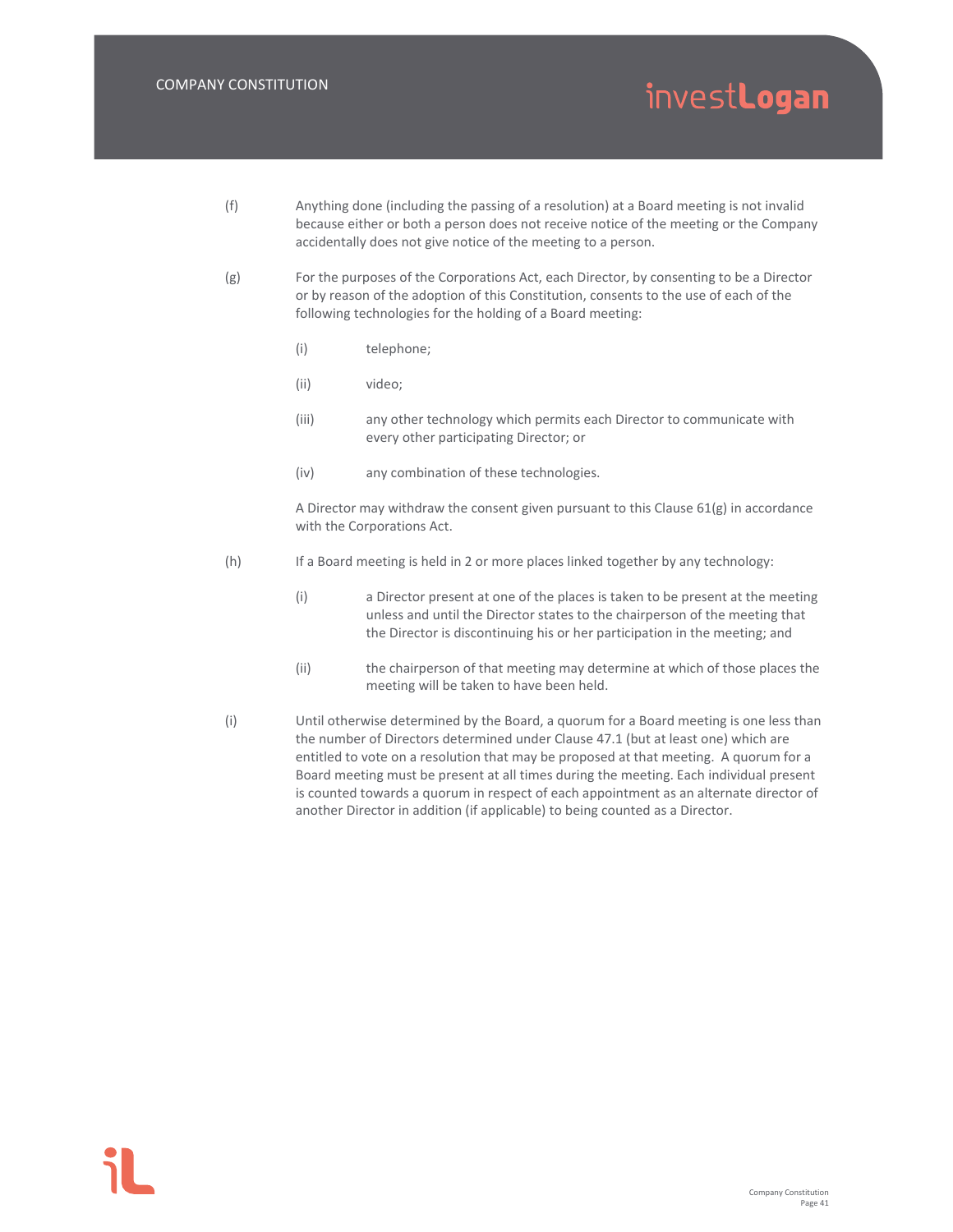(f) Anything done (including the passing of a resolution) at a Board meeting is not invalid because either or both a person does not receive notice of the meeting or the Company accidentally does not give notice of the meeting to a person.

(g) For the purposes of the Corporations Act, each Director, by consenting to be a Director or by reason of the adoption of this Constitution, consents to the use of each of the following technologies for the holding of a Board meeting:

   (i) telephone;

   (ii) video;

   (iii) any other technology which permits each Director to communicate with every other participating Director; or

   (iv) any combination of these technologies.

   A Director may withdraw the consent given pursuant to this Clause 61(g) in accordance with the Corporations Act.

(h) If a Board meeting is held in 2 or more places linked together by any technology:

   (i) a Director present at one of the places is taken to be present at the meeting unless and until the Director states to the chairperson of the meeting that the Director is discontinuing his or her participation in the meeting; and

   (ii) the chairperson of that meeting may determine at which of those places the meeting will be taken to have been held.

(i) Until otherwise determined by the Board, a quorum for a Board meeting is one less than the number of Directors determined under Clause 47.1 (but at least one) which are entitled to vote on a resolution that may be proposed at that meeting. A quorum for a Board meeting must be present at all times during the meeting. Each individual present is counted towards a quorum in respect of each appointment as an alternate director of another Director in addition (if applicable) to being counted as a Director.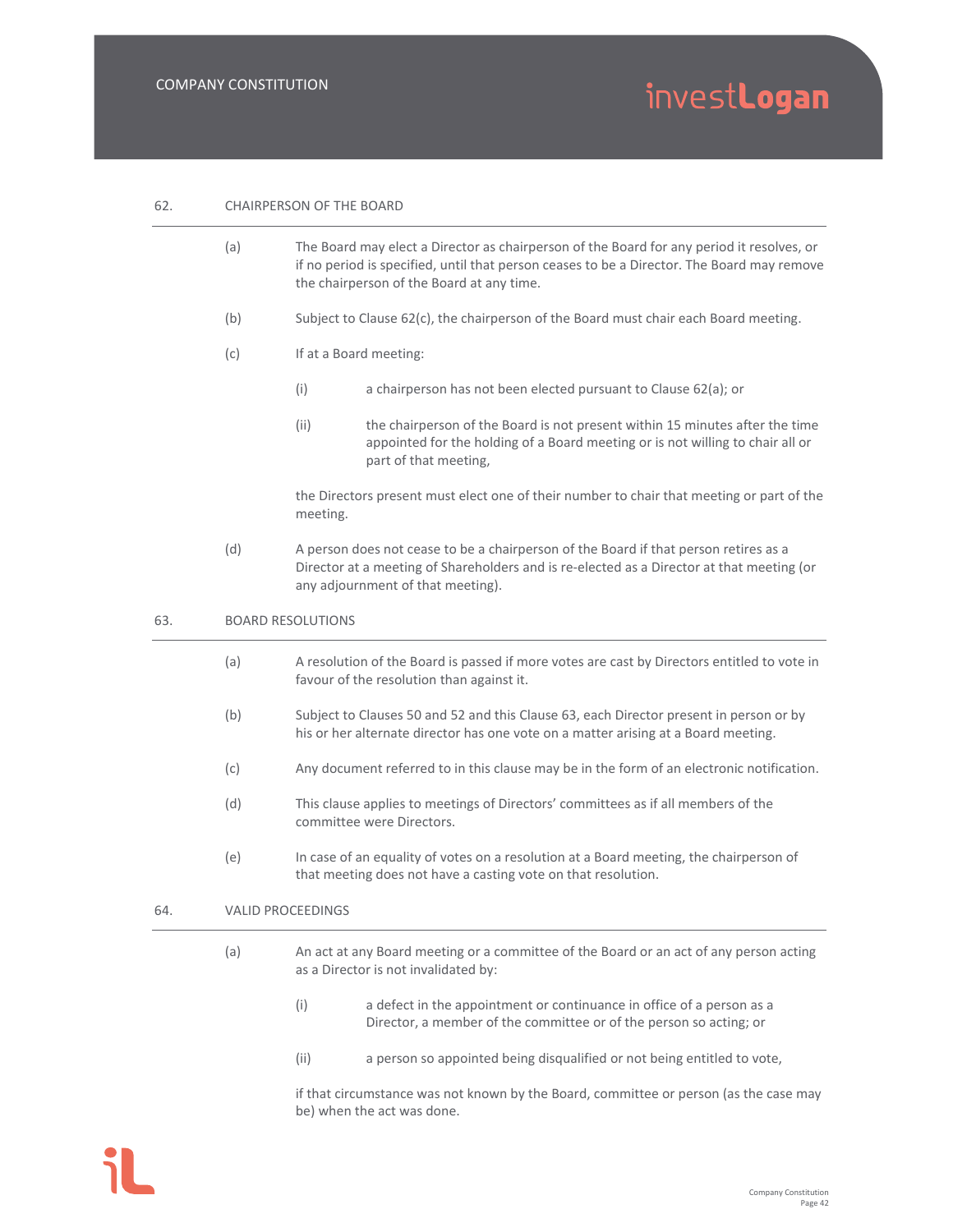## 62. CHAIRPERSON OF THE BOARD

(a) The Board may elect a Director as chairperson of the Board for any period it resolves, or if no period is specified, until that person ceases to be a Director. The Board may remove the chairperson of the Board at any time.

(b) Subject to Clause 62(c), the chairperson of the Board must chair each Board meeting.

(c) If at a Board meeting:

(i) a chairperson has not been elected pursuant to Clause 62(a); or

(ii) the chairperson of the Board is not present within 15 minutes after the time appointed for the holding of a Board meeting or is not willing to chair all or part of that meeting,

the Directors present must elect one of their number to chair that meeting or part of the meeting.

(d) A person does not cease to be a chairperson of the Board if that person retires as a Director at a meeting of Shareholders and is re-elected as a Director at that meeting (or any adjournment of that meeting).

## 63. BOARD RESOLUTIONS

(a) A resolution of the Board is passed if more votes are cast by Directors entitled to vote in favour of the resolution than against it.

(b) Subject to Clauses 50 and 52 and this Clause 63, each Director present in person or by his or her alternate director has one vote on a matter arising at a Board meeting.

(c) Any document referred to in this clause may be in the form of an electronic notification.

(d) This clause applies to meetings of Directors' committees as if all members of the committee were Directors.

(e) In case of an equality of votes on a resolution at a Board meeting, the chairperson of that meeting does not have a casting vote on that resolution.

## 64. VALID PROCEEDINGS

(a) An act at any Board meeting or a committee of the Board or an act of any person acting as a Director is not invalidated by:

(i) a defect in the appointment or continuance in office of a person as a Director, a member of the committee or of the person so acting; or

(ii) a person so appointed being disqualified or not being entitled to vote,

if that circumstance was not known by the Board, committee or person (as the case may be) when the act was done.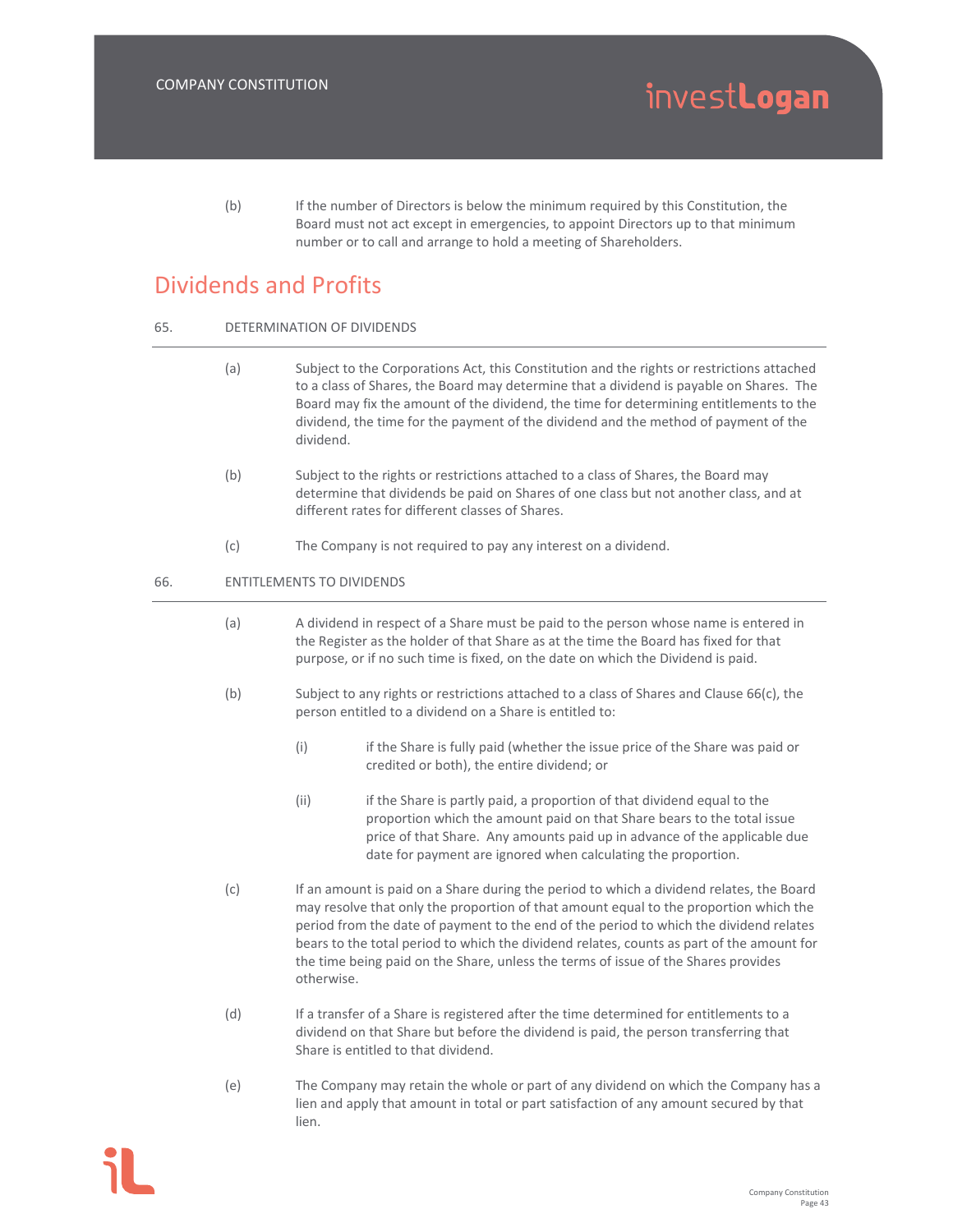(b) If the number of Directors is below the minimum required by this Constitution, the Board must not act except in emergencies, to appoint Directors up to that minimum number or to call and arrange to hold a meeting of Shareholders.

# Dividends and Profits

## 65. DETERMINATION OF DIVIDENDS

(a) Subject to the Corporations Act, this Constitution and the rights or restrictions attached to a class of Shares, the Board may determine that a dividend is payable on Shares. The Board may fix the amount of the dividend, the time for determining entitlements to the dividend, the time for the payment of the dividend and the method of payment of the dividend.

(b) Subject to the rights or restrictions attached to a class of Shares, the Board may determine that dividends be paid on Shares of one class but not another class, and at different rates for different classes of Shares.

(c) The Company is not required to pay any interest on a dividend.

## 66. ENTITLEMENTS TO DIVIDENDS

(a) A dividend in respect of a Share must be paid to the person whose name is entered in the Register as the holder of that Share as at the time the Board has fixed for that purpose, or if no such time is fixed, on the date on which the Dividend is paid.

(b) Subject to any rights or restrictions attached to a class of Shares and Clause 66(c), the person entitled to a dividend on a Share is entitled to:

(i) if the Share is fully paid (whether the issue price of the Share was paid or credited or both), the entire dividend; or

(ii) if the Share is partly paid, a proportion of that dividend equal to the proportion which the amount paid on that Share bears to the total issue price of that Share. Any amounts paid up in advance of the applicable due date for payment are ignored when calculating the proportion.

(c) If an amount is paid on a Share during the period to which a dividend relates, the Board may resolve that only the proportion of that amount equal to the proportion which the period from the date of payment to the end of the period to which the dividend relates bears to the total period to which the dividend relates, counts as part of the amount for the time being paid on the Share, unless the terms of issue of the Shares provides otherwise.

(d) If a transfer of a Share is registered after the time determined for entitlements to a dividend on that Share but before the dividend is paid, the person transferring that Share is entitled to that dividend.

(e) The Company may retain the whole or part of any dividend on which the Company has a lien and apply that amount in total or part satisfaction of any amount secured by that lien.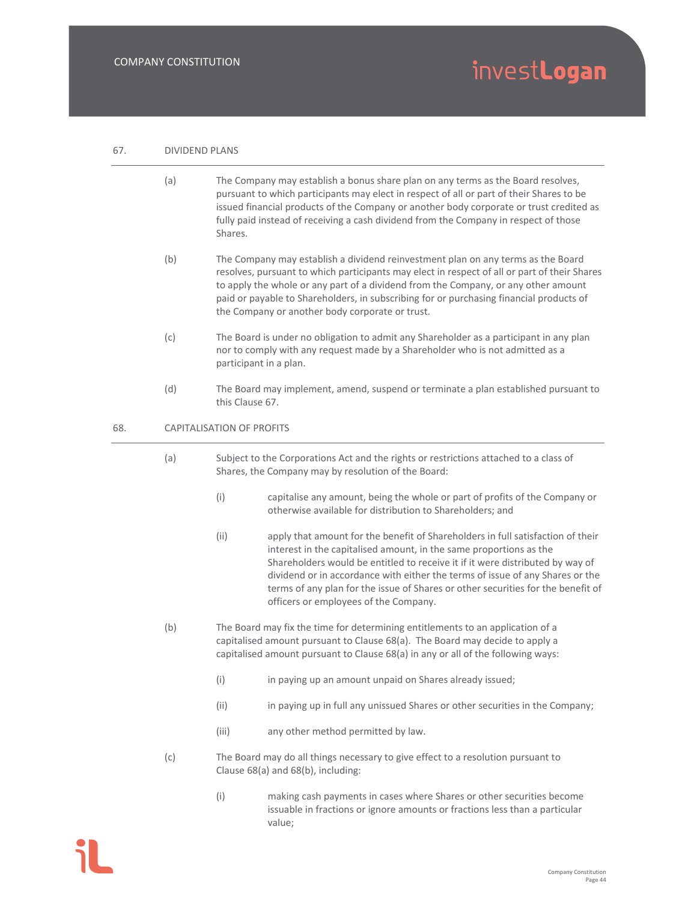## 67. DIVIDEND PLANS

(a) The Company may establish a bonus share plan on any terms as the Board resolves, pursuant to which participants may elect in respect of all or part of their Shares to be issued financial products of the Company or another body corporate or trust credited as fully paid instead of receiving a cash dividend from the Company in respect of those Shares.

(b) The Company may establish a dividend reinvestment plan on any terms as the Board resolves, pursuant to which participants may elect in respect of all or part of their Shares to apply the whole or any part of a dividend from the Company, or any other amount paid or payable to Shareholders, in subscribing for or purchasing financial products of the Company or another body corporate or trust.

(c) The Board is under no obligation to admit any Shareholder as a participant in any plan nor to comply with any request made by a Shareholder who is not admitted as a participant in a plan.

(d) The Board may implement, amend, suspend or terminate a plan established pursuant to this Clause 67.

## 68. CAPITALISATION OF PROFITS

(a) Subject to the Corporations Act and the rights or restrictions attached to a class of Shares, the Company may by resolution of the Board:

  (i) capitalise any amount, being the whole or part of profits of the Company or otherwise available for distribution to Shareholders; and

  (ii) apply that amount for the benefit of Shareholders in full satisfaction of their interest in the capitalised amount, in the same proportions as the Shareholders would be entitled to receive it if it were distributed by way of dividend or in accordance with either the terms of issue of any Shares or the terms of any plan for the issue of Shares or other securities for the benefit of officers or employees of the Company.

(b) The Board may fix the time for determining entitlements to an application of a capitalised amount pursuant to Clause 68(a). The Board may decide to apply a capitalised amount pursuant to Clause 68(a) in any or all of the following ways:

  (i) in paying up an amount unpaid on Shares already issued;

  (ii) in paying up in full any unissued Shares or other securities in the Company;

  (iii) any other method permitted by law.

(c) The Board may do all things necessary to give effect to a resolution pursuant to Clause 68(a) and 68(b), including:

  (i) making cash payments in cases where Shares or other securities become issuable in fractions or ignore amounts or fractions less than a particular value;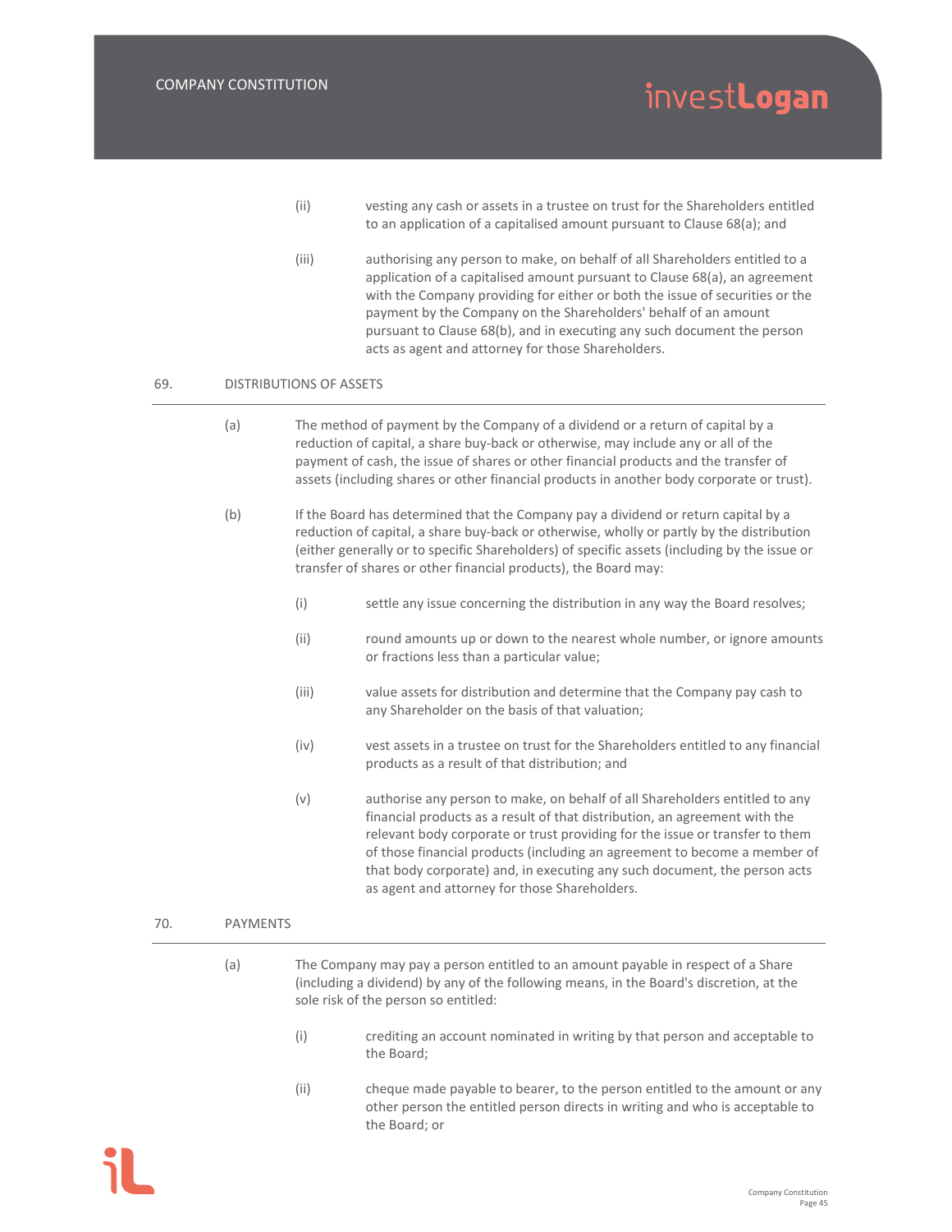(ii) vesting any cash or assets in a trustee on trust for the Shareholders entitled to an application of a capitalised amount pursuant to Clause 68(a); and

(iii) authorising any person to make, on behalf of all Shareholders entitled to a application of a capitalised amount pursuant to Clause 68(a), an agreement with the Company providing for either or both the issue of securities or the payment by the Company on the Shareholders' behalf of an amount pursuant to Clause 68(b), and in executing any such document the person acts as agent and attorney for those Shareholders.

## 69. DISTRIBUTIONS OF ASSETS

(a) The method of payment by the Company of a dividend or a return of capital by a reduction of capital, a share buy-back or otherwise, may include any or all of the payment of cash, the issue of shares or other financial products and the transfer of assets (including shares or other financial products in another body corporate or trust).

(b) If the Board has determined that the Company pay a dividend or return capital by a reduction of capital, a share buy-back or otherwise, wholly or partly by the distribution (either generally or to specific Shareholders) of specific assets (including by the issue or transfer of shares or other financial products), the Board may:

(i) settle any issue concerning the distribution in any way the Board resolves;

(ii) round amounts up or down to the nearest whole number, or ignore amounts or fractions less than a particular value;

(iii) value assets for distribution and determine that the Company pay cash to any Shareholder on the basis of that valuation;

(iv) vest assets in a trustee on trust for the Shareholders entitled to any financial products as a result of that distribution; and

(v) authorise any person to make, on behalf of all Shareholders entitled to any financial products as a result of that distribution, an agreement with the relevant body corporate or trust providing for the issue or transfer to them of those financial products (including an agreement to become a member of that body corporate) and, in executing any such document, the person acts as agent and attorney for those Shareholders.

## 70. PAYMENTS

(a) The Company may pay a person entitled to an amount payable in respect of a Share (including a dividend) by any of the following means, in the Board's discretion, at the sole risk of the person so entitled:

(i) crediting an account nominated in writing by that person and acceptable to the Board;

(ii) cheque made payable to bearer, to the person entitled to the amount or any other person the entitled person directs in writing and who is acceptable to the Board; or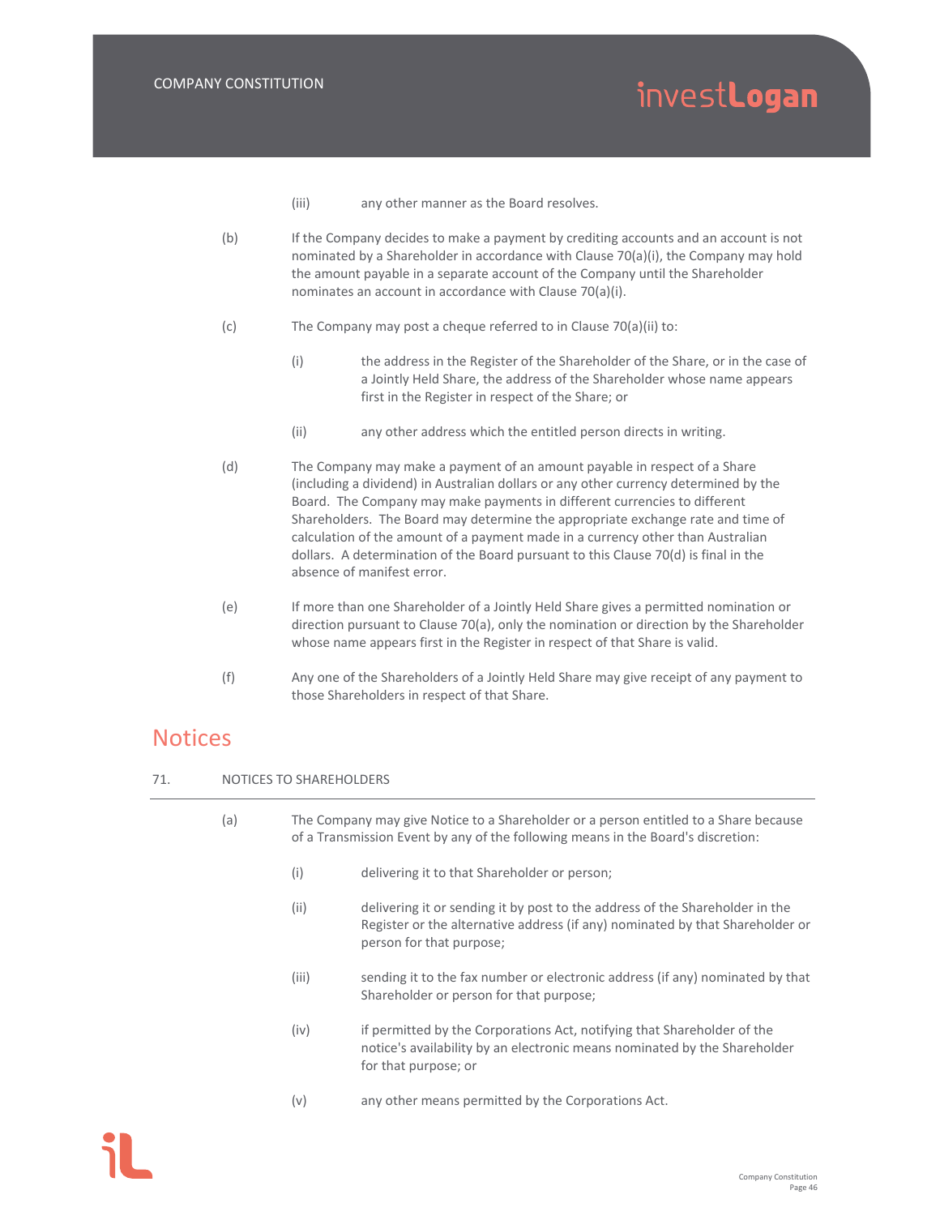(iii) any other manner as the Board resolves.

(b) If the Company decides to make a payment by crediting accounts and an account is not nominated by a Shareholder in accordance with Clause 70(a)(i), the Company may hold the amount payable in a separate account of the Company until the Shareholder nominates an account in accordance with Clause 70(a)(i).

(c) The Company may post a cheque referred to in Clause 70(a)(ii) to:

(i) the address in the Register of the Shareholder of the Share, or in the case of a Jointly Held Share, the address of the Shareholder whose name appears first in the Register in respect of the Share; or

(ii) any other address which the entitled person directs in writing.

(d) The Company may make a payment of an amount payable in respect of a Share (including a dividend) in Australian dollars or any other currency determined by the Board. The Company may make payments in different currencies to different Shareholders. The Board may determine the appropriate exchange rate and time of calculation of the amount of a payment made in a currency other than Australian dollars. A determination of the Board pursuant to this Clause 70(d) is final in the absence of manifest error.

(e) If more than one Shareholder of a Jointly Held Share gives a permitted nomination or direction pursuant to Clause 70(a), only the nomination or direction by the Shareholder whose name appears first in the Register in respect of that Share is valid.

(f) Any one of the Shareholders of a Jointly Held Share may give receipt of any payment to those Shareholders in respect of that Share.

## Notices

### 71. NOTICES TO SHAREHOLDERS

(a) The Company may give Notice to a Shareholder or a person entitled to a Share because of a Transmission Event by any of the following means in the Board's discretion:

(i) delivering it to that Shareholder or person;

(ii) delivering it or sending it by post to the address of the Shareholder in the Register or the alternative address (if any) nominated by that Shareholder or person for that purpose;

(iii) sending it to the fax number or electronic address (if any) nominated by that Shareholder or person for that purpose;

(iv) if permitted by the Corporations Act, notifying that Shareholder of the notice's availability by an electronic means nominated by the Shareholder for that purpose; or

(v) any other means permitted by the Corporations Act.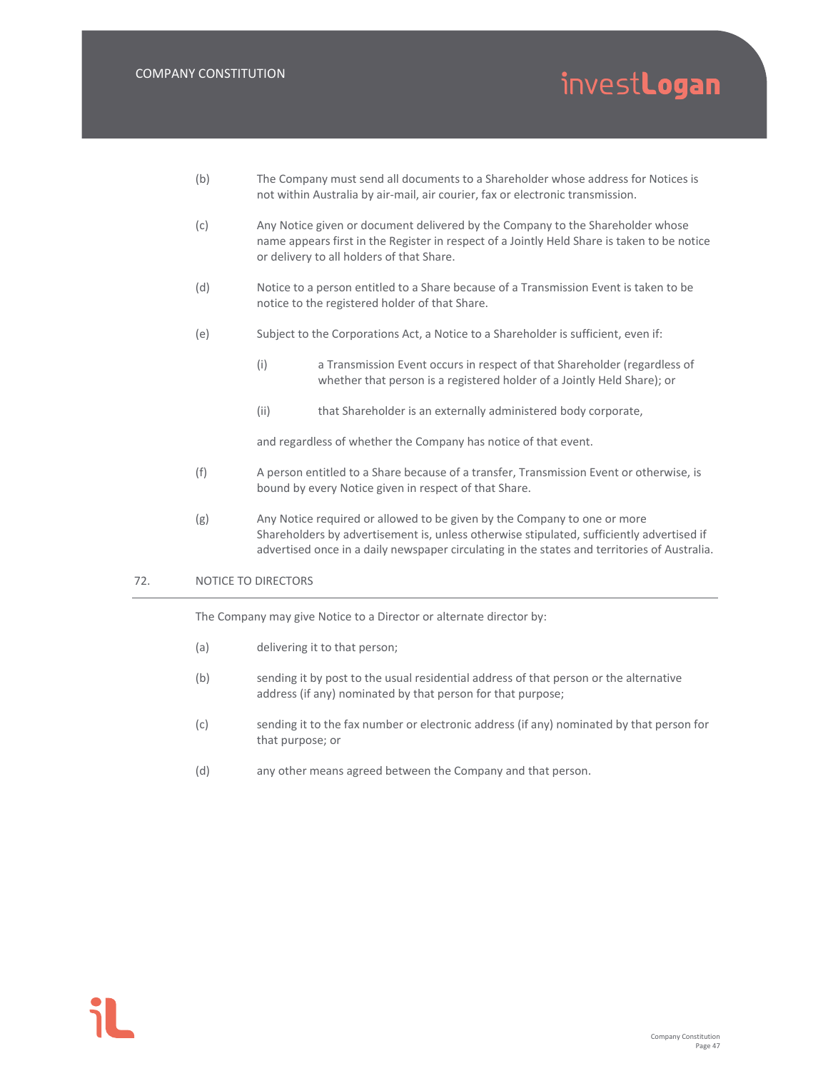(b) The Company must send all documents to a Shareholder whose address for Notices is not within Australia by air-mail, air courier, fax or electronic transmission.

(c) Any Notice given or document delivered by the Company to the Shareholder whose name appears first in the Register in respect of a Jointly Held Share is taken to be notice or delivery to all holders of that Share.

(d) Notice to a person entitled to a Share because of a Transmission Event is taken to be notice to the registered holder of that Share.

(e) Subject to the Corporations Act, a Notice to a Shareholder is sufficient, even if:

   (i) a Transmission Event occurs in respect of that Shareholder (regardless of whether that person is a registered holder of a Jointly Held Share); or

   (ii) that Shareholder is an externally administered body corporate,

   and regardless of whether the Company has notice of that event.

(f) A person entitled to a Share because of a transfer, Transmission Event or otherwise, is bound by every Notice given in respect of that Share.

(g) Any Notice required or allowed to be given by the Company to one or more Shareholders by advertisement is, unless otherwise stipulated, sufficiently advertised if advertised once in a daily newspaper circulating in the states and territories of Australia.

## 72. NOTICE TO DIRECTORS

The Company may give Notice to a Director or alternate director by:

(a) delivering it to that person;

(b) sending it by post to the usual residential address of that person or the alternative address (if any) nominated by that person for that purpose;

(c) sending it to the fax number or electronic address (if any) nominated by that person for that purpose; or

(d) any other means agreed between the Company and that person.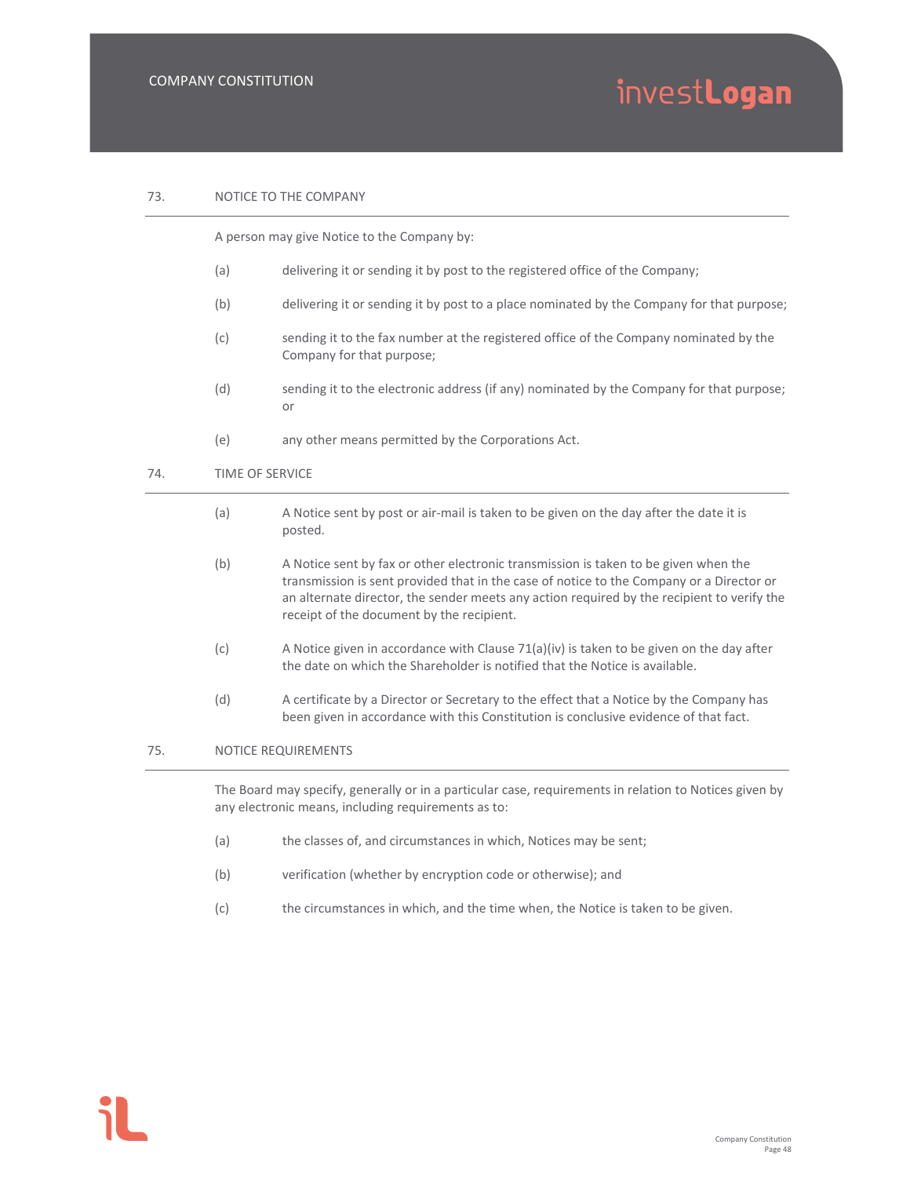## 73. NOTICE TO THE COMPANY

A person may give Notice to the Company by:

(a) delivering it or sending it by post to the registered office of the Company;

(b) delivering it or sending it by post to a place nominated by the Company for that purpose;

(c) sending it to the fax number at the registered office of the Company nominated by the Company for that purpose;

(d) sending it to the electronic address (if any) nominated by the Company for that purpose; or

(e) any other means permitted by the Corporations Act.

## 74. TIME OF SERVICE

(a) A Notice sent by post or air-mail is taken to be given on the day after the date it is posted.

(b) A Notice sent by fax or other electronic transmission is taken to be given when the transmission is sent provided that in the case of notice to the Company or a Director or an alternate director, the sender meets any action required by the recipient to verify the receipt of the document by the recipient.

(c) A Notice given in accordance with Clause 71(a)(iv) is taken to be given on the day after the date on which the Shareholder is notified that the Notice is available.

(d) A certificate by a Director or Secretary to the effect that a Notice by the Company has been given in accordance with this Constitution is conclusive evidence of that fact.

## 75. NOTICE REQUIREMENTS

The Board may specify, generally or in a particular case, requirements in relation to Notices given by any electronic means, including requirements as to:

(a) the classes of, and circumstances in which, Notices may be sent;

(b) verification (whether by encryption code or otherwise); and

(c) the circumstances in which, and the time when, the Notice is taken to be given.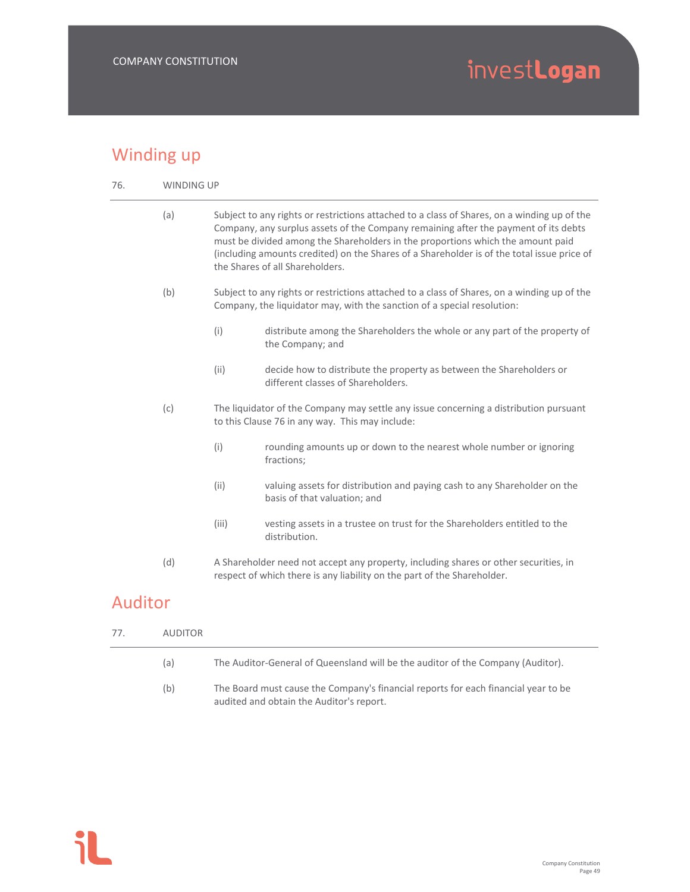## Winding up

### 76. WINDING UP

(a) Subject to any rights or restrictions attached to a class of Shares, on a winding up of the Company, any surplus assets of the Company remaining after the payment of its debts must be divided among the Shareholders in the proportions which the amount paid (including amounts credited) on the Shares of a Shareholder is of the total issue price of the Shares of all Shareholders.

(b) Subject to any rights or restrictions attached to a class of Shares, on a winding up of the Company, the liquidator may, with the sanction of a special resolution:

- (i) distribute among the Shareholders the whole or any part of the property of the Company; and
- (ii) decide how to distribute the property as between the Shareholders or different classes of Shareholders.

(c) The liquidator of the Company may settle any issue concerning a distribution pursuant to this Clause 76 in any way. This may include:

- (i) rounding amounts up or down to the nearest whole number or ignoring fractions;
- (ii) valuing assets for distribution and paying cash to any Shareholder on the basis of that valuation; and
- (iii) vesting assets in a trustee on trust for the Shareholders entitled to the distribution.

(d) A Shareholder need not accept any property, including shares or other securities, in respect of which there is any liability on the part of the Shareholder.

## Auditor

### 77. AUDITOR

(a) The Auditor-General of Queensland will be the auditor of the Company (Auditor).

(b) The Board must cause the Company's financial reports for each financial year to be audited and obtain the Auditor's report.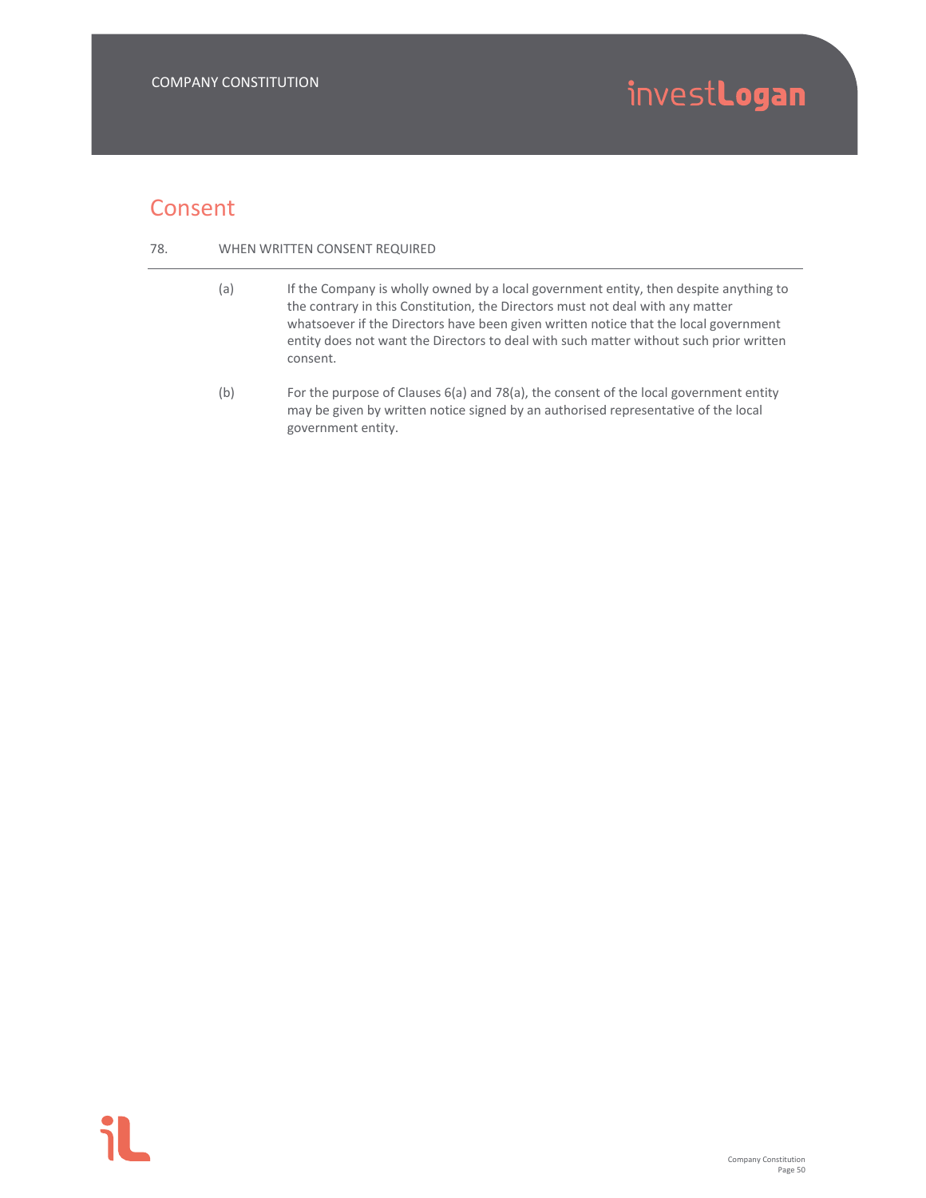## Consent

78. WHEN WRITTEN CONSENT REQUIRED

(a) If the Company is wholly owned by a local government entity, then despite anything to the contrary in this Constitution, the Directors must not deal with any matter whatsoever if the Directors have been given written notice that the local government entity does not want the Directors to deal with such matter without such prior written consent.

(b) For the purpose of Clauses 6(a) and 78(a), the consent of the local government entity may be given by written notice signed by an authorised representative of the local government entity.